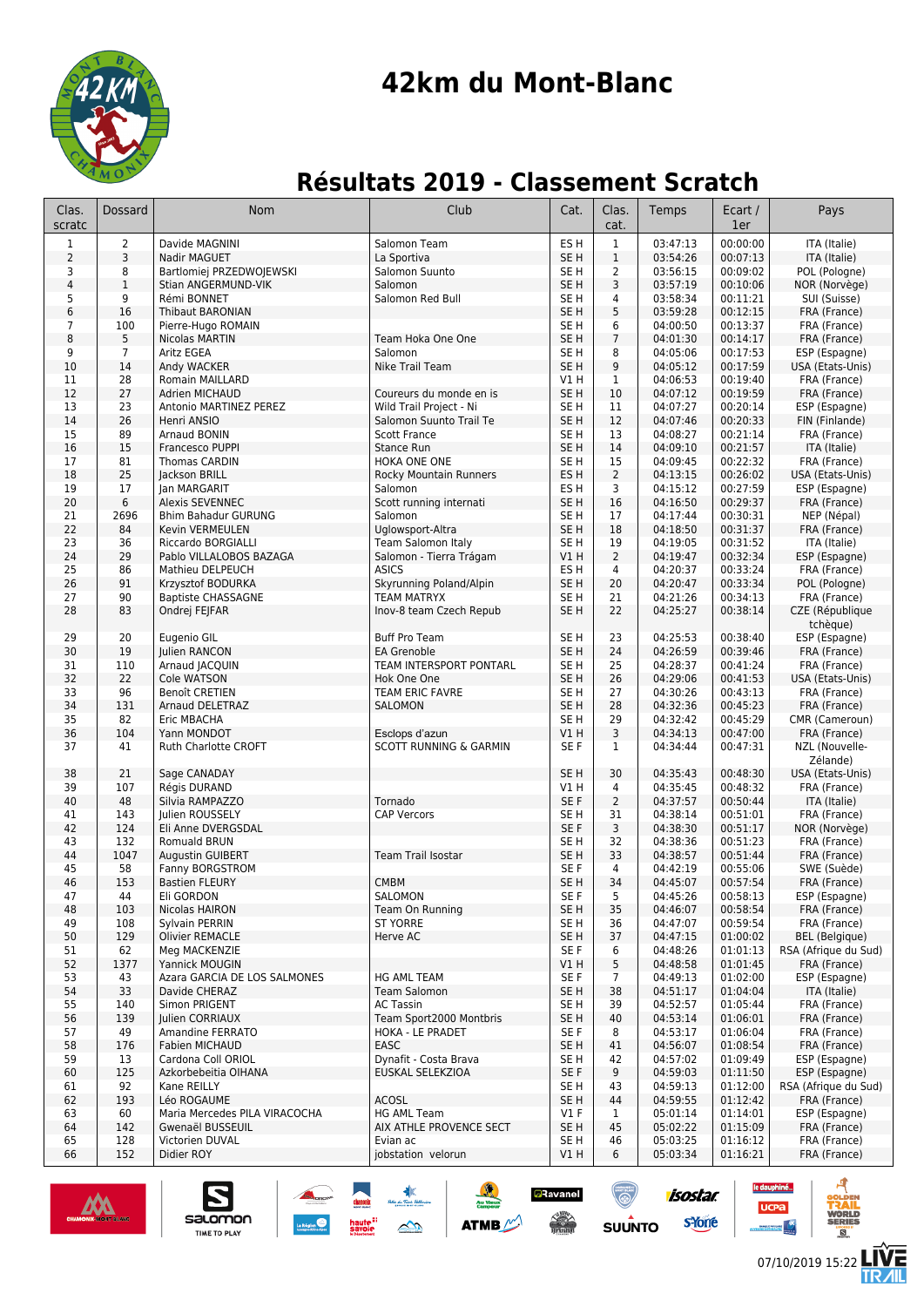# 42km du Mont-Blanc

## Résultats 2019 - Classement Scratch

| Clas. scratc | Dossard | Nom | Club | Cat. | Clas. cat. | Temps | Ecart / 1er | Pays |
|---|---|---|---|---|---|---|---|---|
| 1 | 2 | Davide MAGNINI | Salomon Team | ES H | 1 | 03:47:13 | 00:00:00 | ITA (Italie) |
| 2 | 3 | Nadir MAGUET | La Sportiva | SE H | 1 | 03:54:26 | 00:07:13 | ITA (Italie) |
| 3 | 8 | Bartlomiej PRZEDWOJEWSKI | Salomon Suunto | SE H | 2 | 03:56:15 | 00:09:02 | POL (Pologne) |
| 4 | 1 | Stian ANGERMUND-VIK | Salomon | SE H | 3 | 03:57:19 | 00:10:06 | NOR (Norvège) |
| 5 | 9 | Rémi BONNET | Salomon Red Bull | SE H | 4 | 03:58:34 | 00:11:21 | SUI (Suisse) |
| 6 | 16 | Thibaut BARONIAN | | SE H | 5 | 03:59:28 | 00:12:15 | FRA (France) |
| 7 | 100 | Pierre-Hugo ROMAIN | | SE H | 6 | 04:00:50 | 00:13:37 | FRA (France) |
| 8 | 5 | Nicolas MARTIN | Team Hoka One One | SE H | 7 | 04:01:30 | 00:14:17 | FRA (France) |
| 9 | 7 | Aritz EGEA | Salomon | SE H | 8 | 04:05:06 | 00:17:53 | ESP (Espagne) |
| 10 | 14 | Andy WACKER | Nike Trail Team | SE H | 9 | 04:05:12 | 00:17:59 | USA (Etats-Unis) |
| 11 | 28 | Romain MAILLARD | | V1 H | 1 | 04:06:53 | 00:19:40 | FRA (France) |
| 12 | 27 | Adrien MICHAUD | Coureurs du monde en is | SE H | 10 | 04:07:12 | 00:19:59 | FRA (France) |
| 13 | 23 | Antonio MARTINEZ PEREZ | Wild Trail Project - Ni | SE H | 11 | 04:07:27 | 00:20:14 | ESP (Espagne) |
| 14 | 26 | Henri ANSIO | Salomon Suunto Trail Te | SE H | 12 | 04:07:46 | 00:20:33 | FIN (Finlande) |
| 15 | 89 | Arnaud BONIN | Scott France | SE H | 13 | 04:08:27 | 00:21:14 | FRA (France) |
| 16 | 15 | Francesco PUPPI | Stance Run | SE H | 14 | 04:09:10 | 00:21:57 | ITA (Italie) |
| 17 | 81 | Thomas CARDIN | HOKA ONE ONE | SE H | 15 | 04:09:45 | 00:22:32 | FRA (France) |
| 18 | 25 | Jackson BRILL | Rocky Mountain Runners | ES H | 2 | 04:13:15 | 00:26:02 | USA (Etats-Unis) |
| 19 | 17 | Jan MARGARIT | Salomon | ES H | 3 | 04:15:12 | 00:27:59 | ESP (Espagne) |
| 20 | 6 | Alexis SEVENNEC | Scott running internati | SE H | 16 | 04:16:50 | 00:29:37 | FRA (France) |
| 21 | 2696 | Bhim Bahadur GURUNG | Salomon | SE H | 17 | 04:17:44 | 00:30:31 | NEP (Népal) |
| 22 | 84 | Kevin VERMEULEN | Uglowsport-Altra | SE H | 18 | 04:18:50 | 00:31:37 | FRA (France) |
| 23 | 36 | Riccardo BORGIALLI | Team Salomon Italy | SE H | 19 | 04:19:05 | 00:31:52 | ITA (Italie) |
| 24 | 29 | Pablo VILLALOBOS BAZAGA | Salomon - Tierra Trágam | V1 H | 2 | 04:19:47 | 00:32:34 | ESP (Espagne) |
| 25 | 86 | Mathieu DELPEUCH | ASICS | ES H | 4 | 04:20:37 | 00:33:24 | FRA (France) |
| 26 | 91 | Krzysztof BODURKA | Skyrunning Poland/Alpin | SE H | 20 | 04:20:47 | 00:33:34 | POL (Pologne) |
| 27 | 90 | Baptiste CHASSAGNE | TEAM MATRYX | SE H | 21 | 04:21:26 | 00:34:13 | FRA (France) |
| 28 | 83 | Ondrej FEJFAR | Inov-8 team Czech Repub | SE H | 22 | 04:25:27 | 00:38:14 | CZE (République tchèque) |
| 29 | 20 | Eugenio GIL | Buff Pro Team | SE H | 23 | 04:25:53 | 00:38:40 | ESP (Espagne) |
| 30 | 19 | Julien RANCON | EA Grenoble | SE H | 24 | 04:26:59 | 00:39:46 | FRA (France) |
| 31 | 110 | Arnaud JACQUIN | TEAM INTERSPORT PONTARL | SE H | 25 | 04:28:37 | 00:41:24 | FRA (France) |
| 32 | 22 | Cole WATSON | Hok One One | SE H | 26 | 04:29:06 | 00:41:53 | USA (Etats-Unis) |
| 33 | 96 | Benoît CRETIEN | TEAM ERIC FAVRE | SE H | 27 | 04:30:26 | 00:43:13 | FRA (France) |
| 34 | 131 | Arnaud DELETRAZ | SALOMON | SE H | 28 | 04:32:36 | 00:45:23 | FRA (France) |
| 35 | 82 | Eric MBACHA | | SE H | 29 | 04:32:42 | 00:45:29 | CMR (Cameroun) |
| 36 | 104 | Yann MONDOT | Esclops d'azun | V1 H | 3 | 04:34:13 | 00:47:00 | FRA (France) |
| 37 | 41 | Ruth Charlotte CROFT | SCOTT RUNNING & GARMIN | SE F | 1 | 04:34:44 | 00:47:31 | NZL (Nouvelle-Zélande) |
| 38 | 21 | Sage CANADAY | | SE H | 30 | 04:35:43 | 00:48:30 | USA (Etats-Unis) |
| 39 | 107 | Régis DURAND | | V1 H | 4 | 04:35:45 | 00:48:32 | FRA (France) |
| 40 | 48 | Silvia RAMPAZZO | Tornado | SE F | 2 | 04:37:57 | 00:50:44 | ITA (Italie) |
| 41 | 143 | Julien ROUSSELY | CAP Vercors | SE H | 31 | 04:38:14 | 00:51:01 | FRA (France) |
| 42 | 124 | Eli Anne DVERGSDAL | | SE F | 3 | 04:38:30 | 00:51:17 | NOR (Norvège) |
| 43 | 132 | Romuald BRUN | | SE H | 32 | 04:38:36 | 00:51:23 | FRA (France) |
| 44 | 1047 | Augustin GUIBERT | Team Trail Isostar | SE H | 33 | 04:38:57 | 00:51:44 | FRA (France) |
| 45 | 58 | Fanny BORGSTROM | | SE F | 4 | 04:42:19 | 00:55:06 | SWE (Suède) |
| 46 | 153 | Bastien FLEURY | CMBM | SE H | 34 | 04:45:07 | 00:57:54 | FRA (France) |
| 47 | 44 | Eli GORDON | SALOMON | SE F | 5 | 04:45:26 | 00:58:13 | ESP (Espagne) |
| 48 | 103 | Nicolas HAIRON | Team On Running | SE H | 35 | 04:46:07 | 00:58:54 | FRA (France) |
| 49 | 108 | Sylvain PERRIN | ST YORRE | SE H | 36 | 04:47:07 | 00:59:54 | FRA (France) |
| 50 | 129 | Olivier REMACLE | Herve AC | SE H | 37 | 04:47:15 | 01:00:02 | BEL (Belgique) |
| 51 | 62 | Meg MACKENZIE | | SE F | 6 | 04:48:26 | 01:01:13 | RSA (Afrique du Sud) |
| 52 | 1377 | Yannick MOUGIN | | V1 H | 5 | 04:48:58 | 01:01:45 | FRA (France) |
| 53 | 43 | Azara GARCIA DE LOS SALMONES | HG AML TEAM | SE F | 7 | 04:49:13 | 01:02:00 | ESP (Espagne) |
| 54 | 33 | Davide CHERAZ | Team Salomon | SE H | 38 | 04:51:17 | 01:04:04 | ITA (Italie) |
| 55 | 140 | Simon PRIGENT | AC Tassin | SE H | 39 | 04:52:57 | 01:05:44 | FRA (France) |
| 56 | 139 | Julien CORRIAUX | Team Sport2000 Montbris | SE H | 40 | 04:53:14 | 01:06:01 | FRA (France) |
| 57 | 49 | Amandine FERRATO | HOKA - LE PRADET | SE F | 8 | 04:53:17 | 01:06:04 | FRA (France) |
| 58 | 176 | Fabien MICHAUD | EASC | SE H | 41 | 04:56:07 | 01:08:54 | FRA (France) |
| 59 | 13 | Cardona Coll ORIOL | Dynafit - Costa Brava | SE H | 42 | 04:57:02 | 01:09:49 | ESP (Espagne) |
| 60 | 125 | Azkorbebeitia OIHANA | EUSKAL SELEKZIOA | SE F | 9 | 04:59:03 | 01:11:50 | ESP (Espagne) |
| 61 | 92 | Kane REILLY | | SE H | 43 | 04:59:13 | 01:12:00 | RSA (Afrique du Sud) |
| 62 | 193 | Léo ROGAUME | ACOSL | SE H | 44 | 04:59:55 | 01:12:42 | FRA (France) |
| 63 | 60 | Maria Mercedes PILA VIRACOCHA | HG AML Team | V1 F | 1 | 05:01:14 | 01:14:01 | ESP (Espagne) |
| 64 | 142 | Gwenaël BUSSEUIL | AIX ATHLE PROVENCE SECT | SE H | 45 | 05:02:22 | 01:15:09 | FRA (France) |
| 65 | 128 | Victorien DUVAL | Evian ac | SE H | 46 | 05:03:25 | 01:16:12 | FRA (France) |
| 66 | 152 | Didier ROY | jobstation velorun | V1 H | 6 | 05:03:34 | 01:16:21 | FRA (France) |

07/10/2019 15:22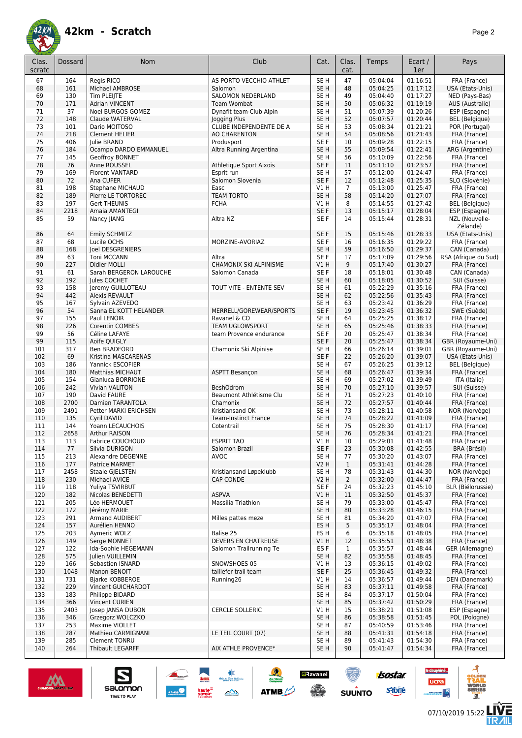# 42km - Scratch

| Clas. scratc | Dossard | Nom | Club | Cat. | Clas. cat. | Temps | Ecart / 1er | Pays |
|---|---|---|---|---|---|---|---|---|
| 67 | 164 | Regis RICO | AS PORTO VECCHIO ATHLET | SE H | 47 | 05:04:04 | 01:16:51 | FRA (France) |
| 68 | 161 | Michael AMBROSE | Salomon | SE H | 48 | 05:04:25 | 01:17:12 | USA (Etats-Unis) |
| 69 | 130 | Tim PLEIJTE | SALOMON NEDERLAND | SE H | 49 | 05:04:40 | 01:17:27 | NED (Pays-Bas) |
| 70 | 171 | Adrian VINCENT | Team Wombat | SE H | 50 | 05:06:32 | 01:19:19 | AUS (Australie) |
| 71 | 37 | Noel BURGOS GOMEZ | Dynafit team-Club Alpin | SE H | 51 | 05:07:39 | 01:20:26 | ESP (Espagne) |
| 72 | 148 | Claude WATERVAL | Jogging Plus | SE H | 52 | 05:07:57 | 01:20:44 | BEL (Belgique) |
| 73 | 101 | Dario MOITOSO | CLUBE INDEPENDENTE DE A | SE H | 53 | 05:08:34 | 01:21:21 | POR (Portugal) |
| 74 | 218 | Clement HELIER | AO CHARENTON | SE H | 54 | 05:08:56 | 01:21:43 | FRA (France) |
| 75 | 406 | Julie BRAND | Produsport | SE F | 10 | 05:09:28 | 01:22:15 | FRA (France) |
| 76 | 184 | Ocampo DARDO EMMANUEL | Altra Running Argentina | SE H | 55 | 05:09:54 | 01:22:41 | ARG (Argentine) |
| 77 | 145 | Geoffroy BONNET | | SE H | 56 | 05:10:09 | 01:22:56 | FRA (France) |
| 78 | 76 | Anne ROUSSEL | Athletique Sport Aixois | SE F | 11 | 05:11:10 | 01:23:57 | FRA (France) |
| 79 | 169 | Florent VANTARD | Esprit run | SE H | 57 | 05:12:00 | 01:24:47 | FRA (France) |
| 80 | 72 | Ana CUFER | Salomon Slovenia | SE F | 12 | 05:12:48 | 01:25:35 | SLO (Slovénie) |
| 81 | 198 | Stephane MICHAUD | Easc | V1 H | 7 | 05:13:00 | 01:25:47 | FRA (France) |
| 82 | 189 | Pierre LE TORTOREC | TEAM TORTO | SE H | 58 | 05:14:20 | 01:27:07 | FRA (France) |
| 83 | 197 | Gert THEUNIS | FCHA | V1 H | 8 | 05:14:55 | 01:27:42 | BEL (Belgique) |
| 84 | 2218 | Amaia AMANTEGI | | SE F | 13 | 05:15:17 | 01:28:04 | ESP (Espagne) |
| 85 | 59 | Nancy JIANG | Altra NZ | SE F | 14 | 05:15:44 | 01:28:31 | NZL (Nouvelle-Zélande) |
| 86 | 64 | Emily SCHMITZ | | SE F | 15 | 05:15:46 | 01:28:33 | USA (Etats-Unis) |
| 87 | 68 | Lucile OCHS | MORZINE-AVORIAZ | SE F | 16 | 05:16:35 | 01:29:22 | FRA (France) |
| 88 | 168 | Joel DESGRENIERS | | SE H | 59 | 05:16:50 | 01:29:37 | CAN (Canada) |
| 89 | 63 | Toni MCCANN | Altra | SE F | 17 | 05:17:09 | 01:29:56 | RSA (Afrique du Sud) |
| 90 | 227 | Didier MOLLI | CHAMONIX SKI ALPINISME | V1 H | 9 | 05:17:40 | 01:30:27 | FRA (France) |
| 91 | 61 | Sarah BERGERON LAROUCHE | Salomon Canada | SE F | 18 | 05:18:01 | 01:30:48 | CAN (Canada) |
| 92 | 192 | Jules COCHET | | SE H | 60 | 05:18:05 | 01:30:52 | SUI (Suisse) |
| 93 | 158 | Jeremy GUILLOTEAU | TOUT VITE - ENTENTE SEV | SE H | 61 | 05:22:29 | 01:35:16 | FRA (France) |
| 94 | 442 | Alexis REVAULT | | SE H | 62 | 05:22:56 | 01:35:43 | FRA (France) |
| 95 | 167 | Sylvain AZEVEDO | | SE H | 63 | 05:23:42 | 01:36:29 | FRA (France) |
| 96 | 54 | Sanna EL KOTT HELANDER | MERRELL/GOREWEAR/SPORTS | SE F | 19 | 05:23:45 | 01:36:32 | SWE (Suède) |
| 97 | 155 | Paul LENOIR | Ravanel & CO | SE H | 64 | 05:25:25 | 01:38:12 | FRA (France) |
| 98 | 226 | Corentin COMBES | TEAM UGLOWSPORT | SE H | 65 | 05:25:46 | 01:38:33 | FRA (France) |
| 99 | 56 | Céline LAFAYE | team Provence endurance | SE F | 20 | 05:25:47 | 01:38:34 | FRA (France) |
| 99 | 115 | Aoife QUIGLY | | SE F | 20 | 05:25:47 | 01:38:34 | GBR (Royaume-Uni) |
| 101 | 317 | Ben BRADFORD | Chamonix Ski Alpinise | SE H | 66 | 05:26:14 | 01:39:01 | GBR (Royaume-Uni) |
| 102 | 69 | Kristina MASCARENAS | | SE F | 22 | 05:26:20 | 01:39:07 | USA (Etats-Unis) |
| 103 | 186 | Yannick ESCOFIER | | SE H | 67 | 05:26:25 | 01:39:12 | BEL (Belgique) |
| 104 | 180 | Matthias MICHAUT | ASPTT Besançon | SE H | 68 | 05:26:47 | 01:39:34 | FRA (France) |
| 105 | 154 | Gianluca BORRIONE | | SE H | 69 | 05:27:02 | 01:39:49 | ITA (Italie) |
| 106 | 242 | Vivian VALITON | BeshOdrom | SE H | 70 | 05:27:10 | 01:39:57 | SUI (Suisse) |
| 107 | 190 | David FAURE | Beaumont Athlétisme Clu | SE H | 71 | 05:27:23 | 01:40:10 | FRA (France) |
| 108 | 2700 | Damien TARANTOLA | Chamonix | SE H | 72 | 05:27:57 | 01:40:44 | FRA (France) |
| 109 | 2491 | Petter MARKI ERICHSEN | Kristiansand OK | SE H | 73 | 05:28:11 | 01:40:58 | NOR (Norvège) |
| 110 | 135 | Cyril DAVID | Team-Instinct France | SE H | 74 | 05:28:22 | 01:41:09 | FRA (France) |
| 111 | 144 | Yoann LECAUCHOIS | Cotentrail | SE H | 75 | 05:28:30 | 01:41:17 | FRA (France) |
| 112 | 2658 | Arthur RAISON | | SE H | 76 | 05:28:34 | 01:41:21 | FRA (France) |
| 113 | 113 | Fabrice COUCHOUD | ESPRIT TAO | V1 H | 10 | 05:29:01 | 01:41:48 | FRA (France) |
| 114 | 77 | Silvia DURIGON | Salomon Brazil | SE F | 23 | 05:30:08 | 01:42:55 | BRA (Brésil) |
| 115 | 213 | Alexandre DEGENNE | AVOC | SE H | 77 | 05:30:20 | 01:43:07 | FRA (France) |
| 116 | 177 | Patrice MARMET | | V2 H | 1 | 05:31:41 | 01:44:28 | FRA (France) |
| 117 | 2458 | Staale GJELSTEN | Kristiansand Løpeklubb | SE H | 78 | 05:31:43 | 01:44:30 | NOR (Norvège) |
| 118 | 230 | Michael AVICE | CAP CONDE | V2 H | 2 | 05:32:00 | 01:44:47 | FRA (France) |
| 119 | 118 | Yuliya TSVIRBUT | | SE F | 24 | 05:32:23 | 01:45:10 | BLR (Biélorussie) |
| 120 | 182 | Nicolas BENEDETTI | ASPVA | V1 H | 11 | 05:32:50 | 01:45:37 | FRA (France) |
| 121 | 205 | Léo HERMOUET | Massilia Triathlon | SE H | 79 | 05:33:00 | 01:45:47 | FRA (France) |
| 122 | 172 | Jérémy MARIE | | SE H | 80 | 05:33:28 | 01:46:15 | FRA (France) |
| 123 | 291 | Armand AUDIBERT | Milles pattes meze | SE H | 81 | 05:34:20 | 01:47:07 | FRA (France) |
| 124 | 157 | Aurélien HENNO | | ES H | 5 | 05:35:17 | 01:48:04 | FRA (France) |
| 125 | 203 | Aymeric WOLZ | Balise 25 | ES H | 6 | 05:35:18 | 01:48:05 | FRA (France) |
| 126 | 149 | Serge MONNET | DEVERS EN CHATREUSE | V1 H | 12 | 05:35:51 | 01:48:38 | FRA (France) |
| 127 | 122 | Ida-Sophie HEGEMANN | Salomon Trailrunning Te | ES F | 1 | 05:35:57 | 01:48:44 | GER (Allemagne) |
| 128 | 575 | Julien VUILLEMIN | | SE H | 82 | 05:35:58 | 01:48:45 | FRA (France) |
| 129 | 166 | Sebastien ISNARD | SNOWSHOES 05 | V1 H | 13 | 05:36:15 | 01:49:02 | FRA (France) |
| 130 | 1048 | Manon BENOIT | taillefer trail team | SE F | 25 | 05:36:45 | 01:49:32 | FRA (France) |
| 131 | 731 | Bjarke KOBBEROE | Running26 | V1 H | 14 | 05:36:57 | 01:49:44 | DEN (Danemark) |
| 132 | 229 | Vincent GUICHARDOT | | SE H | 83 | 05:37:11 | 01:49:58 | FRA (France) |
| 133 | 183 | Philippe BIDARD | | SE H | 84 | 05:37:17 | 01:50:04 | FRA (France) |
| 134 | 366 | Vincent CURIEN | | SE H | 85 | 05:37:42 | 01:50:29 | FRA (France) |
| 135 | 2403 | Josep JANSA DUBON | CERCLE SOLLERIC | V1 H | 15 | 05:38:21 | 01:51:08 | ESP (Espagne) |
| 136 | 346 | Grzegorz WOLCZKO | | SE H | 86 | 05:38:58 | 01:51:45 | POL (Pologne) |
| 137 | 253 | Maxime VIOLLET | | SE H | 87 | 05:40:59 | 01:53:46 | FRA (France) |
| 138 | 287 | Mathieu CARMIGNANI | LE TEIL COURT (07) | SE H | 88 | 05:41:31 | 01:54:18 | FRA (France) |
| 139 | 285 | Clement TONRU | | SE H | 89 | 05:41:43 | 01:54:30 | FRA (France) |
| 140 | 264 | Thibault LEGARFF | AIX ATHLE PROVENCE* | SE H | 90 | 05:41:47 | 01:54:34 | FRA (France) |

07/10/2019 15:22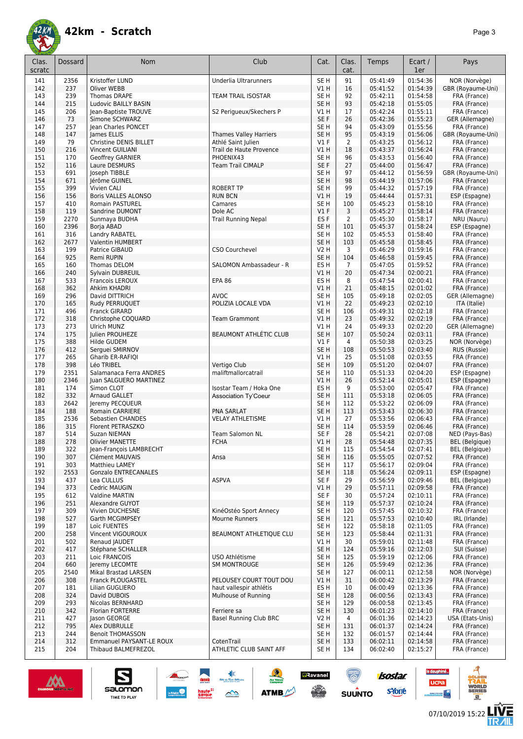# 42km - Scratch

| Clas. scratc | Dossard | Nom | Club | Cat. | Clas. cat. | Temps | Ecart / 1er | Pays |
|---|---|---|---|---|---|---|---|---|
| 141 | 2356 | Kristoffer LUND | Underlia Ultrarunners | SE H | 91 | 05:41:49 | 01:54:36 | NOR (Norvège) |
| 142 | 237 | Oliver WEBB | | V1 H | 16 | 05:41:52 | 01:54:39 | GBR (Royaume-Uni) |
| 143 | 239 | Thomas DRAPE | TEAM TRAIL ISOSTAR | SE H | 92 | 05:42:11 | 01:54:58 | FRA (France) |
| 144 | 215 | Ludovic BAILLY BASIN | | SE H | 93 | 05:42:18 | 01:55:05 | FRA (France) |
| 145 | 206 | Jean-Baptiste TROUVE | S2 Perigueux/Skechers P | V1 H | 17 | 05:42:24 | 01:55:11 | FRA (France) |
| 146 | 73 | Simone SCHWARZ | | SE F | 26 | 05:42:36 | 01:55:23 | GER (Allemagne) |
| 147 | 257 | Jean Charles PONCET | | SE H | 94 | 05:43:09 | 01:55:56 | FRA (France) |
| 148 | 147 | James ELLIS | Thames Valley Harriers | SE H | 95 | 05:43:19 | 01:56:06 | GBR (Royaume-Uni) |
| 149 | 79 | Christine DENIS BILLET | Athlé Saint Julien | V1 F | 2 | 05:43:25 | 01:56:12 | FRA (France) |
| 150 | 216 | Vincent GUILIANI | Trail de Haute Provence | V1 H | 18 | 05:43:37 | 01:56:24 | FRA (France) |
| 151 | 170 | Geoffrey GARNIER | PHOENIX43 | SE H | 96 | 05:43:53 | 01:56:40 | FRA (France) |
| 152 | 116 | Laure DESMURS | Team Trail CIMALP | SE F | 27 | 05:44:00 | 01:56:47 | FRA (France) |
| 153 | 691 | Joseph TIBBLE | | SE H | 97 | 05:44:12 | 01:56:59 | GBR (Royaume-Uni) |
| 154 | 671 | Jérôme GUINEL | | SE H | 98 | 05:44:19 | 01:57:06 | FRA (France) |
| 155 | 399 | Vivien CALI | ROBERT TP | SE H | 99 | 05:44:32 | 01:57:19 | FRA (France) |
| 156 | 156 | Boris VALLES ALONSO | RUN BCN | V1 H | 19 | 05:44:44 | 01:57:31 | ESP (Espagne) |
| 157 | 410 | Romain PASTUREL | Camares | SE H | 100 | 05:45:23 | 01:58:10 | FRA (France) |
| 158 | 119 | Sandrine DUMONT | Dole AC | V1 F | 3 | 05:45:27 | 01:58:14 | FRA (France) |
| 159 | 2270 | Sunmaya BUDHA | Trail Running Nepal | ES F | 2 | 05:45:30 | 01:58:17 | NRU (Nauru) |
| 160 | 2396 | Borja ABAD | | SE H | 101 | 05:45:37 | 01:58:24 | ESP (Espagne) |
| 161 | 316 | Landry RABATEL | | SE H | 102 | 05:45:53 | 01:58:40 | FRA (France) |
| 162 | 2677 | Valentin HUMBERT | | SE H | 103 | 05:45:58 | 01:58:45 | FRA (France) |
| 163 | 199 | Patrice GIBAUD | CSO Courchevel | V2 H | 3 | 05:46:29 | 01:59:16 | FRA (France) |
| 164 | 925 | Remi RUPIN | | SE H | 104 | 05:46:58 | 01:59:45 | FRA (France) |
| 165 | 160 | Thomas DELOM | SALOMON Ambassadeur - R | ES H | 7 | 05:47:05 | 01:59:52 | FRA (France) |
| 166 | 240 | Sylvain DUBREUIL | | V1 H | 20 | 05:47:34 | 02:00:21 | FRA (France) |
| 167 | 533 | Francois LEROUX | EPA 86 | ES H | 8 | 05:47:54 | 02:00:41 | FRA (France) |
| 168 | 362 | Ahkim KHADRI | | V1 H | 21 | 05:48:15 | 02:01:02 | FRA (France) |
| 169 | 296 | David DITTRICH | AVOC | SE H | 105 | 05:49:18 | 02:02:05 | GER (Allemagne) |
| 170 | 165 | Rudy PERRUQUET | POLIZIA LOCALE VDA | V1 H | 22 | 05:49:23 | 02:02:10 | ITA (Italie) |
| 171 | 496 | Franck GIRARD | | SE H | 106 | 05:49:31 | 02:02:18 | FRA (France) |
| 172 | 318 | Christophe COQUARD | Team Grammont | V1 H | 23 | 05:49:32 | 02:02:19 | FRA (France) |
| 173 | 273 | Ulrich MUNZ | | V1 H | 24 | 05:49:33 | 02:02:20 | GER (Allemagne) |
| 174 | 175 | Julien PROUHEZE | BEAUMONT ATHLÉTIC CLUB | SE H | 107 | 05:50:24 | 02:03:11 | FRA (France) |
| 175 | 388 | Hilde GUDEM | | V1 F | 4 | 05:50:38 | 02:03:25 | NOR (Norvège) |
| 176 | 412 | Serguei SMIRNOV | | SE H | 108 | 05:50:53 | 02:03:40 | RUS (Russie) |
| 177 | 265 | Gharib ER-RAFIQI | | V1 H | 25 | 05:51:08 | 02:03:55 | FRA (France) |
| 178 | 398 | Léo TRIBEL | Vertigo Club | SE H | 109 | 05:51:20 | 02:04:07 | FRA (France) |
| 179 | 2351 | Salamanca Ferra ANDRES | maliftmallorcatrail | SE H | 110 | 05:51:33 | 02:04:20 | ESP (Espagne) |
| 180 | 2346 | Juan SALGUERO MARTINEZ | | V1 H | 26 | 05:52:14 | 02:05:01 | ESP (Espagne) |
| 181 | 174 | Simon CLOT | Isostar Team / Hoka One | ES H | 9 | 05:53:00 | 02:05:47 | FRA (France) |
| 182 | 332 | Arnaud GALLET | Association Ty'Coeur | SE H | 111 | 05:53:18 | 02:06:05 | FRA (France) |
| 183 | 2642 | Jeremy PECQUEUR | | SE H | 112 | 05:53:22 | 02:06:09 | FRA (France) |
| 184 | 188 | Romain CARRIERE | PNA SARLAT | SE H | 113 | 05:53:43 | 02:06:30 | FRA (France) |
| 185 | 2536 | Sebastien CHANDES | VELAY ATHLETISME | V1 H | 27 | 05:53:56 | 02:06:43 | FRA (France) |
| 186 | 315 | Florent PETRASZKO | | SE H | 114 | 05:53:59 | 02:06:46 | FRA (France) |
| 187 | 514 | Suzan NIEMAN | Team Salomon NL | SE F | 28 | 05:54:21 | 02:07:08 | NED (Pays-Bas) |
| 188 | 278 | Olivier MANETTE | FCHA | V1 H | 28 | 05:54:48 | 02:07:35 | BEL (Belgique) |
| 189 | 322 | Jean-François LAMBRECHT | | SE H | 115 | 05:54:54 | 02:07:41 | BEL (Belgique) |
| 190 | 307 | Clément MAUVAIS | Ansa | SE H | 116 | 05:55:05 | 02:07:52 | FRA (France) |
| 191 | 303 | Matthieu LAMEY | | SE H | 117 | 05:56:17 | 02:09:04 | FRA (France) |
| 192 | 2553 | Gonzalo ENTRECANALES | | SE H | 118 | 05:56:24 | 02:09:11 | ESP (Espagne) |
| 193 | 437 | Lea CULLUS | ASPVA | SE F | 29 | 05:56:59 | 02:09:46 | BEL (Belgique) |
| 194 | 373 | Cedric MAUGIN | | V1 H | 29 | 05:57:11 | 02:09:58 | FRA (France) |
| 195 | 612 | Valdine MARTIN | | SE F | 30 | 05:57:24 | 02:10:11 | FRA (France) |
| 196 | 251 | Alexandre GUYOT | | SE H | 119 | 05:57:37 | 02:10:24 | FRA (France) |
| 197 | 309 | Vivien DUCHESNE | KinéOstéo Sport Annecy | SE H | 120 | 05:57:45 | 02:10:32 | FRA (France) |
| 198 | 527 | Garth MCGIMPSEY | Mourne Runners | SE H | 121 | 05:57:53 | 02:10:40 | IRL (Irlande) |
| 199 | 187 | Loïc FUENTES | | SE H | 122 | 05:58:18 | 02:11:05 | FRA (France) |
| 200 | 258 | Vincent VIGOUROUX | BEAUMONT ATHLETIQUE CLU | SE H | 123 | 05:58:44 | 02:11:31 | FRA (France) |
| 201 | 502 | Renaud JAUDET | | V1 H | 30 | 05:59:01 | 02:11:48 | FRA (France) |
| 202 | 417 | Stéphane SCHALLER | | SE H | 124 | 05:59:16 | 02:12:03 | SUI (Suisse) |
| 203 | 211 | Loic FRANCOIS | USO Athlétisme | SE H | 125 | 05:59:19 | 02:12:06 | FRA (France) |
| 204 | 660 | Jeremy LECOMTE | SM MONTROUGE | SE H | 126 | 05:59:49 | 02:12:36 | FRA (France) |
| 205 | 2540 | Mikal Brastad LARSEN | | SE H | 127 | 06:00:11 | 02:12:58 | NOR (Norvège) |
| 206 | 308 | Franck PLOUGASTEL | PELOUSEY COURT TOUT DOU | V1 H | 31 | 06:00:42 | 02:13:29 | FRA (France) |
| 207 | 181 | Lilian GUGLIERO | haut vallespir athlétis | ES H | 10 | 06:00:49 | 02:13:36 | FRA (France) |
| 208 | 324 | David DUBOIS | Mulhouse of Running | SE H | 128 | 06:00:56 | 02:13:43 | FRA (France) |
| 209 | 293 | Nicolas BERNHARD | | SE H | 129 | 06:00:58 | 02:13:45 | FRA (France) |
| 210 | 342 | Florian FORTERRE | Ferriere sa | SE H | 130 | 06:01:23 | 02:14:10 | FRA (France) |
| 211 | 427 | Jason GEORGE | Basel Running Club BRC | V2 H | 4 | 06:01:36 | 02:14:23 | USA (Etats-Unis) |
| 212 | 795 | Alex DUBRULLE | | SE H | 131 | 06:01:37 | 02:14:24 | FRA (France) |
| 213 | 244 | Benoit THOMASSON | | SE H | 132 | 06:01:57 | 02:14:44 | FRA (France) |
| 214 | 312 | Emmanuel PAYSANT-LE ROUX | CotenTrail | SE H | 133 | 06:02:11 | 02:14:58 | FRA (France) |
| 215 | 204 | Thibaud BALMEFREZOL | ATHLETIC CLUB SAINT AFF | SE H | 134 | 06:02:40 | 02:15:27 | FRA (France) |

07/10/2019 15:22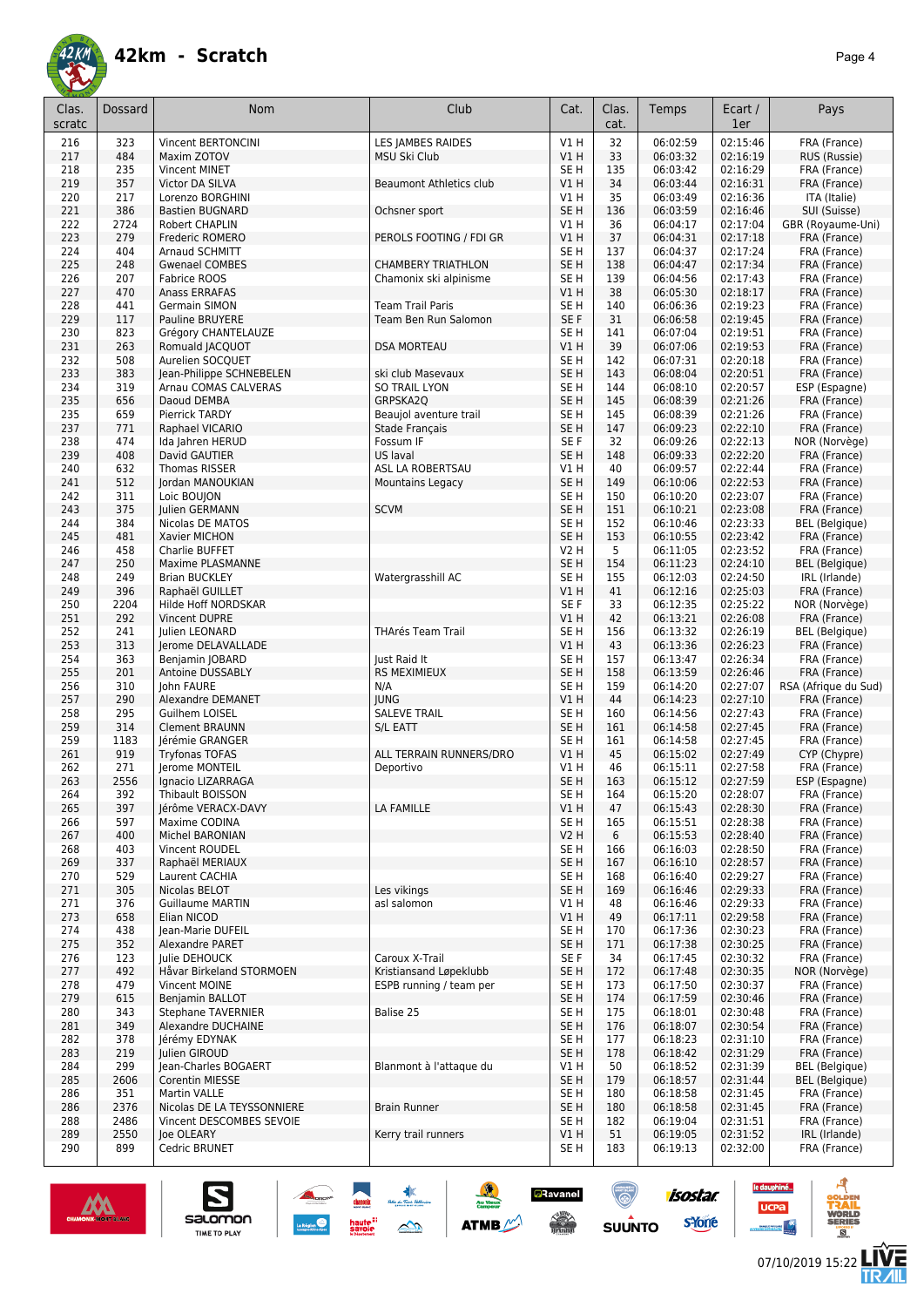# 42km - Scratch

| Clas. scratc | Dossard | Nom | Club | Cat. | Clas. cat. | Temps | Ecart / 1er | Pays |
|---|---|---|---|---|---|---|---|---|
| 216 | 323 | Vincent BERTONCINI | LES JAMBES RAIDES | V1 H | 32 | 06:02:59 | 02:15:46 | FRA (France) |
| 217 | 484 | Maxim ZOTOV | MSU Ski Club | V1 H | 33 | 06:03:32 | 02:16:19 | RUS (Russie) |
| 218 | 235 | Vincent MINET | | SE H | 135 | 06:03:42 | 02:16:29 | FRA (France) |
| 219 | 357 | Victor DA SILVA | Beaumont Athletics club | V1 H | 34 | 06:03:44 | 02:16:31 | FRA (France) |
| 220 | 217 | Lorenzo BORGHINI | | V1 H | 35 | 06:03:49 | 02:16:36 | ITA (Italie) |
| 221 | 386 | Bastien BUGNARD | Ochsner sport | SE H | 136 | 06:03:59 | 02:16:46 | SUI (Suisse) |
| 222 | 2724 | Robert CHAPLIN | | V1 H | 36 | 06:04:17 | 02:17:04 | GBR (Royaume-Uni) |
| 223 | 279 | Frederic ROMERO | PEROLS FOOTING / FDI GR | V1 H | 37 | 06:04:31 | 02:17:18 | FRA (France) |
| 224 | 404 | Arnaud SCHMITT | | SE H | 137 | 06:04:37 | 02:17:24 | FRA (France) |
| 225 | 248 | Gwenael COMBES | CHAMBERY TRIATHLON | SE H | 138 | 06:04:47 | 02:17:34 | FRA (France) |
| 226 | 207 | Fabrice ROOS | Chamonix ski alpinisme | SE H | 139 | 06:04:56 | 02:17:43 | FRA (France) |
| 227 | 470 | Anass ERRAFAS | | V1 H | 38 | 06:05:30 | 02:18:17 | FRA (France) |
| 228 | 441 | Germain SIMON | Team Trail Paris | SE H | 140 | 06:06:36 | 02:19:23 | FRA (France) |
| 229 | 117 | Pauline BRUYERE | Team Ben Run Salomon | SE F | 31 | 06:06:58 | 02:19:45 | FRA (France) |
| 230 | 823 | Grégory CHANTELAUZE | | SE H | 141 | 06:07:04 | 02:19:51 | FRA (France) |
| 231 | 263 | Romuald JACQUOT | DSA MORTEAU | V1 H | 39 | 06:07:06 | 02:19:53 | FRA (France) |
| 232 | 508 | Aurelien SOCQUET | | SE H | 142 | 06:07:31 | 02:20:18 | FRA (France) |
| 233 | 383 | Jean-Philippe SCHNEBELEN | ski club Masevaux | SE H | 143 | 06:08:04 | 02:20:51 | FRA (France) |
| 234 | 319 | Arnau COMAS CALVERAS | SO TRAIL LYON | SE H | 144 | 06:08:10 | 02:20:57 | ESP (Espagne) |
| 235 | 656 | Daoud DEMBA | GRPSKA2Q | SE H | 145 | 06:08:39 | 02:21:26 | FRA (France) |
| 235 | 659 | Pierrick TARDY | Beaujol aventure trail | SE H | 145 | 06:08:39 | 02:21:26 | FRA (France) |
| 237 | 771 | Raphael VICARIO | Stade Français | SE H | 147 | 06:09:23 | 02:22:10 | FRA (France) |
| 238 | 474 | Ida Jahren HERUD | Fossum IF | SE F | 32 | 06:09:26 | 02:22:13 | NOR (Norvège) |
| 239 | 408 | David GAUTIER | US laval | SE H | 148 | 06:09:33 | 02:22:20 | FRA (France) |
| 240 | 632 | Thomas RISSER | ASL LA ROBERTSAU | V1 H | 40 | 06:09:57 | 02:22:44 | FRA (France) |
| 241 | 512 | Jordan MANOUKIAN | Mountains Legacy | SE H | 149 | 06:10:06 | 02:22:53 | FRA (France) |
| 242 | 311 | Loic BOUJON | | SE H | 150 | 06:10:20 | 02:23:07 | FRA (France) |
| 243 | 375 | Julien GERMANN | SCVM | SE H | 151 | 06:10:21 | 02:23:08 | FRA (France) |
| 244 | 384 | Nicolas DE MATOS | | SE H | 152 | 06:10:46 | 02:23:33 | BEL (Belgique) |
| 245 | 481 | Xavier MICHON | | SE H | 153 | 06:10:55 | 02:23:42 | FRA (France) |
| 246 | 458 | Charlie BUFFET | | V2 H | 5 | 06:11:05 | 02:23:52 | FRA (France) |
| 247 | 250 | Maxime PLASMANNE | | SE H | 154 | 06:11:23 | 02:24:10 | BEL (Belgique) |
| 248 | 249 | Brian BUCKLEY | Watergrasshill AC | SE H | 155 | 06:12:03 | 02:24:50 | IRL (Irlande) |
| 249 | 396 | Raphaël GUILLET | | V1 H | 41 | 06:12:16 | 02:25:03 | FRA (France) |
| 250 | 2204 | Hilde Hoff NORDSKAR | | SE F | 33 | 06:12:35 | 02:25:22 | NOR (Norvège) |
| 251 | 292 | Vincent DUPRE | | V1 H | 42 | 06:13:21 | 02:26:08 | FRA (France) |
| 252 | 241 | Julien LEONARD | THArés Team Trail | SE H | 156 | 06:13:32 | 02:26:19 | BEL (Belgique) |
| 253 | 313 | Jerome DELAVALLADE | | V1 H | 43 | 06:13:36 | 02:26:23 | FRA (France) |
| 254 | 363 | Benjamin JOBARD | Just Raid It | SE H | 157 | 06:13:47 | 02:26:34 | FRA (France) |
| 255 | 201 | Antoine DUSSABLY | RS MEXIMIEUX | SE H | 158 | 06:13:59 | 02:26:46 | FRA (France) |
| 256 | 310 | John FAURE | N/A | SE H | 159 | 06:14:20 | 02:27:07 | RSA (Afrique du Sud) |
| 257 | 290 | Alexandre DEMANET | JUNG | V1 H | 44 | 06:14:23 | 02:27:10 | FRA (France) |
| 258 | 295 | Guilhem LOISEL | SALEVE TRAIL | SE H | 160 | 06:14:56 | 02:27:43 | FRA (France) |
| 259 | 314 | Clement BRAUNN | S/L EATT | SE H | 161 | 06:14:58 | 02:27:45 | FRA (France) |
| 259 | 1183 | Jérémie GRANGER | | SE H | 161 | 06:14:58 | 02:27:45 | FRA (France) |
| 261 | 919 | Tryfonas TOFAS | ALL TERRAIN RUNNERS/DRO | V1 H | 45 | 06:15:02 | 02:27:49 | CYP (Chypre) |
| 262 | 271 | Jerome MONTEIL | Deportivo | V1 H | 46 | 06:15:11 | 02:27:58 | FRA (France) |
| 263 | 2556 | Ignacio LIZARRAGA | | SE H | 163 | 06:15:12 | 02:27:59 | ESP (Espagne) |
| 264 | 392 | Thibault BOISSON | | SE H | 164 | 06:15:20 | 02:28:07 | FRA (France) |
| 265 | 397 | Jérôme VERACX-DAVY | LA FAMILLE | V1 H | 47 | 06:15:43 | 02:28:30 | FRA (France) |
| 266 | 597 | Maxime CODINA | | SE H | 165 | 06:15:51 | 02:28:38 | FRA (France) |
| 267 | 400 | Michel BARONIAN | | V2 H | 6 | 06:15:53 | 02:28:40 | FRA (France) |
| 268 | 403 | Vincent ROUDEL | | SE H | 166 | 06:16:03 | 02:28:50 | FRA (France) |
| 269 | 337 | Raphaël MERIAUX | | SE H | 167 | 06:16:10 | 02:28:57 | FRA (France) |
| 270 | 529 | Laurent CACHIA | | SE H | 168 | 06:16:40 | 02:29:27 | FRA (France) |
| 271 | 305 | Nicolas BELOT | Les vikings | SE H | 169 | 06:16:46 | 02:29:33 | FRA (France) |
| 271 | 376 | Guillaume MARTIN | asl salomon | V1 H | 48 | 06:16:46 | 02:29:33 | FRA (France) |
| 273 | 658 | Elian NICOD | | V1 H | 49 | 06:17:11 | 02:29:58 | FRA (France) |
| 274 | 438 | Jean-Marie DUFEIL | | SE H | 170 | 06:17:36 | 02:30:23 | FRA (France) |
| 275 | 352 | Alexandre PARET | | SE H | 171 | 06:17:38 | 02:30:25 | FRA (France) |
| 276 | 123 | Julie DEHOUCK | Caroux X-Trail | SE F | 34 | 06:17:45 | 02:30:32 | FRA (France) |
| 277 | 492 | Håvar Birkeland STORMOEN | Kristiansand Løpeklubb | SE H | 172 | 06:17:48 | 02:30:35 | NOR (Norvège) |
| 278 | 479 | Vincent MOINE | ESPB running / team per | SE H | 173 | 06:17:50 | 02:30:37 | FRA (France) |
| 279 | 615 | Benjamin BALLOT | | SE H | 174 | 06:17:59 | 02:30:46 | FRA (France) |
| 280 | 343 | Stephane TAVERNIER | Balise 25 | SE H | 175 | 06:18:01 | 02:30:48 | FRA (France) |
| 281 | 349 | Alexandre DUCHAINE | | SE H | 176 | 06:18:07 | 02:30:54 | FRA (France) |
| 282 | 378 | Jérémy EDYNAK | | SE H | 177 | 06:18:23 | 02:31:10 | FRA (France) |
| 283 | 219 | Julien GIROUD | | SE H | 178 | 06:18:42 | 02:31:29 | FRA (France) |
| 284 | 299 | Jean-Charles BOGAERT | Blanmont à l'attaque du | V1 H | 50 | 06:18:52 | 02:31:39 | BEL (Belgique) |
| 285 | 2606 | Corentin MIESSE | | SE H | 179 | 06:18:57 | 02:31:44 | BEL (Belgique) |
| 286 | 351 | Martin VALLE | | SE H | 180 | 06:18:58 | 02:31:45 | FRA (France) |
| 286 | 2376 | Nicolas DE LA TEYSSONNIERE | Brain Runner | SE H | 180 | 06:18:58 | 02:31:45 | FRA (France) |
| 288 | 2486 | Vincent DESCOMBES SEVOIE | | SE H | 182 | 06:19:04 | 02:31:51 | FRA (France) |
| 289 | 2550 | Joe OLEARY | Kerry trail runners | V1 H | 51 | 06:19:05 | 02:31:52 | IRL (Irlande) |
| 290 | 899 | Cedric BRUNET | | SE H | 183 | 06:19:13 | 02:32:00 | FRA (France) |

07/10/2019 15:22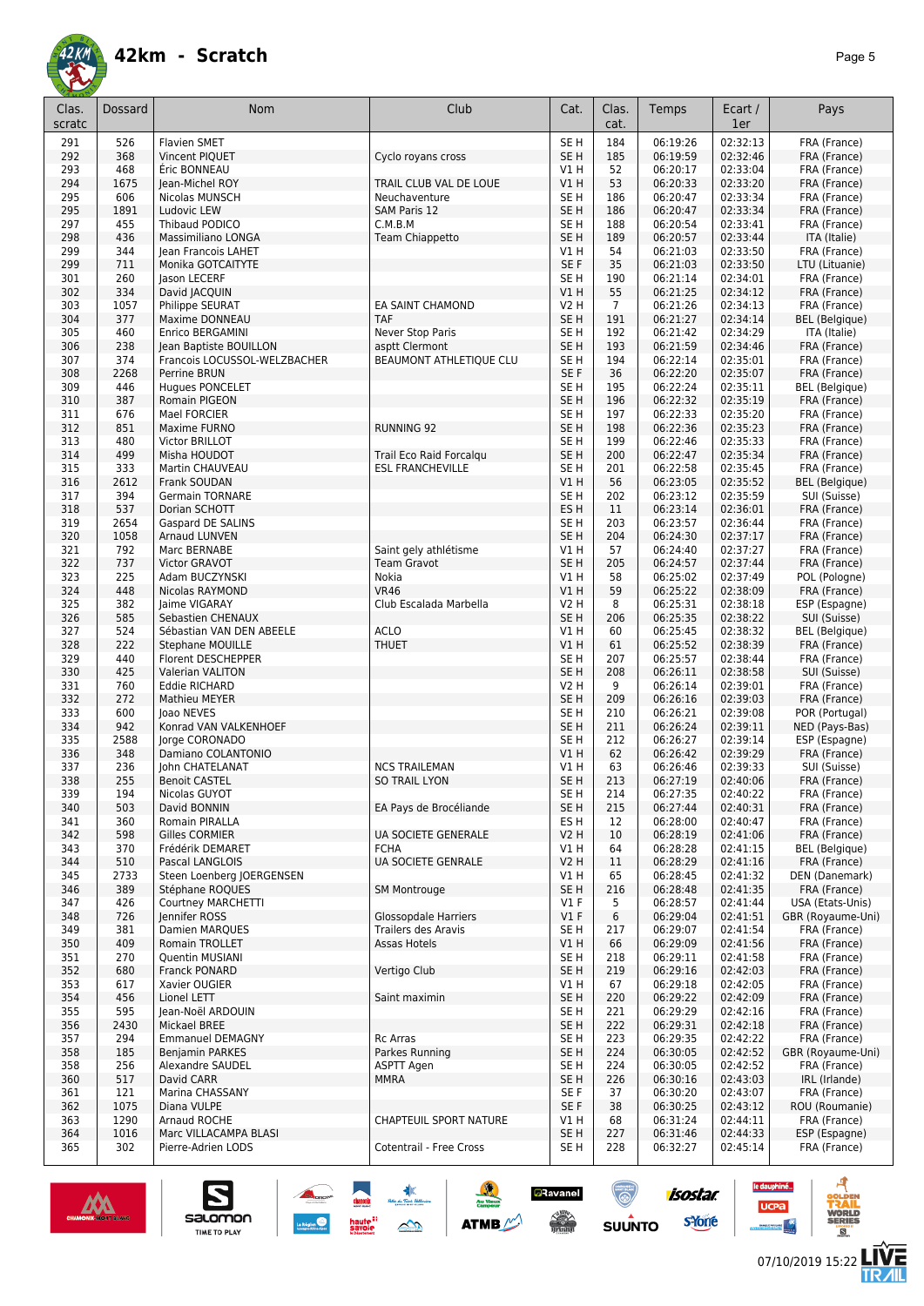# 42km - Scratch

| Clas. scratc | Dossard | Nom | Club | Cat. | Clas. cat. | Temps | Ecart / 1er | Pays |
|---|---|---|---|---|---|---|---|---|
| 291 | 526 | Flavien SMET | | SE H | 184 | 06:19:26 | 02:32:13 | FRA (France) |
| 292 | 368 | Vincent PIQUET | Cyclo royans cross | SE H | 185 | 06:19:59 | 02:32:46 | FRA (France) |
| 293 | 468 | Éric BONNEAU | | V1 H | 52 | 06:20:17 | 02:33:04 | FRA (France) |
| 294 | 1675 | Jean-Michel ROY | TRAIL CLUB VAL DE LOUE | V1 H | 53 | 06:20:33 | 02:33:20 | FRA (France) |
| 295 | 606 | Nicolas MUNSCH | Neuchaventure | SE H | 186 | 06:20:47 | 02:33:34 | FRA (France) |
| 295 | 1891 | Ludovic LEW | SAM Paris 12 | SE H | 186 | 06:20:47 | 02:33:34 | FRA (France) |
| 297 | 455 | Thibaud PODICO | C.M.B.M | SE H | 188 | 06:20:54 | 02:33:41 | FRA (France) |
| 298 | 436 | Massimiliano LONGA | Team Chiappetto | SE H | 189 | 06:20:57 | 02:33:44 | ITA (Italie) |
| 299 | 344 | Jean Francois LAHET | | V1 H | 54 | 06:21:03 | 02:33:50 | FRA (France) |
| 299 | 711 | Monika GOTCAITYTE | | SE F | 35 | 06:21:03 | 02:33:50 | LTU (Lituanie) |
| 301 | 260 | Jason LECERF | | SE H | 190 | 06:21:14 | 02:34:01 | FRA (France) |
| 302 | 334 | David JACQUIN | | V1 H | 55 | 06:21:25 | 02:34:12 | FRA (France) |
| 303 | 1057 | Philippe SEURAT | EA SAINT CHAMOND | V2 H | 7 | 06:21:26 | 02:34:13 | FRA (France) |
| 304 | 377 | Maxime DONNEAU | TAF | SE H | 191 | 06:21:27 | 02:34:14 | BEL (Belgique) |
| 305 | 460 | Enrico BERGAMINI | Never Stop Paris | SE H | 192 | 06:21:42 | 02:34:29 | ITA (Italie) |
| 306 | 238 | Jean Baptiste BOUILLON | asptt Clermont | SE H | 193 | 06:21:59 | 02:34:46 | FRA (France) |
| 307 | 374 | Francois LOCUSSOL-WELZBACHER | BEAUMONT ATHLETIQUE CLU | SE H | 194 | 06:22:14 | 02:35:01 | FRA (France) |
| 308 | 2268 | Perrine BRUN | | SE F | 36 | 06:22:20 | 02:35:07 | FRA (France) |
| 309 | 446 | Hugues PONCELET | | SE H | 195 | 06:22:24 | 02:35:11 | BEL (Belgique) |
| 310 | 387 | Romain PIGEON | | SE H | 196 | 06:22:32 | 02:35:19 | FRA (France) |
| 311 | 676 | Mael FORCIER | | SE H | 197 | 06:22:33 | 02:35:20 | FRA (France) |
| 312 | 851 | Maxime FURNO | RUNNING 92 | SE H | 198 | 06:22:36 | 02:35:23 | FRA (France) |
| 313 | 480 | Victor BRILLOT | | SE H | 199 | 06:22:46 | 02:35:33 | FRA (France) |
| 314 | 499 | Misha HOUDOT | Trail Eco Raid Forcalqu | SE H | 200 | 06:22:47 | 02:35:34 | FRA (France) |
| 315 | 333 | Martin CHAUVEAU | ESL FRANCHEVILLE | SE H | 201 | 06:22:58 | 02:35:45 | FRA (France) |
| 316 | 2612 | Frank SOUDAN | | V1 H | 56 | 06:23:05 | 02:35:52 | BEL (Belgique) |
| 317 | 394 | Germain TORNARE | | SE H | 202 | 06:23:12 | 02:35:59 | SUI (Suisse) |
| 318 | 537 | Dorian SCHOTT | | ES H | 11 | 06:23:14 | 02:36:01 | FRA (France) |
| 319 | 2654 | Gaspard DE SALINS | | SE H | 203 | 06:23:57 | 02:36:44 | FRA (France) |
| 320 | 1058 | Arnaud LUNVEN | | SE H | 204 | 06:24:30 | 02:37:17 | FRA (France) |
| 321 | 792 | Marc BERNABE | Saint gely athlétisme | V1 H | 57 | 06:24:40 | 02:37:27 | FRA (France) |
| 322 | 737 | Victor GRAVOT | Team Gravot | SE H | 205 | 06:24:57 | 02:37:44 | FRA (France) |
| 323 | 225 | Adam BUCZYNSKI | Nokia | V1 H | 58 | 06:25:02 | 02:37:49 | POL (Pologne) |
| 324 | 448 | Nicolas RAYMOND | VR46 | V1 H | 59 | 06:25:22 | 02:38:09 | FRA (France) |
| 325 | 382 | Jaime VIGARAY | Club Escalada Marbella | V2 H | 8 | 06:25:31 | 02:38:18 | ESP (Espagne) |
| 326 | 585 | Sebastien CHENAUX | | SE H | 206 | 06:25:35 | 02:38:22 | SUI (Suisse) |
| 327 | 524 | Sébastian VAN DEN ABEELE | ACLO | V1 H | 60 | 06:25:45 | 02:38:32 | BEL (Belgique) |
| 328 | 222 | Stephane MOUILLE | THUET | V1 H | 61 | 06:25:52 | 02:38:39 | FRA (France) |
| 329 | 440 | Florent DESCHEPPER | | SE H | 207 | 06:25:57 | 02:38:44 | FRA (France) |
| 330 | 425 | Valerian VALITON | | SE H | 208 | 06:26:11 | 02:38:58 | SUI (Suisse) |
| 331 | 760 | Eddie RICHARD | | V2 H | 9 | 06:26:14 | 02:39:01 | FRA (France) |
| 332 | 272 | Mathieu MEYER | | SE H | 209 | 06:26:16 | 02:39:03 | FRA (France) |
| 333 | 600 | Joao NEVES | | SE H | 210 | 06:26:21 | 02:39:08 | POR (Portugal) |
| 334 | 942 | Konrad VAN VALKENHOEF | | SE H | 211 | 06:26:24 | 02:39:11 | NED (Pays-Bas) |
| 335 | 2588 | Jorge CORONADO | | SE H | 212 | 06:26:27 | 02:39:14 | ESP (Espagne) |
| 336 | 348 | Damiano COLANTONIO | | V1 H | 62 | 06:26:42 | 02:39:29 | FRA (France) |
| 337 | 236 | John CHATELANAT | NCS TRAILEMAN | V1 H | 63 | 06:26:46 | 02:39:33 | SUI (Suisse) |
| 338 | 255 | Benoit CASTEL | SO TRAIL LYON | SE H | 213 | 06:27:19 | 02:40:06 | FRA (France) |
| 339 | 194 | Nicolas GUYOT | | SE H | 214 | 06:27:35 | 02:40:22 | FRA (France) |
| 340 | 503 | David BONNIN | EA Pays de Brocéliande | SE H | 215 | 06:27:44 | 02:40:31 | FRA (France) |
| 341 | 360 | Romain PIRALLA | | ES H | 12 | 06:28:00 | 02:40:47 | FRA (France) |
| 342 | 598 | Gilles CORMIER | UA SOCIETE GENERALE | V2 H | 10 | 06:28:19 | 02:41:06 | FRA (France) |
| 343 | 370 | Frédérik DEMARET | FCHA | V1 H | 64 | 06:28:28 | 02:41:15 | BEL (Belgique) |
| 344 | 510 | Pascal LANGLOIS | UA SOCIETE GENRALE | V2 H | 11 | 06:28:29 | 02:41:16 | FRA (France) |
| 345 | 2733 | Steen Loenberg JOERGENSEN | | V1 H | 65 | 06:28:45 | 02:41:32 | DEN (Danemark) |
| 346 | 389 | Stéphane ROQUES | SM Montrouge | SE H | 216 | 06:28:48 | 02:41:35 | FRA (France) |
| 347 | 426 | Courtney MARCHETTI | | V1 F | 5 | 06:28:57 | 02:41:44 | USA (Etats-Unis) |
| 348 | 726 | Jennifer ROSS | Glossopdale Harriers | V1 F | 6 | 06:29:04 | 02:41:51 | GBR (Royaume-Uni) |
| 349 | 381 | Damien MARQUES | Trailers des Aravis | SE H | 217 | 06:29:07 | 02:41:54 | FRA (France) |
| 350 | 409 | Romain TROLLET | Assas Hotels | V1 H | 66 | 06:29:09 | 02:41:56 | FRA (France) |
| 351 | 270 | Quentin MUSIANI | | SE H | 218 | 06:29:11 | 02:41:58 | FRA (France) |
| 352 | 680 | Franck PONARD | Vertigo Club | SE H | 219 | 06:29:16 | 02:42:03 | FRA (France) |
| 353 | 617 | Xavier OUGIER | | V1 H | 67 | 06:29:18 | 02:42:05 | FRA (France) |
| 354 | 456 | Lionel LETT | Saint maximin | SE H | 220 | 06:29:22 | 02:42:09 | FRA (France) |
| 355 | 595 | Jean-Noël ARDOUIN | | SE H | 221 | 06:29:29 | 02:42:16 | FRA (France) |
| 356 | 2430 | Mickael BREE | | SE H | 222 | 06:29:31 | 02:42:18 | FRA (France) |
| 357 | 294 | Emmanuel DEMAGNY | Rc Arras | SE H | 223 | 06:29:35 | 02:42:22 | FRA (France) |
| 358 | 185 | Benjamin PARKES | Parkes Running | SE H | 224 | 06:30:05 | 02:42:52 | GBR (Royaume-Uni) |
| 358 | 256 | Alexandre SAUDEL | ASPTT Agen | SE H | 224 | 06:30:05 | 02:42:52 | FRA (France) |
| 360 | 517 | David CARR | MMRA | SE H | 226 | 06:30:16 | 02:43:03 | IRL (Irlande) |
| 361 | 121 | Marina CHASSANY | | SE F | 37 | 06:30:20 | 02:43:07 | FRA (France) |
| 362 | 1075 | Diana VULPE | | SE F | 38 | 06:30:25 | 02:43:12 | ROU (Roumanie) |
| 363 | 1290 | Arnaud ROCHE | CHAPTEUIL SPORT NATURE | V1 H | 68 | 06:31:24 | 02:44:11 | FRA (France) |
| 364 | 1016 | Marc VILLACAMPA BLASI | | SE H | 227 | 06:31:46 | 02:44:33 | ESP (Espagne) |
| 365 | 302 | Pierre-Adrien LODS | Cotentrail - Free Cross | SE H | 228 | 06:32:27 | 02:45:14 | FRA (France) |

07/10/2019 15:22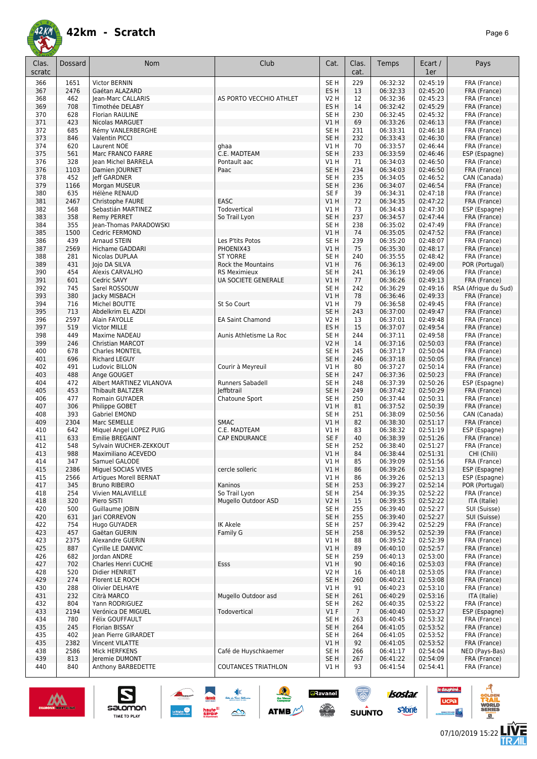# 42km - Scratch

| Clas. scratc | Dossard | Nom | Club | Cat. | Clas. cat. | Temps | Ecart / 1er | Pays |
|---|---|---|---|---|---|---|---|---|
| 366 | 1651 | Victor BERNIN | | SE H | 229 | 06:32:32 | 02:45:19 | FRA (France) |
| 367 | 2476 | Gaétan ALAZARD | | ES H | 13 | 06:32:33 | 02:45:20 | FRA (France) |
| 368 | 462 | Jean-Marc CALLARIS | AS PORTO VECCHIO ATHLET | V2 H | 12 | 06:32:36 | 02:45:23 | FRA (France) |
| 369 | 708 | Timothée DELABY | | ES H | 14 | 06:32:42 | 02:45:29 | FRA (France) |
| 370 | 628 | Florian RAULINE | | SE H | 230 | 06:32:45 | 02:45:32 | FRA (France) |
| 371 | 423 | Nicolas MARGUET | | V1 H | 69 | 06:33:26 | 02:46:13 | FRA (France) |
| 372 | 685 | Rémy VANLERBERGHE | | SE H | 231 | 06:33:31 | 02:46:18 | FRA (France) |
| 373 | 846 | Valentin PICCI | | SE H | 232 | 06:33:43 | 02:46:30 | FRA (France) |
| 374 | 620 | Laurent NOE | ghaa | V1 H | 70 | 06:33:57 | 02:46:44 | FRA (France) |
| 375 | 561 | Marc FRANCO FARRE | C.E. MADTEAM | SE H | 233 | 06:33:59 | 02:46:46 | ESP (Espagne) |
| 376 | 328 | Jean Michel BARRELA | Pontault aac | V1 H | 71 | 06:34:03 | 02:46:50 | FRA (France) |
| 376 | 1103 | Damien JOURNET | Paac | SE H | 234 | 06:34:03 | 02:46:50 | FRA (France) |
| 378 | 452 | Jeff GARDNER | | SE H | 235 | 06:34:05 | 02:46:52 | CAN (Canada) |
| 379 | 1166 | Morgan MUSEUR | | SE H | 236 | 06:34:07 | 02:46:54 | FRA (France) |
| 380 | 635 | Hélène RENAUD | | SE F | 39 | 06:34:31 | 02:47:18 | FRA (France) |
| 381 | 2467 | Christophe FAURE | EASC | V1 H | 72 | 06:34:35 | 02:47:22 | FRA (France) |
| 382 | 568 | Sebastián MARTINEZ | Todovertical | V1 H | 73 | 06:34:43 | 02:47:30 | ESP (Espagne) |
| 383 | 358 | Remy PERRET | So Trail Lyon | SE H | 237 | 06:34:57 | 02:47:44 | FRA (France) |
| 384 | 355 | Jean-Thomas PARADOWSKI | | SE H | 238 | 06:35:02 | 02:47:49 | FRA (France) |
| 385 | 1500 | Cedric FERMOND | | V1 H | 74 | 06:35:05 | 02:47:52 | FRA (France) |
| 386 | 439 | Arnaud STEIN | Les P'tits Potos | SE H | 239 | 06:35:20 | 02:48:07 | FRA (France) |
| 387 | 2569 | Hichame GADDARI | PHOENIX43 | V1 H | 75 | 06:35:30 | 02:48:17 | FRA (France) |
| 388 | 281 | Nicolas PAULA | ST YORRE | SE H | 240 | 06:35:55 | 02:48:42 | FRA (France) |
| 389 | 431 | Jojo DA SILVA | Rock the Mountains | V1 H | 76 | 06:36:13 | 02:49:00 | POR (Portugal) |
| 390 | 454 | Alexis CARVALHO | RS Meximieux | SE H | 241 | 06:36:19 | 02:49:06 | FRA (France) |
| 391 | 601 | Cedric SAVY | UA SOCIETE GENERALE | V1 H | 77 | 06:36:26 | 02:49:13 | FRA (France) |
| 392 | 745 | Sarel ROSSOUW | | SE H | 242 | 06:36:29 | 02:49:16 | RSA (Afrique du Sud) |
| 393 | 380 | Jacky MISBACH | | V1 H | 78 | 06:36:46 | 02:49:33 | FRA (France) |
| 394 | 716 | Michel BOUTTE | St So Court | V1 H | 79 | 06:36:58 | 02:49:45 | FRA (France) |
| 395 | 713 | Abdelkrim EL AZDI | | SE H | 243 | 06:37:00 | 02:49:47 | FRA (France) |
| 396 | 2597 | Alain FAYOLLE | EA Saint Chamond | V2 H | 13 | 06:37:01 | 02:49:48 | FRA (France) |
| 397 | 519 | Victor MILLE | | ES H | 15 | 06:37:07 | 02:49:54 | FRA (France) |
| 398 | 449 | Maxime NADEAU | Aunis Athletisme La Roc | SE H | 244 | 06:37:11 | 02:49:58 | FRA (France) |
| 399 | 246 | Christian MARCOT | | V2 H | 14 | 06:37:16 | 02:50:03 | FRA (France) |
| 400 | 678 | Charles MONTEIL | | SE H | 245 | 06:37:17 | 02:50:04 | FRA (France) |
| 401 | 696 | Richard LEGUY | | SE H | 246 | 06:37:18 | 02:50:05 | FRA (France) |
| 402 | 491 | Ludovic BILLON | Courir à Meyreuil | V1 H | 80 | 06:37:27 | 02:50:14 | FRA (France) |
| 403 | 488 | Ange GOUGET | | SE H | 247 | 06:37:36 | 02:50:23 | FRA (France) |
| 404 | 472 | Albert MARTINEZ VILANOVA | Runners Sabadell | SE H | 248 | 06:37:39 | 02:50:26 | ESP (Espagne) |
| 405 | 453 | Thibault BALTZER | Jeffbtrail | SE H | 249 | 06:37:42 | 02:50:29 | FRA (France) |
| 406 | 477 | Romain GUYADER | Chatoune Sport | SE H | 250 | 06:37:44 | 02:50:31 | FRA (France) |
| 407 | 306 | Philippe GOBET | | V1 H | 81 | 06:37:52 | 02:50:39 | FRA (France) |
| 408 | 393 | Gabriel EMOND | | SE H | 251 | 06:38:09 | 02:50:56 | CAN (Canada) |
| 409 | 2304 | Marc SEMELLE | SMAC | V1 H | 82 | 06:38:30 | 02:51:17 | FRA (France) |
| 410 | 642 | Miquel Angel LOPEZ PUIG | C.E. MADTEAM | V1 H | 83 | 06:38:32 | 02:51:19 | ESP (Espagne) |
| 411 | 633 | Emilie BREGAINT | CAP ENDURANCE | SE F | 40 | 06:38:39 | 02:51:26 | FRA (France) |
| 412 | 548 | Sylvain WUCHER-ZEKKOUT | | SE H | 252 | 06:38:40 | 02:51:27 | FRA (France) |
| 413 | 988 | Maximiliano ACEVEDO | | V1 H | 84 | 06:38:44 | 02:51:31 | CHI (Chili) |
| 414 | 347 | Samuel GALODE | | V1 H | 85 | 06:39:09 | 02:51:56 | FRA (France) |
| 415 | 2386 | Miguel SOCIAS VIVES | cercle solleric | V1 H | 86 | 06:39:26 | 02:52:13 | ESP (Espagne) |
| 415 | 2566 | Artigues Morell BERNAT | | V1 H | 86 | 06:39:26 | 02:52:13 | ESP (Espagne) |
| 417 | 345 | Bruno RIBEIRO | Kaninos | SE H | 253 | 06:39:27 | 02:52:14 | POR (Portugal) |
| 418 | 254 | Vivien MALAVIELLE | So Trail Lyon | SE H | 254 | 06:39:35 | 02:52:22 | FRA (France) |
| 418 | 320 | Piero SISTI | Mugello Outdoor ASD | V2 H | 15 | 06:39:35 | 02:52:22 | ITA (Italie) |
| 420 | 500 | Guillaume JOBIN | | SE H | 255 | 06:39:40 | 02:52:27 | SUI (Suisse) |
| 420 | 631 | Jari CORREVON | | SE H | 255 | 06:39:40 | 02:52:27 | SUI (Suisse) |
| 422 | 754 | Hugo GUYADER | IK Akele | SE H | 257 | 06:39:42 | 02:52:29 | FRA (France) |
| 423 | 457 | Gaëtan GUERIN | Family G | SE H | 258 | 06:39:52 | 02:52:39 | FRA (France) |
| 423 | 2375 | Alexandre GUERIN | | V1 H | 88 | 06:39:52 | 02:52:39 | FRA (France) |
| 425 | 887 | Cyrille LE DANVIC | | V1 H | 89 | 06:40:10 | 02:52:57 | FRA (France) |
| 426 | 682 | Jordan ANDRE | | SE H | 259 | 06:40:13 | 02:53:00 | FRA (France) |
| 427 | 702 | Charles Henri CUCHE | Esss | V1 H | 90 | 06:40:16 | 02:53:03 | FRA (France) |
| 428 | 520 | Didier HENRIET | | V2 H | 16 | 06:40:18 | 02:53:05 | FRA (France) |
| 429 | 274 | Florent LE ROCH | | SE H | 260 | 06:40:21 | 02:53:08 | FRA (France) |
| 430 | 288 | Olivier DELHAYE | | V1 H | 91 | 06:40:23 | 02:53:10 | FRA (France) |
| 431 | 232 | Citrà MARCO | Mugello Outdoor asd | SE H | 261 | 06:40:29 | 02:53:16 | ITA (Italie) |
| 432 | 804 | Yann RODRIGUEZ | | SE H | 262 | 06:40:35 | 02:53:22 | FRA (France) |
| 433 | 2194 | Verónica DE MIGUEL | Todovertical | V1 F | 7 | 06:40:40 | 02:53:27 | ESP (Espagne) |
| 434 | 780 | Félix GOUFFAULT | | SE H | 263 | 06:40:45 | 02:53:32 | FRA (France) |
| 435 | 245 | Florian BISSAY | | SE H | 264 | 06:41:05 | 02:53:52 | FRA (France) |
| 435 | 402 | Jean Pierre GIRARDET | | SE H | 264 | 06:41:05 | 02:53:52 | FRA (France) |
| 435 | 2382 | Vincent VILATTE | | V1 H | 92 | 06:41:05 | 02:53:52 | FRA (France) |
| 438 | 2586 | Mick HERFKENS | Café de Huyschkaemer | SE H | 266 | 06:41:17 | 02:54:04 | NED (Pays-Bas) |
| 439 | 813 | Jeremie DUMONT | | SE H | 267 | 06:41:22 | 02:54:09 | FRA (France) |
| 440 | 840 | Anthony BARBEDETTE | COUTANCES TRIATHLON | V1 H | 93 | 06:41:54 | 02:54:41 | FRA (France) |

07/10/2019 15:22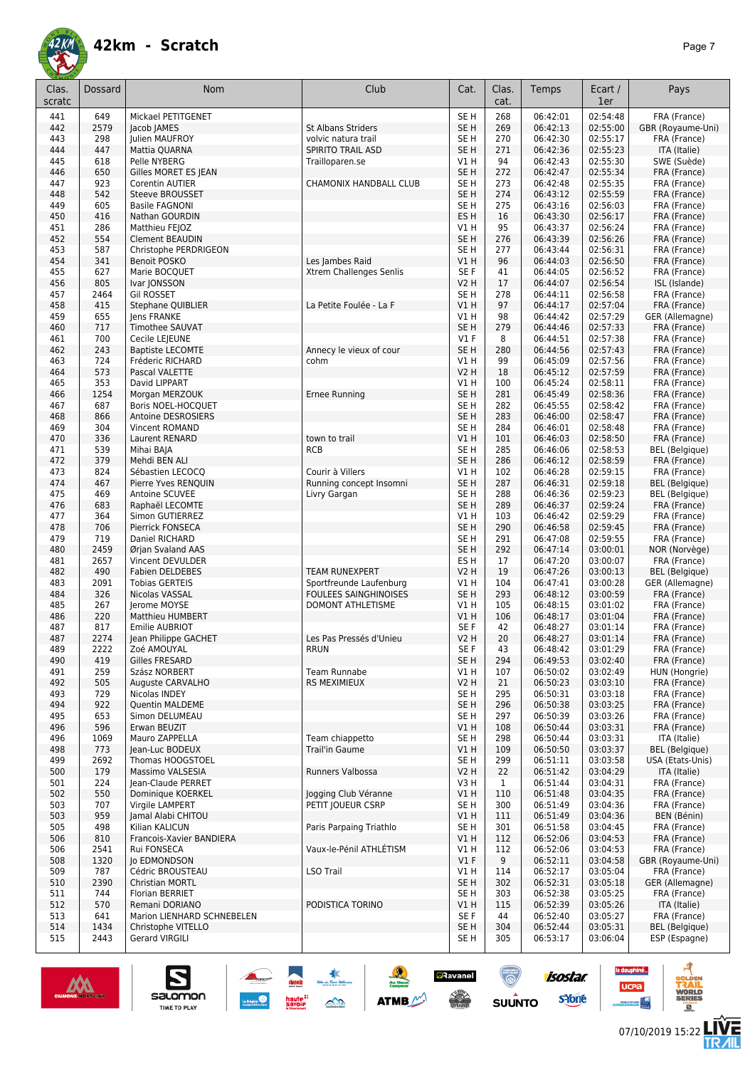# 42km - Scratch

| Clas. scratc | Dossard | Nom | Club | Cat. | Clas. cat. | Temps | Ecart / 1er | Pays |
|---|---|---|---|---|---|---|---|---|
| 441 | 649 | Mickael PETITGENET | | SE H | 268 | 06:42:01 | 02:54:48 | FRA (France) |
| 442 | 2579 | Jacob JAMES | St Albans Striders | SE H | 269 | 06:42:13 | 02:55:00 | GBR (Royaume-Uni) |
| 443 | 298 | Julien MAUFROY | volvic natura trail | SE H | 270 | 06:42:30 | 02:55:17 | FRA (France) |
| 444 | 447 | Mattia QUARNA | SPIRITO TRAIL ASD | SE H | 271 | 06:42:36 | 02:55:23 | ITA (Italie) |
| 445 | 618 | Pelle NYBERG | Traillоparen.se | V1 H | 94 | 06:42:43 | 02:55:30 | SWE (Suède) |
| 446 | 650 | Gilles MORET ES JEAN | | SE H | 272 | 06:42:47 | 02:55:34 | FRA (France) |
| 447 | 923 | Corentin AUTIER | CHAMONIX HANDBALL CLUB | SE H | 273 | 06:42:48 | 02:55:35 | FRA (France) |
| 448 | 542 | Steeve BROUSSET | | SE H | 274 | 06:43:12 | 02:55:59 | FRA (France) |
| 449 | 605 | Basile FAGNONI | | SE H | 275 | 06:43:16 | 02:56:03 | FRA (France) |
| 450 | 416 | Nathan GOURDIN | | ES H | 16 | 06:43:30 | 02:56:17 | FRA (France) |
| 451 | 286 | Matthieu FEJOZ | | V1 H | 95 | 06:43:37 | 02:56:24 | FRA (France) |
| 452 | 554 | Clement BEAUDIN | | SE H | 276 | 06:43:39 | 02:56:26 | FRA (France) |
| 453 | 587 | Christophe PERDRIGEON | | SE H | 277 | 06:43:44 | 02:56:31 | FRA (France) |
| 454 | 341 | Benoit POSKO | Les Jambes Raid | V1 H | 96 | 06:44:03 | 02:56:50 | FRA (France) |
| 455 | 627 | Marie BOCQUET | Xtrem Challenges Senlis | SE F | 41 | 06:44:05 | 02:56:52 | FRA (France) |
| 456 | 805 | Ivar JONSSON | | V2 H | 17 | 06:44:07 | 02:56:54 | ISL (Islande) |
| 457 | 2464 | Gil ROSSET | | SE H | 278 | 06:44:11 | 02:56:58 | FRA (France) |
| 458 | 415 | Stephane QUIBLIER | La Petite Foulée - La F | V1 H | 97 | 06:44:17 | 02:57:04 | FRA (France) |
| 459 | 655 | Jens FRANKE | | V1 H | 98 | 06:44:42 | 02:57:29 | GER (Allemagne) |
| 460 | 717 | Timothee SAUVAT | | SE H | 279 | 06:44:46 | 02:57:33 | FRA (France) |
| 461 | 700 | Cecile LEJEUNE | | V1 F | 8 | 06:44:51 | 02:57:38 | FRA (France) |
| 462 | 243 | Baptiste LECOMTE | Annecy le vieux of cour | SE H | 280 | 06:44:56 | 02:57:43 | FRA (France) |
| 463 | 724 | Fréderic RICHARD | cohm | V1 H | 99 | 06:45:09 | 02:57:56 | FRA (France) |
| 464 | 573 | Pascal VALETTE | | V2 H | 18 | 06:45:12 | 02:57:59 | FRA (France) |
| 465 | 353 | David LIPPART | | V1 H | 100 | 06:45:24 | 02:58:11 | FRA (France) |
| 466 | 1254 | Morgan MERZOUK | Ernee Running | SE H | 281 | 06:45:49 | 02:58:36 | FRA (France) |
| 467 | 687 | Boris NOEL-HOCQUET | | SE H | 282 | 06:45:55 | 02:58:42 | FRA (France) |
| 468 | 866 | Antoine DESROSIERS | | SE H | 283 | 06:46:00 | 02:58:47 | FRA (France) |
| 469 | 304 | Vincent ROMAND | | SE H | 284 | 06:46:01 | 02:58:48 | FRA (France) |
| 470 | 336 | Laurent RENARD | town to trail | V1 H | 101 | 06:46:03 | 02:58:50 | FRA (France) |
| 471 | 539 | Mihai BAJA | RCB | SE H | 285 | 06:46:06 | 02:58:53 | BEL (Belgique) |
| 472 | 379 | Mehdi BEN ALI | | SE H | 286 | 06:46:12 | 02:58:59 | FRA (France) |
| 473 | 824 | Sébastien LECOCQ | Courir à Villers | V1 H | 102 | 06:46:28 | 02:59:15 | FRA (France) |
| 474 | 467 | Pierre Yves RENQUIN | Running concept Insomni | SE H | 287 | 06:46:31 | 02:59:18 | BEL (Belgique) |
| 475 | 469 | Antoine SCUVEE | Livry Gargan | SE H | 288 | 06:46:36 | 02:59:23 | BEL (Belgique) |
| 476 | 683 | Raphaël LECOMTE | | SE H | 289 | 06:46:37 | 02:59:24 | FRA (France) |
| 477 | 364 | Simon GUTIERREZ | | V1 H | 103 | 06:46:42 | 02:59:29 | FRA (France) |
| 478 | 706 | Pierrick FONSECA | | SE H | 290 | 06:46:58 | 02:59:45 | FRA (France) |
| 479 | 719 | Daniel RICHARD | | SE H | 291 | 06:47:08 | 02:59:55 | FRA (France) |
| 480 | 2459 | Ørjan Svaland AAS | | SE H | 292 | 06:47:14 | 03:00:01 | NOR (Norvège) |
| 481 | 2657 | Vincent DEVULDER | | ES H | 17 | 06:47:20 | 03:00:07 | FRA (France) |
| 482 | 490 | Fabien DELDEBES | TEAM RUNEXPERT | V2 H | 19 | 06:47:26 | 03:00:13 | BEL (Belgique) |
| 483 | 2091 | Tobias GERTEIS | Sportfreunde Laufenburg | V1 H | 104 | 06:47:41 | 03:00:28 | GER (Allemagne) |
| 484 | 326 | Nicolas VASSAL | FOULEES SAINGHINOISES | SE H | 293 | 06:48:12 | 03:00:59 | FRA (France) |
| 485 | 267 | Jerome MOYSE | DOMONT ATHLETISME | V1 H | 105 | 06:48:15 | 03:01:02 | FRA (France) |
| 486 | 220 | Matthieu HUMBERT | | V1 H | 106 | 06:48:17 | 03:01:04 | FRA (France) |
| 487 | 817 | Emilie AUBRIOT | | SE F | 42 | 06:48:27 | 03:01:14 | FRA (France) |
| 487 | 2274 | Jean Philippe GACHET | Les Pas Pressés d'Unieu | V2 H | 20 | 06:48:27 | 03:01:14 | FRA (France) |
| 489 | 2222 | Zoé AMOUYAL | RRUN | SE F | 43 | 06:48:42 | 03:01:29 | FRA (France) |
| 490 | 419 | Gilles FRESARD | | SE H | 294 | 06:49:53 | 03:02:40 | FRA (France) |
| 491 | 259 | Szász NORBERT | Team Runnabe | V1 H | 107 | 06:50:02 | 03:02:49 | HUN (Hongrie) |
| 492 | 505 | Auguste CARVALHO | RS MEXIMIEUX | V2 H | 21 | 06:50:23 | 03:03:10 | FRA (France) |
| 493 | 729 | Nicolas INDEY | | SE H | 295 | 06:50:31 | 03:03:18 | FRA (France) |
| 494 | 922 | Quentin MALDEME | | SE H | 296 | 06:50:38 | 03:03:25 | FRA (France) |
| 495 | 653 | Simon DELUMEAU | | SE H | 297 | 06:50:39 | 03:03:26 | FRA (France) |
| 496 | 596 | Erwan BEUZIT | | V1 H | 108 | 06:50:44 | 03:03:31 | FRA (France) |
| 496 | 1069 | Mauro ZAPPELLA | Team chiappetto | SE H | 298 | 06:50:44 | 03:03:31 | ITA (Italie) |
| 498 | 773 | Jean-Luc BODEUX | Trail'in Gaume | V1 H | 109 | 06:50:50 | 03:03:37 | BEL (Belgique) |
| 499 | 2692 | Thomas HOOGSTOEL | | SE H | 299 | 06:51:11 | 03:03:58 | USA (Etats-Unis) |
| 500 | 179 | Massimo VALSESIA | Runners Valbossa | V2 H | 22 | 06:51:42 | 03:04:29 | ITA (Italie) |
| 501 | 224 | Jean-Claude PERRET | | V3 H | 1 | 06:51:44 | 03:04:31 | FRA (France) |
| 502 | 550 | Dominique KOERKEL | Jogging Club Véranne | V1 H | 110 | 06:51:48 | 03:04:35 | FRA (France) |
| 503 | 707 | Virgile LAMPERT | PETIT JOUEUR CSRP | SE H | 300 | 06:51:49 | 03:04:36 | FRA (France) |
| 503 | 959 | Jamal Alabi CHITOU | | V1 H | 111 | 06:51:49 | 03:04:36 | BEN (Bénin) |
| 505 | 498 | Kilian KALICUN | Paris Parpaing Triathlo | SE H | 301 | 06:51:58 | 03:04:45 | FRA (France) |
| 506 | 810 | Francois-Xavier BANDIERA | | V1 H | 112 | 06:52:06 | 03:04:53 | FRA (France) |
| 506 | 2541 | Rui FONSECA | Vaux-le-Pénil ATHLÉTISM | V1 H | 112 | 06:52:06 | 03:04:53 | FRA (France) |
| 508 | 1320 | Jo EDMONDSON | | V1 F | 9 | 06:52:11 | 03:04:58 | GBR (Royaume-Uni) |
| 509 | 787 | Cédric BROUSTEAU | LSO Trail | V1 H | 114 | 06:52:17 | 03:05:04 | FRA (France) |
| 510 | 2390 | Christian MORTL | | SE H | 302 | 06:52:31 | 03:05:18 | GER (Allemagne) |
| 511 | 744 | Florian BERRIET | | SE H | 303 | 06:52:38 | 03:05:25 | FRA (France) |
| 512 | 570 | Remani DORIANO | PODISTICA TORINO | V1 H | 115 | 06:52:39 | 03:05:26 | ITA (Italie) |
| 513 | 641 | Marion LIENHARD SCHNEBELEN | | SE F | 44 | 06:52:40 | 03:05:27 | FRA (France) |
| 514 | 1434 | Christophe VITELLO | | SE H | 304 | 06:52:44 | 03:05:31 | BEL (Belgique) |
| 515 | 2443 | Gerard VIRGILI | | SE H | 305 | 06:53:17 | 03:06:04 | ESP (Espagne) |

07/10/2019 15:22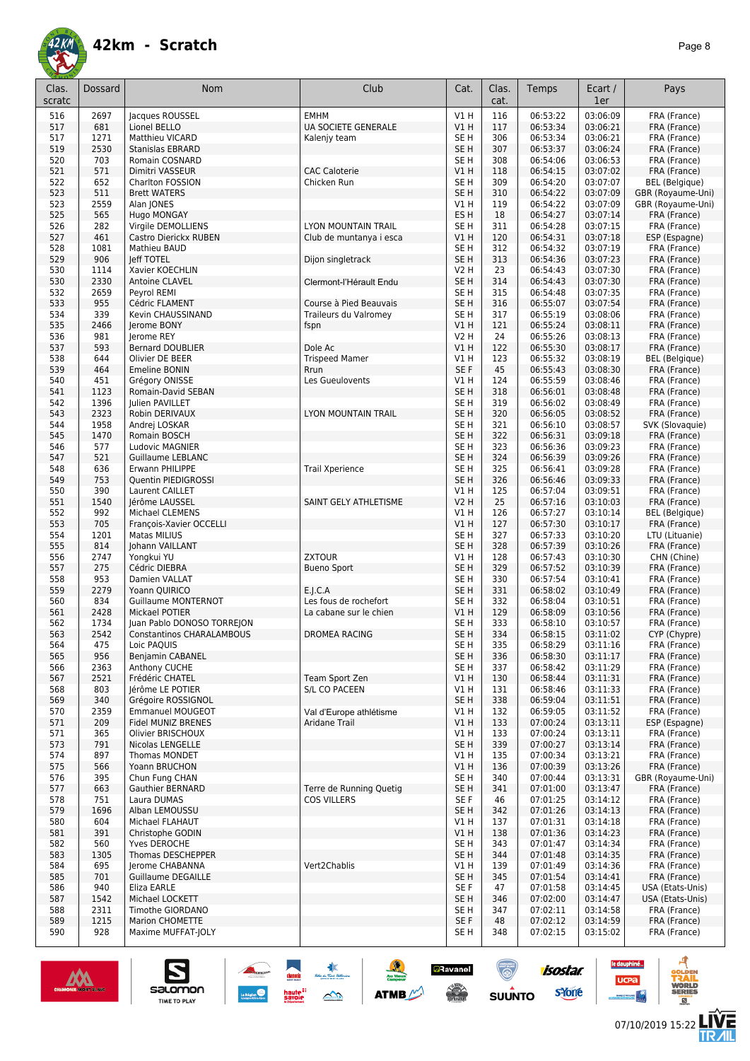# 42km - Scratch

| Clas. scratc | Dossard | Nom | Club | Cat. | Clas. cat. | Temps | Ecart / 1er | Pays |
|---|---|---|---|---|---|---|---|---|
| 516 | 2697 | Jacques ROUSSEL | EMHM | V1 H | 116 | 06:53:22 | 03:06:09 | FRA (France) |
| 517 | 681 | Lionel BELLO | UA SOCIETE GENERALE | V1 H | 117 | 06:53:34 | 03:06:21 | FRA (France) |
| 517 | 1271 | Matthieu VICARD | Kalenjy team | SE H | 306 | 06:53:34 | 03:06:21 | FRA (France) |
| 519 | 2530 | Stanislas EBRARD | | SE H | 307 | 06:53:37 | 03:06:24 | FRA (France) |
| 520 | 703 | Romain COSNARD | | SE H | 308 | 06:54:06 | 03:06:53 | FRA (France) |
| 521 | 571 | Dimitri VASSEUR | CAC Caloterie | V1 H | 118 | 06:54:15 | 03:07:02 | FRA (France) |
| 522 | 652 | Charlton FOSSION | Chicken Run | SE H | 309 | 06:54:20 | 03:07:07 | BEL (Belgique) |
| 523 | 511 | Brett WATERS | | SE H | 310 | 06:54:22 | 03:07:09 | GBR (Royaume-Uni) |
| 523 | 2559 | Alan JONES | | V1 H | 119 | 06:54:22 | 03:07:09 | GBR (Royaume-Uni) |
| 525 | 565 | Hugo MONGAY | | ES H | 18 | 06:54:27 | 03:07:14 | FRA (France) |
| 526 | 282 | Virgile DEMOLLIENS | LYON MOUNTAIN TRAIL | SE H | 311 | 06:54:28 | 03:07:15 | FRA (France) |
| 527 | 461 | Castro Dierickx RUBEN | Club de muntanya i esca | V1 H | 120 | 06:54:31 | 03:07:18 | ESP (Espagne) |
| 528 | 1081 | Mathieu BAUD | | SE H | 312 | 06:54:32 | 03:07:19 | FRA (France) |
| 529 | 906 | Jeff TOTEL | Dijon singletrack | SE H | 313 | 06:54:36 | 03:07:23 | FRA (France) |
| 530 | 1114 | Xavier KOECHLIN | | V2 H | 23 | 06:54:43 | 03:07:30 | FRA (France) |
| 530 | 2330 | Antoine CLAVEL | Clermont-l'Hérault Endu | SE H | 314 | 06:54:43 | 03:07:30 | FRA (France) |
| 532 | 2659 | Peyrol REMI | | SE H | 315 | 06:54:48 | 03:07:35 | FRA (France) |
| 533 | 955 | Cédric FLAMENT | Course à Pied Beauvais | SE H | 316 | 06:55:07 | 03:07:54 | FRA (France) |
| 534 | 339 | Kevin CHAUSSINAND | Traileurs du Valromey | SE H | 317 | 06:55:19 | 03:08:06 | FRA (France) |
| 535 | 2466 | Jerome BONY | fspn | V1 H | 121 | 06:55:24 | 03:08:11 | FRA (France) |
| 536 | 981 | Jerome REY | | V2 H | 24 | 06:55:26 | 03:08:13 | FRA (France) |
| 537 | 593 | Bernard DOUBLIER | Dole Ac | V1 H | 122 | 06:55:30 | 03:08:17 | FRA (France) |
| 538 | 644 | Olivier DE BEER | Trispeed Mamer | V1 H | 123 | 06:55:32 | 03:08:19 | BEL (Belgique) |
| 539 | 464 | Emeline BONIN | Rrun | SE F | 45 | 06:55:43 | 03:08:30 | FRA (France) |
| 540 | 451 | Grégory ONISSE | Les Gueulovents | V1 H | 124 | 06:55:59 | 03:08:46 | FRA (France) |
| 541 | 1123 | Romain-David SEBAN | | SE H | 318 | 06:56:01 | 03:08:48 | FRA (France) |
| 542 | 1396 | Julien PAVILLET | | SE H | 319 | 06:56:02 | 03:08:49 | FRA (France) |
| 543 | 2323 | Robin DERIVAUX | LYON MOUNTAIN TRAIL | SE H | 320 | 06:56:05 | 03:08:52 | FRA (France) |
| 544 | 1958 | Andrej LOSKAR | | SE H | 321 | 06:56:10 | 03:08:57 | SVK (Slovaquie) |
| 545 | 1470 | Romain BOSCH | | SE H | 322 | 06:56:31 | 03:09:18 | FRA (France) |
| 546 | 577 | Ludovic MAGNIER | | SE H | 323 | 06:56:36 | 03:09:23 | FRA (France) |
| 547 | 521 | Guillaume LEBLANC | | SE H | 324 | 06:56:39 | 03:09:26 | FRA (France) |
| 548 | 636 | Erwann PHILIPPE | Trail Xperience | SE H | 325 | 06:56:41 | 03:09:28 | FRA (France) |
| 549 | 753 | Quentin PIEDIGROSSI | | SE H | 326 | 06:56:46 | 03:09:33 | FRA (France) |
| 550 | 390 | Laurent CAILLET | | V1 H | 125 | 06:57:04 | 03:09:51 | FRA (France) |
| 551 | 1540 | Jérôme LAUSSEL | SAINT GELY ATHLETISME | V2 H | 25 | 06:57:16 | 03:10:03 | FRA (France) |
| 552 | 992 | Michael CLEMENS | | V1 H | 126 | 06:57:27 | 03:10:14 | BEL (Belgique) |
| 553 | 705 | François-Xavier OCCELLI | | V1 H | 127 | 06:57:30 | 03:10:17 | FRA (France) |
| 554 | 1201 | Matas MILIUS | | SE H | 327 | 06:57:33 | 03:10:20 | LTU (Lituanie) |
| 555 | 814 | Johann VAILLANT | | SE H | 328 | 06:57:39 | 03:10:26 | FRA (France) |
| 556 | 2747 | Yongkui YU | ZXTOUR | V1 H | 128 | 06:57:43 | 03:10:30 | CHN (Chine) |
| 557 | 275 | Cédric DIEBRA | Bueno Sport | SE H | 329 | 06:57:52 | 03:10:39 | FRA (France) |
| 558 | 953 | Damien VALLAT | | SE H | 330 | 06:57:54 | 03:10:41 | FRA (France) |
| 559 | 2279 | Yoann QUIRICO | E.J.C.A | SE H | 331 | 06:58:02 | 03:10:49 | FRA (France) |
| 560 | 834 | Guillaume MONTERNOT | Les fous de rochefort | SE H | 332 | 06:58:04 | 03:10:51 | FRA (France) |
| 561 | 2428 | Mickael POTIER | La cabane sur le chien | V1 H | 129 | 06:58:09 | 03:10:56 | FRA (France) |
| 562 | 1734 | Juan Pablo DONOSO TORREJON | | SE H | 333 | 06:58:10 | 03:10:57 | FRA (France) |
| 563 | 2542 | Constantinos CHARALAMBOUS | DROMEA RACING | SE H | 334 | 06:58:15 | 03:11:02 | CYP (Chypre) |
| 564 | 475 | Loic PAQUIS | | SE H | 335 | 06:58:29 | 03:11:16 | FRA (France) |
| 565 | 956 | Benjamin CABANEL | | SE H | 336 | 06:58:30 | 03:11:17 | FRA (France) |
| 566 | 2363 | Anthony CUCHE | | SE H | 337 | 06:58:42 | 03:11:29 | FRA (France) |
| 567 | 2521 | Frédéric CHATEL | Team Sport Zen | V1 H | 130 | 06:58:44 | 03:11:31 | FRA (France) |
| 568 | 803 | Jérôme LE POTIER | S/L CO PACEEN | V1 H | 131 | 06:58:46 | 03:11:33 | FRA (France) |
| 569 | 340 | Grégoire ROSSIGNOL | | SE H | 338 | 06:59:04 | 03:11:51 | FRA (France) |
| 570 | 2359 | Emmanuel MOUGEOT | Val d'Europe athlétisme | V1 H | 132 | 06:59:05 | 03:11:52 | FRA (France) |
| 571 | 209 | Fidel MUNIZ BRENES | Aridane Trail | V1 H | 133 | 07:00:24 | 03:13:11 | ESP (Espagne) |
| 571 | 365 | Olivier BRISCHOUX | | V1 H | 133 | 07:00:24 | 03:13:11 | FRA (France) |
| 573 | 791 | Nicolas LENGELLE | | SE H | 339 | 07:00:27 | 03:13:14 | FRA (France) |
| 574 | 897 | Thomas MONDET | | V1 H | 135 | 07:00:34 | 03:13:21 | FRA (France) |
| 575 | 566 | Yoann BRUCHON | | V1 H | 136 | 07:00:39 | 03:13:26 | FRA (France) |
| 576 | 395 | Chun Fung CHAN | | SE H | 340 | 07:00:44 | 03:13:31 | GBR (Royaume-Uni) |
| 577 | 663 | Gauthier BERNARD | Terre de Running Quetig | SE H | 341 | 07:01:00 | 03:13:47 | FRA (France) |
| 578 | 751 | Laura DUMAS | COS VILLERS | SE F | 46 | 07:01:25 | 03:14:12 | FRA (France) |
| 579 | 1696 | Alban LEMOUSSU | | SE H | 342 | 07:01:26 | 03:14:13 | FRA (France) |
| 580 | 604 | Michael FLAHAUT | | V1 H | 137 | 07:01:31 | 03:14:18 | FRA (France) |
| 581 | 391 | Christophe GODIN | | V1 H | 138 | 07:01:36 | 03:14:23 | FRA (France) |
| 582 | 560 | Yves DEROCHE | | SE H | 343 | 07:01:47 | 03:14:34 | FRA (France) |
| 583 | 1305 | Thomas DESCHEPPER | | SE H | 344 | 07:01:48 | 03:14:35 | FRA (France) |
| 584 | 695 | Jerome CHABANNA | Vert2Chablis | V1 H | 139 | 07:01:49 | 03:14:36 | FRA (France) |
| 585 | 701 | Guillaume DEGAILLE | | SE H | 345 | 07:01:54 | 03:14:41 | FRA (France) |
| 586 | 940 | Eliza EARLE | | SE F | 47 | 07:01:58 | 03:14:45 | USA (Etats-Unis) |
| 587 | 1542 | Michael LOCKETT | | SE H | 346 | 07:02:00 | 03:14:47 | USA (Etats-Unis) |
| 588 | 2311 | Timothe GIORDANO | | SE H | 347 | 07:02:11 | 03:14:58 | FRA (France) |
| 589 | 1215 | Marion CHOMETTE | | SE F | 48 | 07:02:12 | 03:14:59 | FRA (France) |
| 590 | 928 | Maxime MUFFAT-JOLY | | SE H | 348 | 07:02:15 | 03:15:02 | FRA (France) |

07/10/2019 15:22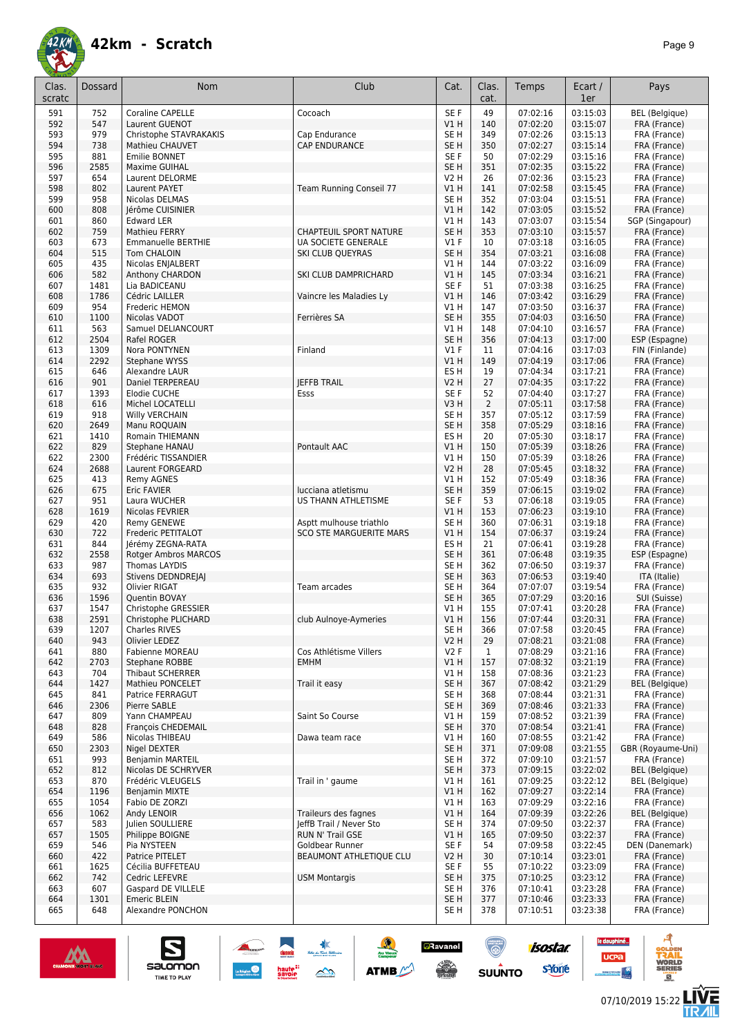# 42km - Scratch

| Clas. scratc | Dossard | Nom | Club | Cat. | Clas. cat. | Temps | Ecart / 1er | Pays |
|---|---|---|---|---|---|---|---|---|
| 591 | 752 | Coraline CAPELLE | Cocoach | SE F | 49 | 07:02:16 | 03:15:03 | BEL (Belgique) |
| 592 | 547 | Laurent GUENOT | | V1 H | 140 | 07:02:20 | 03:15:07 | FRA (France) |
| 593 | 979 | Christophe STAVRAKAKIS | Cap Endurance | SE H | 349 | 07:02:26 | 03:15:13 | FRA (France) |
| 594 | 738 | Mathieu CHAUVET | CAP ENDURANCE | SE H | 350 | 07:02:27 | 03:15:14 | FRA (France) |
| 595 | 881 | Emilie BONNET | | SE F | 50 | 07:02:29 | 03:15:16 | FRA (France) |
| 596 | 2585 | Maxime GUIHAL | | SE H | 351 | 07:02:35 | 03:15:22 | FRA (France) |
| 597 | 654 | Laurent DELORME | | V2 H | 26 | 07:02:36 | 03:15:23 | FRA (France) |
| 598 | 802 | Laurent PAYET | Team Running Conseil 77 | V1 H | 141 | 07:02:58 | 03:15:45 | FRA (France) |
| 599 | 958 | Nicolas DELMAS | | SE H | 352 | 07:03:04 | 03:15:51 | FRA (France) |
| 600 | 808 | Jérôme CUISINIER | | V1 H | 142 | 07:03:05 | 03:15:52 | FRA (France) |
| 601 | 860 | Edward LER | | V1 H | 143 | 07:03:07 | 03:15:54 | SGP (Singapour) |
| 602 | 759 | Mathieu FERRY | CHAPTEUIL SPORT NATURE | SE H | 353 | 07:03:10 | 03:15:57 | FRA (France) |
| 603 | 673 | Emmanuelle BERTHIE | UA SOCIETE GENERALE | V1 F | 10 | 07:03:18 | 03:16:05 | FRA (France) |
| 604 | 515 | Tom CHALOIN | SKI CLUB QUEYRAS | SE H | 354 | 07:03:21 | 03:16:08 | FRA (France) |
| 605 | 435 | Nicolas ENJALBERT | | V1 H | 144 | 07:03:22 | 03:16:09 | FRA (France) |
| 606 | 582 | Anthony CHARDON | SKI CLUB DAMPRICHARD | V1 H | 145 | 07:03:34 | 03:16:21 | FRA (France) |
| 607 | 1481 | Lia BADICEANU | | SE F | 51 | 07:03:38 | 03:16:25 | FRA (France) |
| 608 | 1786 | Cédric LAILLER | Vaincre les Maladies Ly | V1 H | 146 | 07:03:42 | 03:16:29 | FRA (France) |
| 609 | 954 | Frederic HEMON | | V1 H | 147 | 07:03:50 | 03:16:37 | FRA (France) |
| 610 | 1100 | Nicolas VADOT | Ferrières SA | SE H | 355 | 07:04:03 | 03:16:50 | FRA (France) |
| 611 | 563 | Samuel DELIANCOURT | | V1 H | 148 | 07:04:10 | 03:16:57 | FRA (France) |
| 612 | 2504 | Rafel ROGER | | SE H | 356 | 07:04:13 | 03:17:00 | ESP (Espagne) |
| 613 | 1309 | Nora PONTYNEN | Finland | V1 F | 11 | 07:04:16 | 03:17:03 | FIN (Finlande) |
| 614 | 2292 | Stephane WYSS | | V1 H | 149 | 07:04:19 | 03:17:06 | FRA (France) |
| 615 | 646 | Alexandre LAUR | | ES H | 19 | 07:04:34 | 03:17:21 | FRA (France) |
| 616 | 901 | Daniel TERPEREAU | JEFFB TRAIL | V2 H | 27 | 07:04:35 | 03:17:22 | FRA (France) |
| 617 | 1393 | Elodie CUCHE | Esss | SE F | 52 | 07:04:40 | 03:17:27 | FRA (France) |
| 618 | 616 | Michel LOCATELLI | | V3 H | 2 | 07:05:11 | 03:17:58 | FRA (France) |
| 619 | 918 | Willy VERCHAIN | | SE H | 357 | 07:05:12 | 03:17:59 | FRA (France) |
| 620 | 2649 | Manu ROQUAIN | | SE H | 358 | 07:05:29 | 03:18:16 | FRA (France) |
| 621 | 1410 | Romain THIEMANN | | ES H | 20 | 07:05:30 | 03:18:17 | FRA (France) |
| 622 | 829 | Stephane HANAU | Pontault AAC | V1 H | 150 | 07:05:39 | 03:18:26 | FRA (France) |
| 622 | 2300 | Frédéric TISSANDIER | | V1 H | 150 | 07:05:39 | 03:18:26 | FRA (France) |
| 624 | 2688 | Laurent FORGEARD | | V2 H | 28 | 07:05:45 | 03:18:32 | FRA (France) |
| 625 | 413 | Remy AGNES | | V1 H | 152 | 07:05:49 | 03:18:36 | FRA (France) |
| 626 | 675 | Eric FAVIER | lucciana atletismu | SE H | 359 | 07:06:15 | 03:19:02 | FRA (France) |
| 627 | 951 | Laura WUCHER | US THANN ATHLETISME | SE F | 53 | 07:06:18 | 03:19:05 | FRA (France) |
| 628 | 1619 | Nicolas FEVRIER | | V1 H | 153 | 07:06:23 | 03:19:10 | FRA (France) |
| 629 | 420 | Remy GENEWE | Asptt mulhouse triathlo | SE H | 360 | 07:06:31 | 03:19:18 | FRA (France) |
| 630 | 722 | Frederic PETITALOT | SCO STE MARGUERITE MARS | V1 H | 154 | 07:06:37 | 03:19:24 | FRA (France) |
| 631 | 844 | Jérémy ZEGNA-RATA | | ES H | 21 | 07:06:41 | 03:19:28 | FRA (France) |
| 632 | 2558 | Rotger Ambros MARCOS | | SE H | 361 | 07:06:48 | 03:19:35 | ESP (Espagne) |
| 633 | 987 | Thomas LAYDIS | | SE H | 362 | 07:06:50 | 03:19:37 | FRA (France) |
| 634 | 693 | Stivens DEDNDREJAJ | | SE H | 363 | 07:06:53 | 03:19:40 | ITA (Italie) |
| 635 | 932 | Olivier RIGAT | Team arcades | SE H | 364 | 07:07:07 | 03:19:54 | FRA (France) |
| 636 | 1596 | Quentin BOVAY | | SE H | 365 | 07:07:29 | 03:20:16 | SUI (Suisse) |
| 637 | 1547 | Christophe GRESSIER | | V1 H | 155 | 07:07:41 | 03:20:28 | FRA (France) |
| 638 | 2591 | Christophe PLICHARD | club Aulnoye-Aymeries | V1 H | 156 | 07:07:44 | 03:20:31 | FRA (France) |
| 639 | 1207 | Charles RIVES | | SE H | 366 | 07:07:58 | 03:20:45 | FRA (France) |
| 640 | 943 | Olivier LEDEZ | | V2 H | 29 | 07:08:21 | 03:21:08 | FRA (France) |
| 641 | 880 | Fabienne MOREAU | Cos Athlétisme Villers | V2 F | 1 | 07:08:29 | 03:21:16 | FRA (France) |
| 642 | 2703 | Stephane ROBBE | EMHM | V1 H | 157 | 07:08:32 | 03:21:19 | FRA (France) |
| 643 | 704 | Thibaut SCHERRER | | V1 H | 158 | 07:08:36 | 03:21:23 | FRA (France) |
| 644 | 1427 | Mathieu PONCELET | Trail it easy | SE H | 367 | 07:08:42 | 03:21:29 | BEL (Belgique) |
| 645 | 841 | Patrice FERRAGUT | | SE H | 368 | 07:08:44 | 03:21:31 | FRA (France) |
| 646 | 2306 | Pierre SABLE | | SE H | 369 | 07:08:46 | 03:21:33 | FRA (France) |
| 647 | 809 | Yann CHAMPEAU | Saint So Course | V1 H | 159 | 07:08:52 | 03:21:39 | FRA (France) |
| 648 | 828 | François CHEDEMAIL | | SE H | 370 | 07:08:54 | 03:21:41 | FRA (France) |
| 649 | 586 | Nicolas THIBEAU | Dawa team race | V1 H | 160 | 07:08:55 | 03:21:42 | FRA (France) |
| 650 | 2303 | Nigel DEXTER | | SE H | 371 | 07:09:08 | 03:21:55 | GBR (Royaume-Uni) |
| 651 | 993 | Benjamin MARTEIL | | SE H | 372 | 07:09:10 | 03:21:57 | FRA (France) |
| 652 | 812 | Nicolas DE SCHRYVER | | SE H | 373 | 07:09:15 | 03:22:02 | BEL (Belgique) |
| 653 | 870 | Frédéric VLEUGELS | Trail in ' gaume | V1 H | 161 | 07:09:25 | 03:22:12 | BEL (Belgique) |
| 654 | 1196 | Benjamin MIXTE | | V1 H | 162 | 07:09:27 | 03:22:14 | FRA (France) |
| 655 | 1054 | Fabio DE ZORZI | | V1 H | 163 | 07:09:29 | 03:22:16 | FRA (France) |
| 656 | 1062 | Andy LENOIR | Traileurs des fagnes | V1 H | 164 | 07:09:39 | 03:22:26 | BEL (Belgique) |
| 657 | 583 | Julien SOULLIERE | JeffB Trail / Never Sto | SE H | 374 | 07:09:50 | 03:22:37 | FRA (France) |
| 657 | 1505 | Philippe BOIGNE | RUN N' Trail GSE | V1 H | 165 | 07:09:50 | 03:22:37 | FRA (France) |
| 659 | 546 | Pia NYSTEEN | Goldbear Runner | SE F | 54 | 07:09:58 | 03:22:45 | DEN (Danemark) |
| 660 | 422 | Patrice PITELET | BEAUMONT ATHLETIQUE CLU | V2 H | 30 | 07:10:14 | 03:23:01 | FRA (France) |
| 661 | 1625 | Cécilia BUFFETEAU | | SE F | 55 | 07:10:22 | 03:23:09 | FRA (France) |
| 662 | 742 | Cedric LEFEVRE | USM Montargis | SE H | 375 | 07:10:25 | 03:23:12 | FRA (France) |
| 663 | 607 | Gaspard DE VILLELE | | SE H | 376 | 07:10:41 | 03:23:28 | FRA (France) |
| 664 | 1301 | Emeric BLEIN | | SE H | 377 | 07:10:46 | 03:23:33 | FRA (France) |
| 665 | 648 | Alexandre PONCHON | | SE H | 378 | 07:10:51 | 03:23:38 | FRA (France) |

07/10/2019 15:22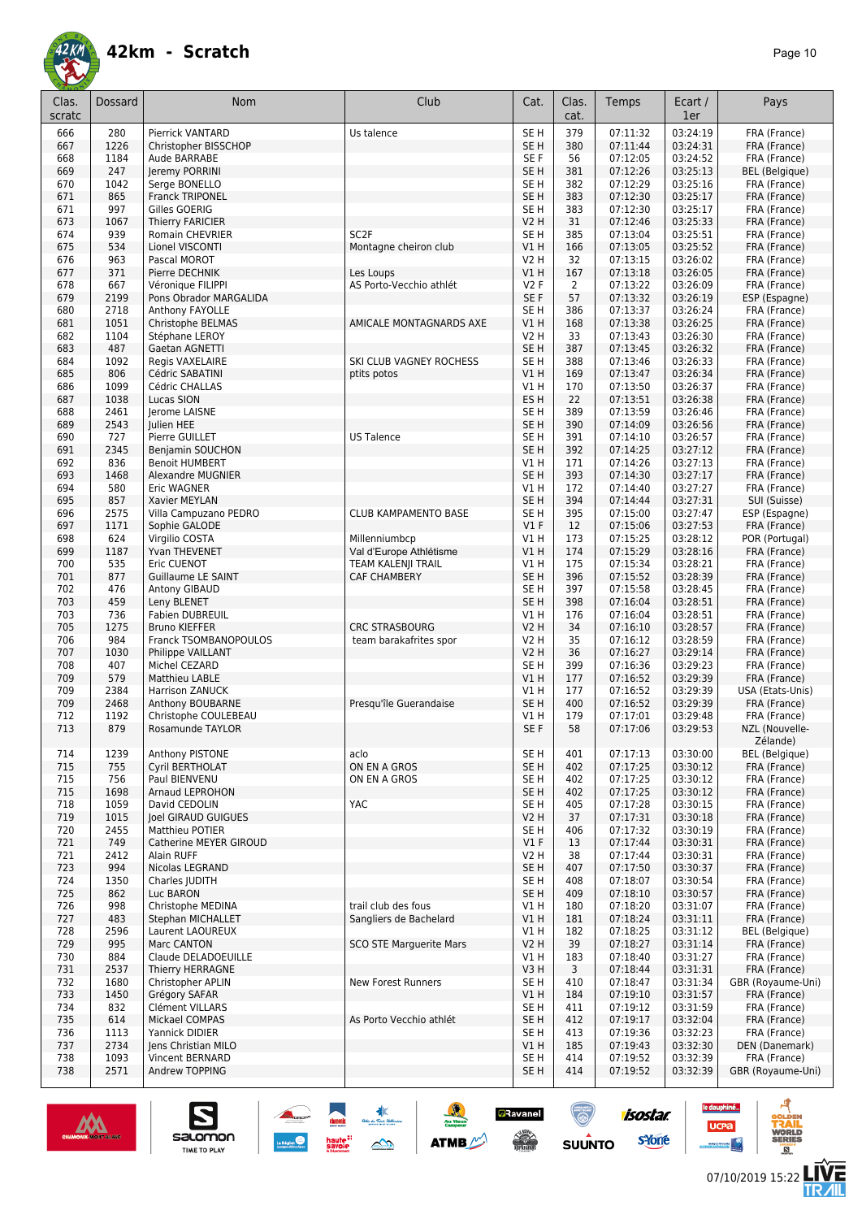# 42km - Scratch

| Clas. scratc | Dossard | Nom | Club | Cat. | Clas. cat. | Temps | Ecart / 1er | Pays |
|---|---|---|---|---|---|---|---|---|
| 666 | 280 | Pierrick VANTARD | Us talence | SE H | 379 | 07:11:32 | 03:24:19 | FRA (France) |
| 667 | 1226 | Christopher BISSCHOP | | SE H | 380 | 07:11:44 | 03:24:31 | FRA (France) |
| 668 | 1184 | Aude BARRABE | | SE F | 56 | 07:12:05 | 03:24:52 | FRA (France) |
| 669 | 247 | Jeremy PORRINI | | SE H | 381 | 07:12:26 | 03:25:13 | BEL (Belgique) |
| 670 | 1042 | Serge BONELLO | | SE H | 382 | 07:12:29 | 03:25:16 | FRA (France) |
| 671 | 865 | Franck TRIPONEL | | SE H | 383 | 07:12:30 | 03:25:17 | FRA (France) |
| 671 | 997 | Gilles GOERIG | | SE H | 383 | 07:12:30 | 03:25:17 | FRA (France) |
| 673 | 1067 | Thierry FARICIER | | V2 H | 31 | 07:12:46 | 03:25:33 | FRA (France) |
| 674 | 939 | Romain CHEVRIER | SC2F | SE H | 385 | 07:13:04 | 03:25:51 | FRA (France) |
| 675 | 534 | Lionel VISCONTI | Montagne cheiron club | V1 H | 166 | 07:13:05 | 03:25:52 | FRA (France) |
| 676 | 963 | Pascal MOROT | | V2 H | 32 | 07:13:15 | 03:26:02 | FRA (France) |
| 677 | 371 | Pierre DECHNIK | Les Loups | V1 H | 167 | 07:13:18 | 03:26:05 | FRA (France) |
| 678 | 667 | Véronique FILIPPI | AS Porto-Vecchio athlét | V2 F | 2 | 07:13:22 | 03:26:09 | FRA (France) |
| 679 | 2199 | Pons Obrador MARGALIDA | | SE F | 57 | 07:13:32 | 03:26:19 | ESP (Espagne) |
| 680 | 2718 | Anthony FAYOLLE | | SE H | 386 | 07:13:37 | 03:26:24 | FRA (France) |
| 681 | 1051 | Christophe BELMAS | AMICALE MONTAGNARDS AXE | V1 H | 168 | 07:13:38 | 03:26:25 | FRA (France) |
| 682 | 1104 | Stéphane LEROY | | V2 H | 33 | 07:13:43 | 03:26:30 | FRA (France) |
| 683 | 487 | Gaetan AGNETTI | | SE H | 387 | 07:13:45 | 03:26:32 | FRA (France) |
| 684 | 1092 | Regis VAXELAIRE | SKI CLUB VAGNEY ROCHESS | SE H | 388 | 07:13:46 | 03:26:33 | FRA (France) |
| 685 | 806 | Cédric SABATINI | ptits potos | V1 H | 169 | 07:13:47 | 03:26:34 | FRA (France) |
| 686 | 1099 | Cédric CHALLAS | | V1 H | 170 | 07:13:50 | 03:26:37 | FRA (France) |
| 687 | 1038 | Lucas SION | | ES H | 22 | 07:13:51 | 03:26:38 | FRA (France) |
| 688 | 2461 | Jerome LAISNE | | SE H | 389 | 07:13:59 | 03:26:46 | FRA (France) |
| 689 | 2543 | Julien HEE | | SE H | 390 | 07:14:09 | 03:26:56 | FRA (France) |
| 690 | 727 | Pierre GUILLET | US Talence | SE H | 391 | 07:14:10 | 03:26:57 | FRA (France) |
| 691 | 2345 | Benjamin SOUCHON | | SE H | 392 | 07:14:25 | 03:27:12 | FRA (France) |
| 692 | 836 | Benoit HUMBERT | | V1 H | 171 | 07:14:26 | 03:27:13 | FRA (France) |
| 693 | 1468 | Alexandre MUGNIER | | SE H | 393 | 07:14:30 | 03:27:17 | FRA (France) |
| 694 | 580 | Eric WAGNER | | V1 H | 172 | 07:14:40 | 03:27:27 | FRA (France) |
| 695 | 857 | Xavier MEYLAN | | SE H | 394 | 07:14:44 | 03:27:31 | SUI (Suisse) |
| 696 | 2575 | Villa Campuzano PEDRO | CLUB KAMPAMENTO BASE | SE H | 395 | 07:15:00 | 03:27:47 | ESP (Espagne) |
| 697 | 1171 | Sophie GALODE | | V1 F | 12 | 07:15:06 | 03:27:53 | FRA (France) |
| 698 | 624 | Virgilio COSTA | Millenniumbcp | V1 H | 173 | 07:15:25 | 03:28:12 | POR (Portugal) |
| 699 | 1187 | Yvan THEVENET | Val d'Europe Athlétisme | V1 H | 174 | 07:15:29 | 03:28:16 | FRA (France) |
| 700 | 535 | Eric CUENOT | TEAM KALENJI TRAIL | V1 H | 175 | 07:15:34 | 03:28:21 | FRA (France) |
| 701 | 877 | Guillaume LE SAINT | CAF CHAMBERY | SE H | 396 | 07:15:52 | 03:28:39 | FRA (France) |
| 702 | 476 | Antony GIBAUD | | SE H | 397 | 07:15:58 | 03:28:45 | FRA (France) |
| 703 | 459 | Leny BLENET | | SE H | 398 | 07:16:04 | 03:28:51 | FRA (France) |
| 703 | 736 | Fabien DUBREUIL | | V1 H | 176 | 07:16:04 | 03:28:51 | FRA (France) |
| 705 | 1275 | Bruno KIEFFER | CRC STRASBOURG | V2 H | 34 | 07:16:10 | 03:28:57 | FRA (France) |
| 706 | 984 | Franck TSOMBANOPOULOS | team barakafrites spor | V2 H | 35 | 07:16:12 | 03:28:59 | FRA (France) |
| 707 | 1030 | Philippe VAILLANT | | V2 H | 36 | 07:16:27 | 03:29:14 | FRA (France) |
| 708 | 407 | Michel CEZARD | | SE H | 399 | 07:16:36 | 03:29:23 | FRA (France) |
| 709 | 579 | Matthieu LABLE | | V1 H | 177 | 07:16:52 | 03:29:39 | FRA (France) |
| 709 | 2384 | Harrison ZANUCK | | V1 H | 177 | 07:16:52 | 03:29:39 | USA (Etats-Unis) |
| 709 | 2468 | Anthony BOUBARNE | Presqu'île Guerandaise | SE H | 400 | 07:16:52 | 03:29:39 | FRA (France) |
| 712 | 1192 | Christophe COULEBEAU | | V1 H | 179 | 07:17:01 | 03:29:48 | FRA (France) |
| 713 | 879 | Rosamunde TAYLOR | | SE F | 58 | 07:17:06 | 03:29:53 | NZL (Nouvelle-Zélande) |
| 714 | 1239 | Anthony PISTONE | aclo | SE H | 401 | 07:17:13 | 03:30:00 | BEL (Belgique) |
| 715 | 755 | Cyril BERTHOLAT | ON EN A GROS | SE H | 402 | 07:17:25 | 03:30:12 | FRA (France) |
| 715 | 756 | Paul BIENVENU | ON EN A GROS | SE H | 402 | 07:17:25 | 03:30:12 | FRA (France) |
| 715 | 1698 | Arnaud LEPROHON | | SE H | 402 | 07:17:25 | 03:30:12 | FRA (France) |
| 718 | 1059 | David CEDOLIN | YAC | SE H | 405 | 07:17:28 | 03:30:15 | FRA (France) |
| 719 | 1015 | Joel GIRAUD GUIGUES | | V2 H | 37 | 07:17:31 | 03:30:18 | FRA (France) |
| 720 | 2455 | Matthieu POTIER | | SE H | 406 | 07:17:32 | 03:30:19 | FRA (France) |
| 721 | 749 | Catherine MEYER GIROUD | | V1 F | 13 | 07:17:44 | 03:30:31 | FRA (France) |
| 721 | 2412 | Alain RUFF | | V2 H | 38 | 07:17:44 | 03:30:31 | FRA (France) |
| 723 | 994 | Nicolas LEGRAND | | SE H | 407 | 07:17:50 | 03:30:37 | FRA (France) |
| 724 | 1350 | Charles JUDITH | | SE H | 408 | 07:18:07 | 03:30:54 | FRA (France) |
| 725 | 862 | Luc BARON | | SE H | 409 | 07:18:10 | 03:30:57 | FRA (France) |
| 726 | 998 | Christophe MEDINA | trail club des fous | V1 H | 180 | 07:18:20 | 03:31:07 | FRA (France) |
| 727 | 483 | Stephan MICHALLET | Sangliers de Bachelard | V1 H | 181 | 07:18:24 | 03:31:11 | FRA (France) |
| 728 | 2596 | Laurent LAOUREUX | | V1 H | 182 | 07:18:25 | 03:31:12 | BEL (Belgique) |
| 729 | 995 | Marc CANTON | SCO STE Marguerite Mars | V2 H | 39 | 07:18:27 | 03:31:14 | FRA (France) |
| 730 | 884 | Claude DELADOEUILLE | | V1 H | 183 | 07:18:40 | 03:31:27 | FRA (France) |
| 731 | 2537 | Thierry HERRAGNE | | V3 H | 3 | 07:18:44 | 03:31:31 | FRA (France) |
| 732 | 1680 | Christopher APLIN | New Forest Runners | SE H | 410 | 07:18:47 | 03:31:34 | GBR (Royaume-Uni) |
| 733 | 1450 | Grégory SAFAR | | V1 H | 184 | 07:19:10 | 03:31:57 | FRA (France) |
| 734 | 832 | Clément VILLARS | | SE H | 411 | 07:19:12 | 03:31:59 | FRA (France) |
| 735 | 614 | Mickael COMPAS | As Porto Vecchio athlét | SE H | 412 | 07:19:17 | 03:32:04 | FRA (France) |
| 736 | 1113 | Yannick DIDIER | | SE H | 413 | 07:19:36 | 03:32:23 | FRA (France) |
| 737 | 2734 | Jens Christian MILO | | V1 H | 185 | 07:19:43 | 03:32:30 | DEN (Danemark) |
| 738 | 1093 | Vincent BERNARD | | SE H | 414 | 07:19:52 | 03:32:39 | FRA (France) |
| 738 | 2571 | Andrew TOPPING | | SE H | 414 | 07:19:52 | 03:32:39 | GBR (Royaume-Uni) |

07/10/2019 15:22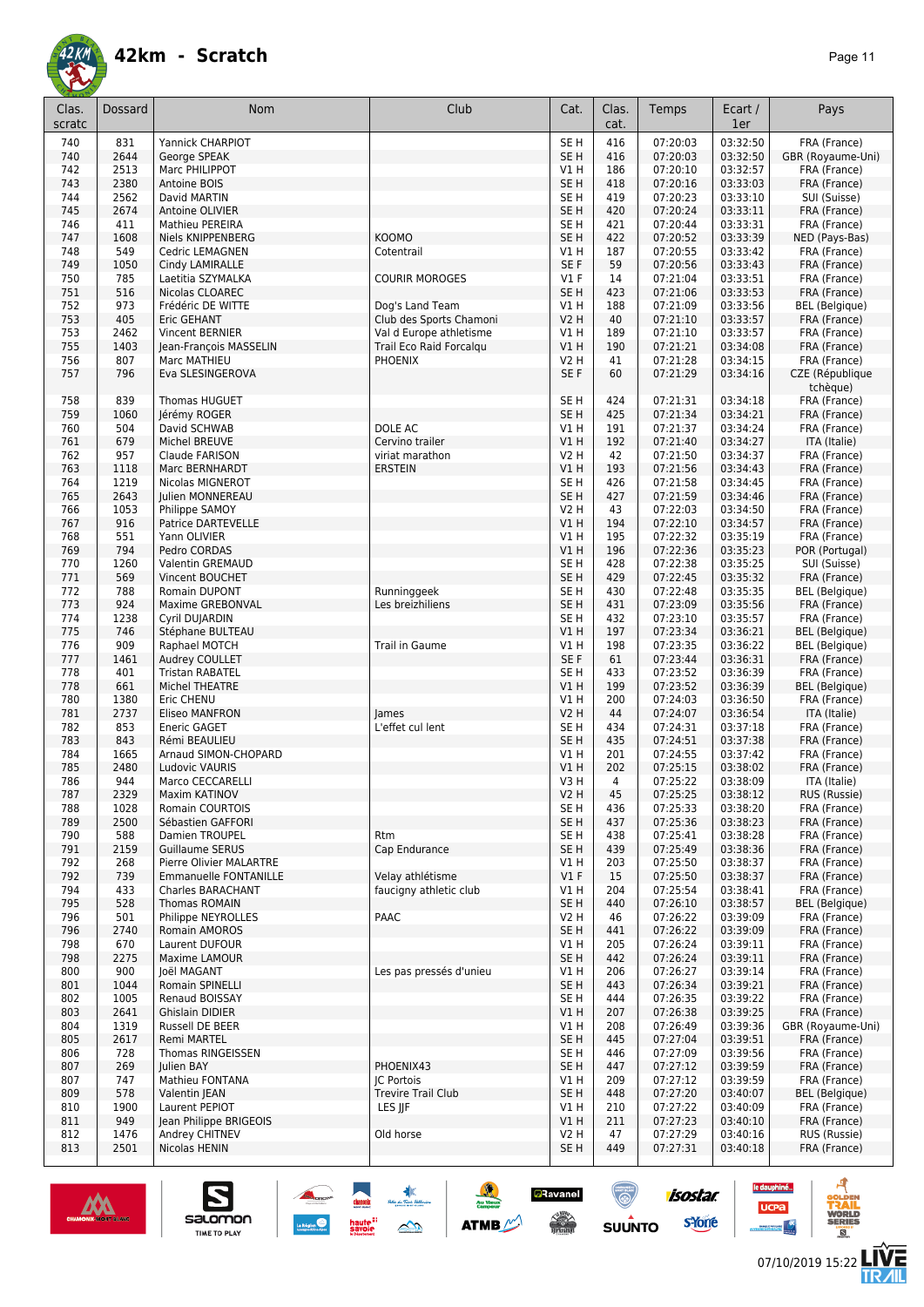# 42km - Scratch

| Clas. scratc | Dossard | Nom | Club | Cat. | Clas. cat. | Temps | Ecart / 1er | Pays |
|---|---|---|---|---|---|---|---|---|
| 740 | 831 | Yannick CHARPIOT | | SE H | 416 | 07:20:03 | 03:32:50 | FRA (France) |
| 740 | 2644 | George SPEAK | | SE H | 416 | 07:20:03 | 03:32:50 | GBR (Royaume-Uni) |
| 742 | 2513 | Marc PHILIPPOT | | V1 H | 186 | 07:20:10 | 03:32:57 | FRA (France) |
| 743 | 2380 | Antoine BOIS | | SE H | 418 | 07:20:16 | 03:33:03 | FRA (France) |
| 744 | 2562 | David MARTIN | | SE H | 419 | 07:20:23 | 03:33:10 | SUI (Suisse) |
| 745 | 2674 | Antoine OLIVIER | | SE H | 420 | 07:20:24 | 03:33:11 | FRA (France) |
| 746 | 411 | Mathieu PEREIRA | | SE H | 421 | 07:20:44 | 03:33:31 | FRA (France) |
| 747 | 1608 | Niels KNIPPENBERG | KOOMO | SE H | 422 | 07:20:52 | 03:33:39 | NED (Pays-Bas) |
| 748 | 549 | Cedric LEMAGNEN | Cotentrail | V1 H | 187 | 07:20:55 | 03:33:42 | FRA (France) |
| 749 | 1050 | Cindy LAMIRALLE | | SE F | 59 | 07:20:56 | 03:33:43 | FRA (France) |
| 750 | 785 | Laetitia SZYMALKA | COURIR MOROGES | V1 F | 14 | 07:21:04 | 03:33:51 | FRA (France) |
| 751 | 516 | Nicolas CLOAREC | | SE H | 423 | 07:21:06 | 03:33:53 | FRA (France) |
| 752 | 973 | Frédéric DE WITTE | Dog's Land Team | V1 H | 188 | 07:21:09 | 03:33:56 | BEL (Belgique) |
| 753 | 405 | Eric GEHANT | Club des Sports Chamoni | V2 H | 40 | 07:21:10 | 03:33:57 | FRA (France) |
| 753 | 2462 | Vincent BERNIER | Val d Europe athletisme | V1 H | 189 | 07:21:10 | 03:33:57 | FRA (France) |
| 755 | 1403 | Jean-François MASSELIN | Trail Eco Raid Forcalqu | V1 H | 190 | 07:21:21 | 03:34:08 | FRA (France) |
| 756 | 807 | Marc MATHIEU | PHOENIX | V2 H | 41 | 07:21:28 | 03:34:15 | FRA (France) |
| 757 | 796 | Eva SLESINGEROVA | | SE F | 60 | 07:21:29 | 03:34:16 | CZE (République tchèque) |
| 758 | 839 | Thomas HUGUET | | SE H | 424 | 07:21:31 | 03:34:18 | FRA (France) |
| 759 | 1060 | Jérémy ROGER | | SE H | 425 | 07:21:34 | 03:34:21 | FRA (France) |
| 760 | 504 | David SCHWAB | DOLE AC | V1 H | 191 | 07:21:37 | 03:34:24 | FRA (France) |
| 761 | 679 | Michel BREUVE | Cervino trailer | V1 H | 192 | 07:21:40 | 03:34:27 | ITA (Italie) |
| 762 | 957 | Claude FARISON | viriat marathon | V2 H | 42 | 07:21:50 | 03:34:37 | FRA (France) |
| 763 | 1118 | Marc BERNHARDT | ERSTEIN | V1 H | 193 | 07:21:56 | 03:34:43 | FRA (France) |
| 764 | 1219 | Nicolas MIGNEROT | | SE H | 426 | 07:21:58 | 03:34:45 | FRA (France) |
| 765 | 2643 | Julien MONNEREAU | | SE H | 427 | 07:21:59 | 03:34:46 | FRA (France) |
| 766 | 1053 | Philippe SAMOY | | V2 H | 43 | 07:22:03 | 03:34:50 | FRA (France) |
| 767 | 916 | Patrice DARTEVELLE | | V1 H | 194 | 07:22:10 | 03:34:57 | FRA (France) |
| 768 | 551 | Yann OLIVIER | | V1 H | 195 | 07:22:32 | 03:35:19 | FRA (France) |
| 769 | 794 | Pedro CORDAS | | V1 H | 196 | 07:22:36 | 03:35:23 | POR (Portugal) |
| 770 | 1260 | Valentin GREMAUD | | SE H | 428 | 07:22:38 | 03:35:25 | SUI (Suisse) |
| 771 | 569 | Vincent BOUCHET | | SE H | 429 | 07:22:45 | 03:35:32 | FRA (France) |
| 772 | 788 | Romain DUPONT | Runninggeek | SE H | 430 | 07:22:48 | 03:35:35 | BEL (Belgique) |
| 773 | 924 | Maxime GREBONVAL | Les breizhiliens | SE H | 431 | 07:23:09 | 03:35:56 | FRA (France) |
| 774 | 1238 | Cyril DUJARDIN | | SE H | 432 | 07:23:10 | 03:35:57 | FRA (France) |
| 775 | 746 | Stéphane BULTEAU | | V1 H | 197 | 07:23:34 | 03:36:21 | BEL (Belgique) |
| 776 | 909 | Raphael MOTCH | Trail in Gaume | V1 H | 198 | 07:23:35 | 03:36:22 | BEL (Belgique) |
| 777 | 1461 | Audrey COULLET | | SE F | 61 | 07:23:44 | 03:36:31 | FRA (France) |
| 778 | 401 | Tristan RABATEL | | SE H | 433 | 07:23:52 | 03:36:39 | FRA (France) |
| 778 | 661 | Michel THEATRE | | V1 H | 199 | 07:23:52 | 03:36:39 | BEL (Belgique) |
| 780 | 1380 | Eric CHENU | | V1 H | 200 | 07:24:03 | 03:36:50 | FRA (France) |
| 781 | 2737 | Eliseo MANFRON | James | V2 H | 44 | 07:24:07 | 03:36:54 | ITA (Italie) |
| 782 | 853 | Eneric GAGET | L'effet cul lent | SE H | 434 | 07:24:31 | 03:37:18 | FRA (France) |
| 783 | 843 | Rémi BEAULIEU | | SE H | 435 | 07:24:51 | 03:37:38 | FRA (France) |
| 784 | 1665 | Arnaud SIMON-CHOPARD | | V1 H | 201 | 07:24:55 | 03:37:42 | FRA (France) |
| 785 | 2480 | Ludovic VAURIS | | V1 H | 202 | 07:25:15 | 03:38:02 | FRA (France) |
| 786 | 944 | Marco CECCARELLI | | V3 H | 4 | 07:25:22 | 03:38:09 | ITA (Italie) |
| 787 | 2329 | Maxim KATINOV | | V2 H | 45 | 07:25:25 | 03:38:12 | RUS (Russie) |
| 788 | 1028 | Romain COURTOIS | | SE H | 436 | 07:25:33 | 03:38:20 | FRA (France) |
| 789 | 2500 | Sébastien GAFFORI | | SE H | 437 | 07:25:36 | 03:38:23 | FRA (France) |
| 790 | 588 | Damien TROUPEL | Rtm | SE H | 438 | 07:25:41 | 03:38:28 | FRA (France) |
| 791 | 2159 | Guillaume SERUS | Cap Endurance | SE H | 439 | 07:25:49 | 03:38:36 | FRA (France) |
| 792 | 268 | Pierre Olivier MALARTRE | | V1 H | 203 | 07:25:50 | 03:38:37 | FRA (France) |
| 792 | 739 | Emmanuelle FONTANILLE | Velay athlétisme | V1 F | 15 | 07:25:50 | 03:38:37 | FRA (France) |
| 794 | 433 | Charles BARACHANT | faucigny athletic club | V1 H | 204 | 07:25:54 | 03:38:41 | FRA (France) |
| 795 | 528 | Thomas ROMAIN | | SE H | 440 | 07:26:10 | 03:38:57 | BEL (Belgique) |
| 796 | 501 | Philippe NEYROLLES | PAAC | V2 H | 46 | 07:26:22 | 03:39:09 | FRA (France) |
| 796 | 2740 | Romain AMOROS | | SE H | 441 | 07:26:22 | 03:39:09 | FRA (France) |
| 798 | 670 | Laurent DUFOUR | | V1 H | 205 | 07:26:24 | 03:39:11 | FRA (France) |
| 798 | 2275 | Maxime LAMOUR | | SE H | 442 | 07:26:24 | 03:39:11 | FRA (France) |
| 800 | 900 | Joël MAGANT | Les pas pressés d'unieu | V1 H | 206 | 07:26:27 | 03:39:14 | FRA (France) |
| 801 | 1044 | Romain SPINELLI | | SE H | 443 | 07:26:34 | 03:39:21 | FRA (France) |
| 802 | 1005 | Renaud BOISSAY | | SE H | 444 | 07:26:35 | 03:39:22 | FRA (France) |
| 803 | 2641 | Ghislain DIDIER | | V1 H | 207 | 07:26:38 | 03:39:25 | FRA (France) |
| 804 | 1319 | Russell DE BEER | | V1 H | 208 | 07:26:49 | 03:39:36 | GBR (Royaume-Uni) |
| 805 | 2617 | Remi MARTEL | | SE H | 445 | 07:27:04 | 03:39:51 | FRA (France) |
| 806 | 728 | Thomas RINGEISSEN | | SE H | 446 | 07:27:09 | 03:39:56 | FRA (France) |
| 807 | 269 | Julien BAY | PHOENIX43 | SE H | 447 | 07:27:12 | 03:39:59 | FRA (France) |
| 807 | 747 | Mathieu FONTANA | JC Portois | V1 H | 209 | 07:27:12 | 03:39:59 | FRA (France) |
| 809 | 578 | Valentin JEAN | Trevire Trail Club | SE H | 448 | 07:27:20 | 03:40:07 | BEL (Belgique) |
| 810 | 1900 | Laurent PEPIOT | LES JJF | V1 H | 210 | 07:27:22 | 03:40:09 | FRA (France) |
| 811 | 949 | Jean Philippe BRIGEOIS | | V1 H | 211 | 07:27:23 | 03:40:10 | FRA (France) |
| 812 | 1476 | Andrey CHITNEV | Old horse | V2 H | 47 | 07:27:29 | 03:40:16 | RUS (Russie) |
| 813 | 2501 | Nicolas HENIN | | SE H | 449 | 07:27:31 | 03:40:18 | FRA (France) |

07/10/2019 15:22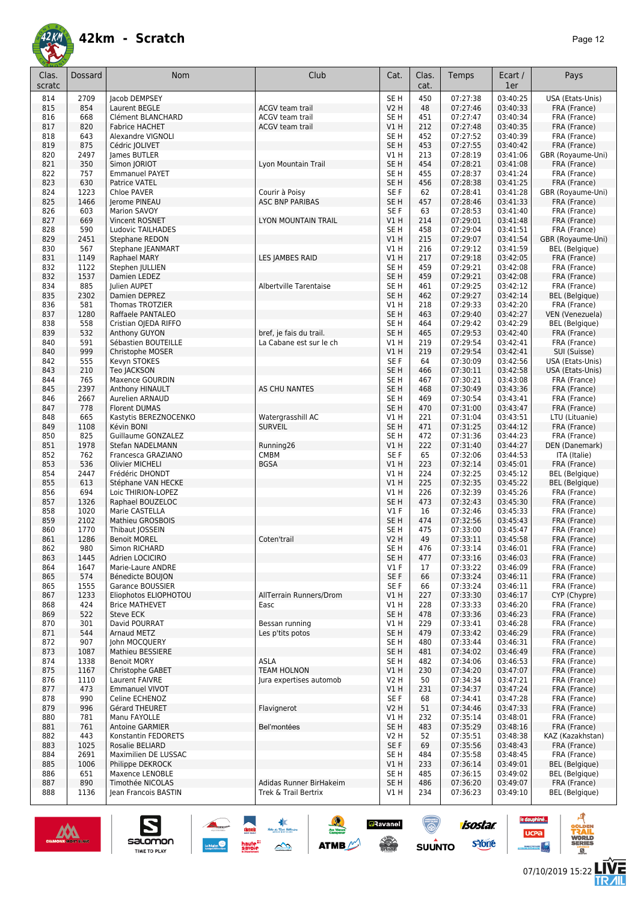# 42km - Scratch

| Clas. scratc | Dossard | Nom | Club | Cat. | Clas. cat. | Temps | Ecart / 1er | Pays |
|---|---|---|---|---|---|---|---|---|
| 814 | 2709 | Jacob DEMPSEY | | SE H | 450 | 07:27:38 | 03:40:25 | USA (Etats-Unis) |
| 815 | 854 | Laurent BEGLE | ACGV team trail | V2 H | 48 | 07:27:46 | 03:40:33 | FRA (France) |
| 816 | 668 | Clément BLANCHARD | ACGV team trail | SE H | 451 | 07:27:47 | 03:40:34 | FRA (France) |
| 817 | 820 | Fabrice HACHET | ACGV team trail | V1 H | 212 | 07:27:48 | 03:40:35 | FRA (France) |
| 818 | 643 | Alexandre VIGNOLI | | SE H | 452 | 07:27:52 | 03:40:39 | FRA (France) |
| 819 | 875 | Cédric JOLIVET | | SE H | 453 | 07:27:55 | 03:40:42 | FRA (France) |
| 820 | 2497 | James BUTLER | | V1 H | 213 | 07:28:19 | 03:41:06 | GBR (Royaume-Uni) |
| 821 | 350 | Simon JORIOT | Lyon Mountain Trail | SE H | 454 | 07:28:21 | 03:41:08 | FRA (France) |
| 822 | 757 | Emmanuel PAYET | | SE H | 455 | 07:28:37 | 03:41:24 | FRA (France) |
| 823 | 630 | Patrice VATEL | | SE H | 456 | 07:28:38 | 03:41:25 | FRA (France) |
| 824 | 1223 | Chloe PAVER | Courir à Poisy | SE F | 62 | 07:28:41 | 03:41:28 | GBR (Royaume-Uni) |
| 825 | 1466 | Jerome PINEAU | ASC BNP PARIBAS | SE H | 457 | 07:28:46 | 03:41:33 | FRA (France) |
| 826 | 603 | Marion SAVOY | | SE F | 63 | 07:28:53 | 03:41:40 | FRA (France) |
| 827 | 669 | Vincent ROSNET | LYON MOUNTAIN TRAIL | V1 H | 214 | 07:29:01 | 03:41:48 | FRA (France) |
| 828 | 590 | Ludovic TAILHADES | | SE H | 458 | 07:29:04 | 03:41:51 | FRA (France) |
| 829 | 2451 | Stephane REDON | | V1 H | 215 | 07:29:07 | 03:41:54 | GBR (Royaume-Uni) |
| 830 | 567 | Stephane JEANMART | | V1 H | 216 | 07:29:12 | 03:41:59 | BEL (Belgique) |
| 831 | 1149 | Raphael MARY | LES JAMBES RAID | V1 H | 217 | 07:29:18 | 03:42:05 | FRA (France) |
| 832 | 1122 | Stephen JULLIEN | | SE H | 459 | 07:29:21 | 03:42:08 | FRA (France) |
| 832 | 1537 | Damien LEDEZ | | SE H | 459 | 07:29:21 | 03:42:08 | FRA (France) |
| 834 | 885 | Julien AUPET | Albertville Tarentaise | SE H | 461 | 07:29:25 | 03:42:12 | FRA (France) |
| 835 | 2302 | Damien DEPREZ | | SE H | 462 | 07:29:27 | 03:42:14 | BEL (Belgique) |
| 836 | 581 | Thomas TROTZIER | | V1 H | 218 | 07:29:33 | 03:42:20 | FRA (France) |
| 837 | 1280 | Raffaele PANTALEO | | SE H | 463 | 07:29:40 | 03:42:27 | VEN (Venezuela) |
| 838 | 558 | Cristian OJEDA RIFFO | | SE H | 464 | 07:29:42 | 03:42:29 | BEL (Belgique) |
| 839 | 532 | Anthony GUYON | bref, je fais du trail. | SE H | 465 | 07:29:53 | 03:42:40 | FRA (France) |
| 840 | 591 | Sébastien BOUTEILLE | La Cabane est sur le ch | V1 H | 219 | 07:29:54 | 03:42:41 | FRA (France) |
| 840 | 999 | Christophe MOSER | | V1 H | 219 | 07:29:54 | 03:42:41 | SUI (Suisse) |
| 842 | 555 | Kevyn STOKES | | SE F | 64 | 07:30:09 | 03:42:56 | USA (Etats-Unis) |
| 843 | 210 | Teo JACKSON | | SE H | 466 | 07:30:11 | 03:42:58 | USA (Etats-Unis) |
| 844 | 765 | Maxence GOURDIN | | SE H | 467 | 07:30:21 | 03:43:08 | FRA (France) |
| 845 | 2397 | Anthony HINAULT | AS CHU NANTES | SE H | 468 | 07:30:49 | 03:43:36 | FRA (France) |
| 846 | 2667 | Aurelien ARNAUD | | SE H | 469 | 07:30:54 | 03:43:41 | FRA (France) |
| 847 | 778 | Florent DUMAS | | SE H | 470 | 07:31:00 | 03:43:47 | FRA (France) |
| 848 | 665 | Kastytis BEREZNOCENKO | Watergrasshill AC | V1 H | 221 | 07:31:04 | 03:43:51 | LTU (Lituanie) |
| 849 | 1108 | Kévin BONI | SURVEIL | SE H | 471 | 07:31:25 | 03:44:12 | FRA (France) |
| 850 | 825 | Guillaume GONZALEZ | | SE H | 472 | 07:31:36 | 03:44:23 | FRA (France) |
| 851 | 1978 | Stefan NADELMANN | Running26 | V1 H | 222 | 07:31:40 | 03:44:27 | DEN (Danemark) |
| 852 | 762 | Francesca GRAZIANO | CMBM | SE F | 65 | 07:32:06 | 03:44:53 | ITA (Italie) |
| 853 | 536 | Olivier MICHELI | BGSA | V1 H | 223 | 07:32:14 | 03:45:01 | FRA (France) |
| 854 | 2447 | Frédéric DHONDT | | V1 H | 224 | 07:32:25 | 03:45:12 | BEL (Belgique) |
| 855 | 613 | Stéphane VAN HECKE | | V1 H | 225 | 07:32:35 | 03:45:22 | BEL (Belgique) |
| 856 | 694 | Loic THIRION-LOPEZ | | V1 H | 226 | 07:32:39 | 03:45:26 | FRA (France) |
| 857 | 1326 | Raphael BOUZELOC | | SE H | 473 | 07:32:43 | 03:45:30 | FRA (France) |
| 858 | 1020 | Marie CASTELLA | | V1 F | 16 | 07:32:46 | 03:45:33 | FRA (France) |
| 859 | 2102 | Mathieu GROSBOIS | | SE H | 474 | 07:32:56 | 03:45:43 | FRA (France) |
| 860 | 1770 | Thibaut JOSSEIN | | SE H | 475 | 07:33:00 | 03:45:47 | FRA (France) |
| 861 | 1286 | Benoit MOREL | Coten'trail | V2 H | 49 | 07:33:11 | 03:45:58 | FRA (France) |
| 862 | 980 | Simon RICHARD | | SE H | 476 | 07:33:14 | 03:46:01 | FRA (France) |
| 863 | 1445 | Adrien LOCICIRO | | SE H | 477 | 07:33:16 | 03:46:03 | FRA (France) |
| 864 | 1647 | Marie-Laure ANDRE | | V1 F | 17 | 07:33:22 | 03:46:09 | FRA (France) |
| 865 | 574 | Bénedicte BOUJON | | SE F | 66 | 07:33:24 | 03:46:11 | FRA (France) |
| 865 | 1555 | Garance BOUSSIER | | SE F | 66 | 07:33:24 | 03:46:11 | FRA (France) |
| 867 | 1233 | Eliophotos ELIOPHOTOU | AllTerrain Runners/Drom | V1 H | 227 | 07:33:30 | 03:46:17 | CYP (Chypre) |
| 868 | 424 | Brice MATHEVET | Easc | V1 H | 228 | 07:33:33 | 03:46:20 | FRA (France) |
| 869 | 522 | Steve ECK | | SE H | 478 | 07:33:36 | 03:46:23 | FRA (France) |
| 870 | 301 | David POURRAT | Bessan running | V1 H | 229 | 07:33:41 | 03:46:28 | FRA (France) |
| 871 | 544 | Arnaud METZ | Les p'tits potos | SE H | 479 | 07:33:42 | 03:46:29 | FRA (France) |
| 872 | 907 | John MOCQUERY | | SE H | 480 | 07:33:44 | 03:46:31 | FRA (France) |
| 873 | 1087 | Mathieu BESSIERE | | SE H | 481 | 07:34:02 | 03:46:49 | FRA (France) |
| 874 | 1338 | Benoit MORY | ASLA | SE H | 482 | 07:34:06 | 03:46:53 | FRA (France) |
| 875 | 1167 | Christophe GABET | TEAM HOLNON | V1 H | 230 | 07:34:20 | 03:47:07 | FRA (France) |
| 876 | 1110 | Laurent FAIVRE | Jura expertises automob | V2 H | 50 | 07:34:34 | 03:47:21 | FRA (France) |
| 877 | 473 | Emmanuel VIVOT | | V1 H | 231 | 07:34:37 | 03:47:24 | FRA (France) |
| 878 | 990 | Celine ECHENOZ | | SE F | 68 | 07:34:41 | 03:47:28 | FRA (France) |
| 879 | 996 | Gérard THEURET | Flavignerot | V2 H | 51 | 07:34:46 | 03:47:33 | FRA (France) |
| 880 | 781 | Manu FAYOLLE | | V1 H | 232 | 07:35:14 | 03:48:01 | FRA (France) |
| 881 | 761 | Antoine GARMIER | Bel'montées | SE H | 483 | 07:35:29 | 03:48:16 | FRA (France) |
| 882 | 443 | Konstantin FEDORETS | | V2 H | 52 | 07:35:51 | 03:48:38 | KAZ (Kazakhstan) |
| 883 | 1025 | Rosalie BELIARD | | SE F | 69 | 07:35:56 | 03:48:43 | FRA (France) |
| 884 | 2691 | Maximilien DE LUSSAC | | SE H | 484 | 07:35:58 | 03:48:45 | FRA (France) |
| 885 | 1006 | Philippe DEKROCK | | V1 H | 233 | 07:36:14 | 03:49:01 | BEL (Belgique) |
| 886 | 651 | Maxence LENOBLE | | SE H | 485 | 07:36:15 | 03:49:02 | BEL (Belgique) |
| 887 | 890 | Timothée NICOLAS | Adidas Runner BirHakeim | SE H | 486 | 07:36:20 | 03:49:07 | FRA (France) |
| 888 | 1136 | Jean Francois BASTIN | Trek & Trail Bertrix | V1 H | 234 | 07:36:23 | 03:49:10 | BEL (Belgique) |

07/10/2019 15:22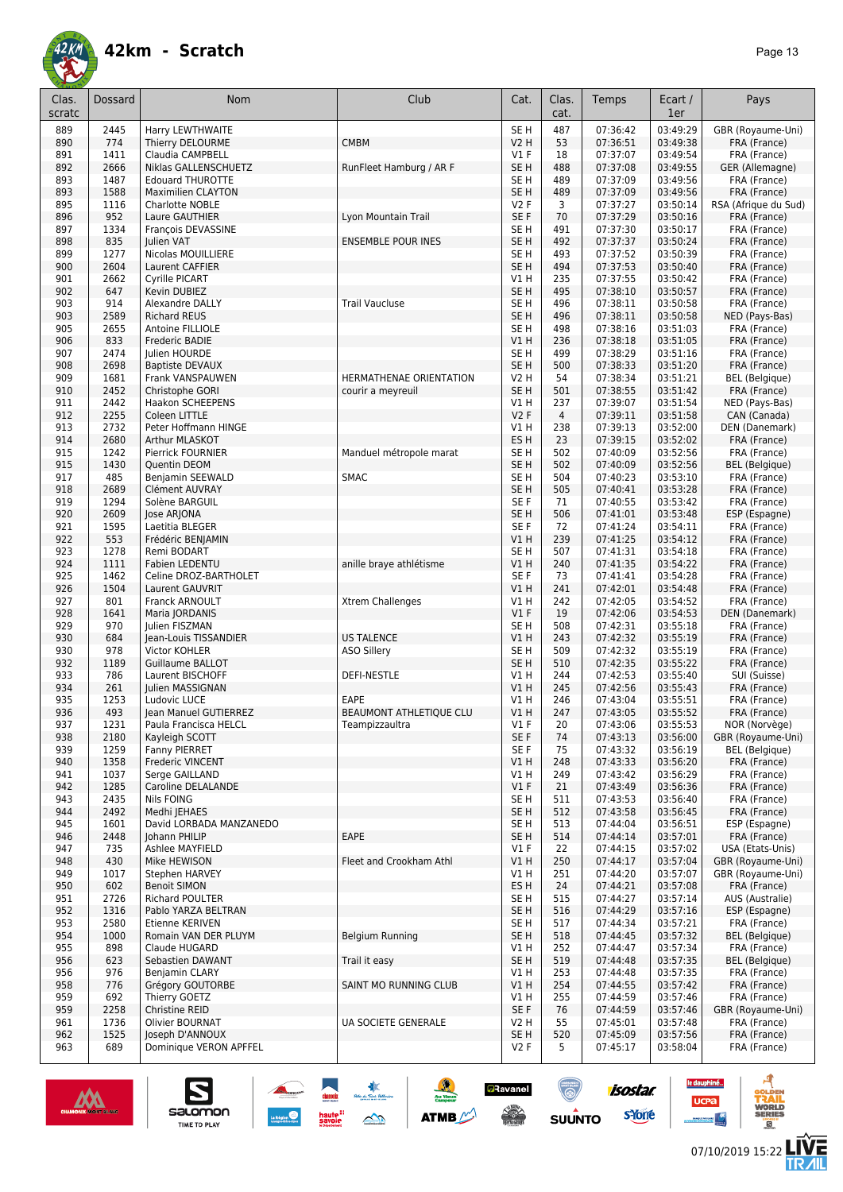# 42km - Scratch

| Clas. scratc | Dossard | Nom | Club | Cat. | Clas. cat. | Temps | Ecart / 1er | Pays |
|---|---|---|---|---|---|---|---|---|
| 889 | 2445 | Harry LEWTHWAITE | | SE H | 487 | 07:36:42 | 03:49:29 | GBR (Royaume-Uni) |
| 890 | 774 | Thierry DELOURME | CMBM | V2 H | 53 | 07:36:51 | 03:49:38 | FRA (France) |
| 891 | 1411 | Claudia CAMPBELL | | V1 F | 18 | 07:37:07 | 03:49:54 | FRA (France) |
| 892 | 2666 | Niklas GALLENSCHUETZ | RunFleet Hamburg / AR F | SE H | 488 | 07:37:08 | 03:49:55 | GER (Allemagne) |
| 893 | 1487 | Edouard THUROTTE | | SE H | 489 | 07:37:09 | 03:49:56 | FRA (France) |
| 893 | 1588 | Maximilien CLAYTON | | SE H | 489 | 07:37:09 | 03:49:56 | FRA (France) |
| 895 | 1116 | Charlotte NOBLE | | V2 F | 3 | 07:37:27 | 03:50:14 | RSA (Afrique du Sud) |
| 896 | 952 | Laure GAUTHIER | Lyon Mountain Trail | SE F | 70 | 07:37:29 | 03:50:16 | FRA (France) |
| 897 | 1334 | François DEVASSINE | | SE H | 491 | 07:37:30 | 03:50:17 | FRA (France) |
| 898 | 835 | Julien VAT | ENSEMBLE POUR INES | SE H | 492 | 07:37:37 | 03:50:24 | FRA (France) |
| 899 | 1277 | Nicolas MOUILLERE | | SE H | 493 | 07:37:52 | 03:50:39 | FRA (France) |
| 900 | 2604 | Laurent CAFFIER | | SE H | 494 | 07:37:53 | 03:50:40 | FRA (France) |
| 901 | 2662 | Cyrille PICART | | V1 H | 235 | 07:37:55 | 03:50:42 | FRA (France) |
| 902 | 647 | Kevin DUBIEZ | | SE H | 495 | 07:38:10 | 03:50:57 | FRA (France) |
| 903 | 914 | Alexandre DALLY | Trail Vaucluse | SE H | 496 | 07:38:11 | 03:50:58 | FRA (France) |
| 903 | 2589 | Richard REUS | | SE H | 496 | 07:38:11 | 03:50:58 | NED (Pays-Bas) |
| 905 | 2655 | Antoine FILLIOLE | | SE H | 498 | 07:38:16 | 03:51:03 | FRA (France) |
| 906 | 833 | Frederic BADIE | | V1 H | 236 | 07:38:18 | 03:51:05 | FRA (France) |
| 907 | 2474 | Julien HOURDE | | SE H | 499 | 07:38:29 | 03:51:16 | FRA (France) |
| 908 | 2698 | Baptiste DEVAUX | | SE H | 500 | 07:38:33 | 03:51:20 | FRA (France) |
| 909 | 1681 | Frank VANSPAUWEN | HERMATHENAE ORIENTATION | V2 H | 54 | 07:38:34 | 03:51:21 | BEL (Belgique) |
| 910 | 2452 | Christophe GORI | courir a meyreuil | SE H | 501 | 07:38:55 | 03:51:42 | FRA (France) |
| 911 | 2442 | Haakon SCHEEPENS | | V1 H | 237 | 07:39:07 | 03:51:54 | NED (Pays-Bas) |
| 912 | 2255 | Coleen LITTLE | | V2 F | 4 | 07:39:11 | 03:51:58 | CAN (Canada) |
| 913 | 2732 | Peter Hoffmann HINGE | | V1 H | 238 | 07:39:13 | 03:52:00 | DEN (Danemark) |
| 914 | 2680 | Arthur MLASKOT | | ES H | 23 | 07:39:15 | 03:52:02 | FRA (France) |
| 915 | 1242 | Pierrick FOURNIER | Manduel métropole marat | SE H | 502 | 07:40:09 | 03:52:56 | FRA (France) |
| 915 | 1430 | Quentin DEOM | | SE H | 502 | 07:40:09 | 03:52:56 | BEL (Belgique) |
| 917 | 485 | Benjamin SEEWALD | SMAC | SE H | 504 | 07:40:23 | 03:53:10 | FRA (France) |
| 918 | 2689 | Clément AUVRAY | | SE H | 505 | 07:40:41 | 03:53:28 | FRA (France) |
| 919 | 1294 | Solène BARGUIL | | SE F | 71 | 07:40:55 | 03:53:42 | FRA (France) |
| 920 | 2609 | Jose ARJONA | | SE H | 506 | 07:41:01 | 03:53:48 | ESP (Espagne) |
| 921 | 1595 | Laetitia BLEGER | | SE F | 72 | 07:41:24 | 03:54:11 | FRA (France) |
| 922 | 553 | Frédéric BENJAMIN | | V1 H | 239 | 07:41:25 | 03:54:12 | FRA (France) |
| 923 | 1278 | Remi BODART | | SE H | 507 | 07:41:31 | 03:54:18 | FRA (France) |
| 924 | 1111 | Fabien LEDENTU | anille braye athlétisme | V1 H | 240 | 07:41:35 | 03:54:22 | FRA (France) |
| 925 | 1462 | Celine DROZ-BARTHOLET | | SE F | 73 | 07:41:41 | 03:54:28 | FRA (France) |
| 926 | 1504 | Laurent GAUVRIT | | V1 H | 241 | 07:42:01 | 03:54:48 | FRA (France) |
| 927 | 801 | Franck ARNOULT | Xtrem Challenges | V1 H | 242 | 07:42:05 | 03:54:52 | FRA (France) |
| 928 | 1641 | Maria JORDANIS | | V1 F | 19 | 07:42:06 | 03:54:53 | DEN (Danemark) |
| 929 | 970 | Julien FISZMAN | | SE H | 508 | 07:42:31 | 03:55:18 | FRA (France) |
| 930 | 684 | Jean-Louis TISSANDIER | US TALENCE | V1 H | 243 | 07:42:32 | 03:55:19 | FRA (France) |
| 930 | 978 | Victor KOHLER | ASO Sillery | SE H | 509 | 07:42:32 | 03:55:19 | FRA (France) |
| 932 | 1189 | Guillaume BALLOT | | SE H | 510 | 07:42:35 | 03:55:22 | FRA (France) |
| 933 | 786 | Laurent BISCHOFF | DEFI-NESTLE | V1 H | 244 | 07:42:53 | 03:55:40 | SUI (Suisse) |
| 934 | 261 | Julien MASSIGNAN | | V1 H | 245 | 07:42:56 | 03:55:43 | FRA (France) |
| 935 | 1253 | Ludovic LUCE | EAPE | V1 H | 246 | 07:43:04 | 03:55:51 | FRA (France) |
| 936 | 493 | Jean Manuel GUTIERREZ | BEAUMONT ATHLETIQUE CLU | V1 H | 247 | 07:43:05 | 03:55:52 | FRA (France) |
| 937 | 1231 | Paula Francisca HELCL | Teampizzaultra | V1 F | 20 | 07:43:06 | 03:55:53 | NOR (Norvège) |
| 938 | 2180 | Kayleigh SCOTT | | SE F | 74 | 07:43:13 | 03:56:00 | GBR (Royaume-Uni) |
| 939 | 1259 | Fanny PIERRET | | SE F | 75 | 07:43:32 | 03:56:19 | BEL (Belgique) |
| 940 | 1358 | Frederic VINCENT | | V1 H | 248 | 07:43:33 | 03:56:20 | FRA (France) |
| 941 | 1037 | Serge GAILLAND | | V1 H | 249 | 07:43:42 | 03:56:29 | FRA (France) |
| 942 | 1285 | Caroline DELALANDE | | V1 F | 21 | 07:43:49 | 03:56:36 | FRA (France) |
| 943 | 2435 | Nils FOING | | SE H | 511 | 07:43:53 | 03:56:40 | FRA (France) |
| 944 | 2492 | Medhi JEHAES | | SE H | 512 | 07:43:58 | 03:56:45 | FRA (France) |
| 945 | 1601 | David LORBADA MANZANEDO | | SE H | 513 | 07:44:04 | 03:56:51 | ESP (Espagne) |
| 946 | 2448 | Johann PHILIP | EAPE | SE H | 514 | 07:44:14 | 03:57:01 | FRA (France) |
| 947 | 735 | Ashlee MAYFIELD | | V1 F | 22 | 07:44:15 | 03:57:02 | USA (Etats-Unis) |
| 948 | 430 | Mike HEWISON | Fleet and Crookham Athl | V1 H | 250 | 07:44:17 | 03:57:04 | GBR (Royaume-Uni) |
| 949 | 1017 | Stephen HARVEY | | V1 H | 251 | 07:44:20 | 03:57:07 | GBR (Royaume-Uni) |
| 950 | 602 | Benoit SIMON | | ES H | 24 | 07:44:21 | 03:57:08 | FRA (France) |
| 951 | 2726 | Richard POULTER | | SE H | 515 | 07:44:27 | 03:57:14 | AUS (Australie) |
| 952 | 1316 | Pablo YARZA BELTRAN | | SE H | 516 | 07:44:29 | 03:57:16 | ESP (Espagne) |
| 953 | 2580 | Etienne KERIVEN | | SE H | 517 | 07:44:34 | 03:57:21 | FRA (France) |
| 954 | 1000 | Romain VAN DER PLUYM | Belgium Running | SE H | 518 | 07:44:45 | 03:57:32 | BEL (Belgique) |
| 955 | 898 | Claude HUGARD | | V1 H | 252 | 07:44:47 | 03:57:34 | FRA (France) |
| 956 | 623 | Sebastien DAWANT | Trail it easy | SE H | 519 | 07:44:48 | 03:57:35 | BEL (Belgique) |
| 956 | 976 | Benjamin CLARY | | V1 H | 253 | 07:44:48 | 03:57:35 | FRA (France) |
| 958 | 776 | Grégory GOUTORBE | SAINT MO RUNNING CLUB | V1 H | 254 | 07:44:55 | 03:57:42 | FRA (France) |
| 959 | 692 | Thierry GOETZ | | V1 H | 255 | 07:44:59 | 03:57:46 | FRA (France) |
| 959 | 2258 | Christine REID | | SE F | 76 | 07:44:59 | 03:57:46 | GBR (Royaume-Uni) |
| 961 | 1736 | Olivier BOURNAT | UA SOCIETE GENERALE | V2 H | 55 | 07:45:01 | 03:57:48 | FRA (France) |
| 962 | 1525 | Joseph D'ANNOUX | | SE H | 520 | 07:45:09 | 03:57:56 | FRA (France) |
| 963 | 689 | Dominique VERON APFFEL | | V2 F | 5 | 07:45:17 | 03:58:04 | FRA (France) |

07/10/2019 15:22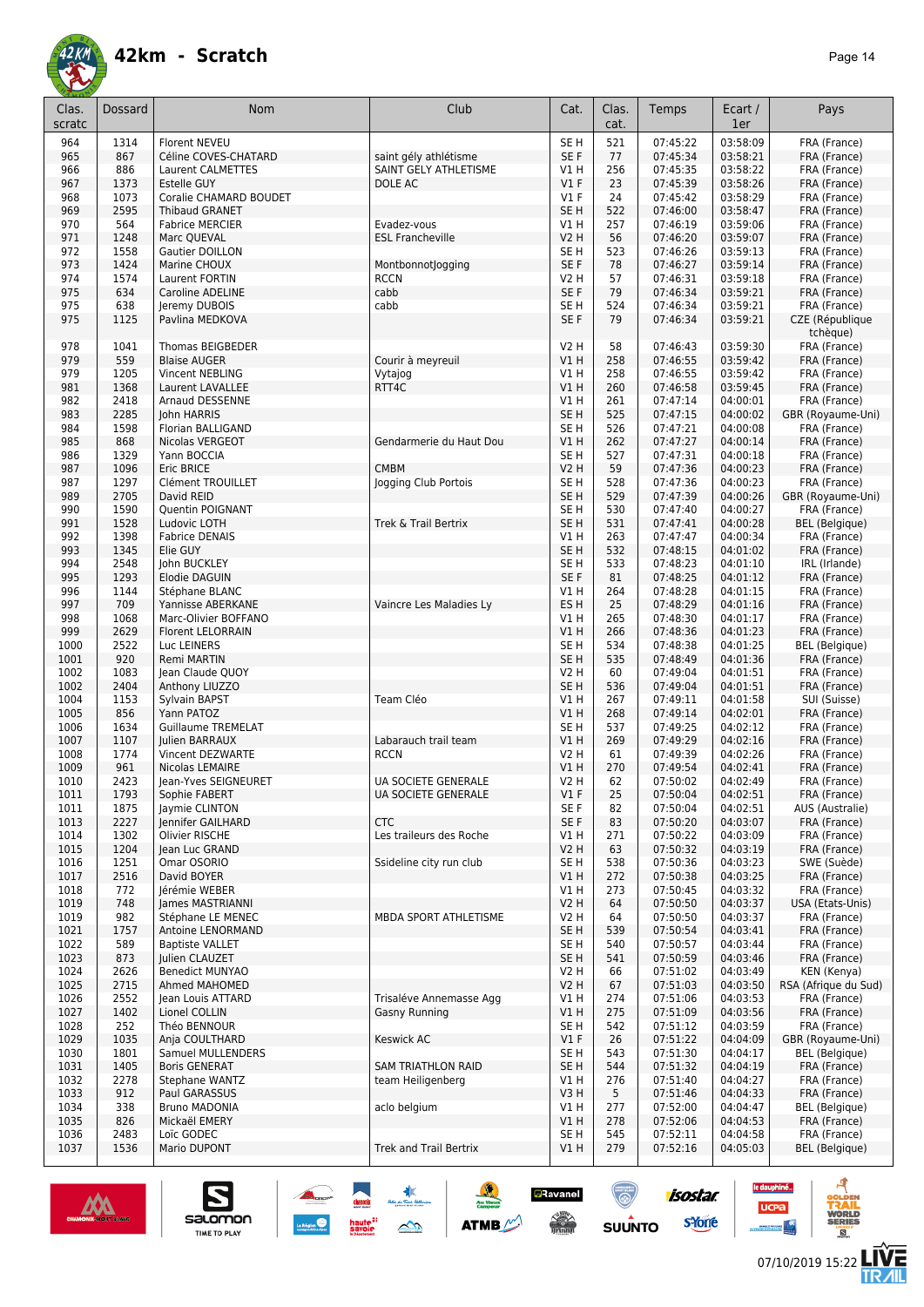# 42km - Scratch

| Clas. scratc | Dossard | Nom | Club | Cat. | Clas. cat. | Temps | Ecart / 1er | Pays |
|---|---|---|---|---|---|---|---|---|
| 964 | 1314 | Florent NEVEU | | SE H | 521 | 07:45:22 | 03:58:09 | FRA (France) |
| 965 | 867 | Céline COVES-CHATARD | saint gély athlétisme | SE F | 77 | 07:45:34 | 03:58:21 | FRA (France) |
| 966 | 886 | Laurent CALMETTES | SAINT GELY ATHLETISME | V1 H | 256 | 07:45:35 | 03:58:22 | FRA (France) |
| 967 | 1373 | Estelle GUY | DOLE AC | V1 F | 23 | 07:45:39 | 03:58:26 | FRA (France) |
| 968 | 1073 | Coralie CHAMARD BOUDET | | V1 F | 24 | 07:45:42 | 03:58:29 | FRA (France) |
| 969 | 2595 | Thibaud GRANET | | SE H | 522 | 07:46:00 | 03:58:47 | FRA (France) |
| 970 | 564 | Fabrice MERCIER | Evadez-vous | V1 H | 257 | 07:46:19 | 03:59:06 | FRA (France) |
| 971 | 1248 | Marc QUEVAL | ESL Francheville | V2 H | 56 | 07:46:20 | 03:59:07 | FRA (France) |
| 972 | 1558 | Gautier DOILLON | | SE H | 523 | 07:46:26 | 03:59:13 | FRA (France) |
| 973 | 1424 | Marine CHOUX | MontbonnotJogging | SE F | 78 | 07:46:27 | 03:59:14 | FRA (France) |
| 974 | 1574 | Laurent FORTIN | RCCN | V2 H | 57 | 07:46:31 | 03:59:18 | FRA (France) |
| 975 | 634 | Caroline ADELINE | cabb | SE F | 79 | 07:46:34 | 03:59:21 | FRA (France) |
| 975 | 638 | Jeremy DUBOIS | cabb | SE H | 524 | 07:46:34 | 03:59:21 | FRA (France) |
| 975 | 1125 | Pavlina MEDKOVA | | SE F | 79 | 07:46:34 | 03:59:21 | CZE (République tchèque) |
| 978 | 1041 | Thomas BEIGBEDER | | V2 H | 58 | 07:46:43 | 03:59:30 | FRA (France) |
| 979 | 559 | Blaise AUGER | Courir à meyreuil | V1 H | 258 | 07:46:55 | 03:59:42 | FRA (France) |
| 979 | 1205 | Vincent NEBLING | Vytajog | V1 H | 258 | 07:46:55 | 03:59:42 | FRA (France) |
| 981 | 1368 | Laurent LAVALLEE | RTT4C | V1 H | 260 | 07:46:58 | 03:59:45 | FRA (France) |
| 982 | 2418 | Arnaud DESSENNE | | V1 H | 261 | 07:47:14 | 04:00:01 | FRA (France) |
| 983 | 2285 | John HARRIS | | SE H | 525 | 07:47:15 | 04:00:02 | GBR (Royaume-Uni) |
| 984 | 1598 | Florian BALLIGAND | | SE H | 526 | 07:47:21 | 04:00:08 | FRA (France) |
| 985 | 868 | Nicolas VERGEOT | Gendarmerie du Haut Dou | V1 H | 262 | 07:47:27 | 04:00:14 | FRA (France) |
| 986 | 1329 | Yann BOCCIA | | SE H | 527 | 07:47:31 | 04:00:18 | FRA (France) |
| 987 | 1096 | Eric BRICE | CMBM | V2 H | 59 | 07:47:36 | 04:00:23 | FRA (France) |
| 987 | 1297 | Clément TROUILLET | Jogging Club Portois | SE H | 528 | 07:47:36 | 04:00:23 | FRA (France) |
| 989 | 2705 | David REID | | SE H | 529 | 07:47:39 | 04:00:26 | GBR (Royaume-Uni) |
| 990 | 1590 | Quentin POIGNANT | | SE H | 530 | 07:47:40 | 04:00:27 | FRA (France) |
| 991 | 1528 | Ludovic LOTH | Trek & Trail Bertrix | SE H | 531 | 07:47:41 | 04:00:28 | BEL (Belgique) |
| 992 | 1398 | Fabrice DENAIS | | V1 H | 263 | 07:47:47 | 04:00:34 | FRA (France) |
| 993 | 1345 | Elie GUY | | SE H | 532 | 07:48:15 | 04:01:02 | FRA (France) |
| 994 | 2548 | John BUCKLEY | | SE H | 533 | 07:48:23 | 04:01:10 | IRL (Irlande) |
| 995 | 1293 | Elodie DAGUIN | | SE F | 81 | 07:48:25 | 04:01:12 | FRA (France) |
| 996 | 1144 | Stéphane BLANC | | V1 H | 264 | 07:48:28 | 04:01:15 | FRA (France) |
| 997 | 709 | Yannisse ABERKANE | Vaincre Les Maladies Ly | ES H | 25 | 07:48:29 | 04:01:16 | FRA (France) |
| 998 | 1068 | Marc-Olivier BOFFANO | | V1 H | 265 | 07:48:30 | 04:01:17 | FRA (France) |
| 999 | 2629 | Florent LELORRAIN | | V1 H | 266 | 07:48:36 | 04:01:23 | FRA (France) |
| 1000 | 2522 | Luc LEINERS | | SE H | 534 | 07:48:38 | 04:01:25 | BEL (Belgique) |
| 1001 | 920 | Remi MARTIN | | SE H | 535 | 07:48:49 | 04:01:36 | FRA (France) |
| 1002 | 1083 | Jean Claude QUOY | | V2 H | 60 | 07:49:04 | 04:01:51 | FRA (France) |
| 1002 | 2404 | Anthony LIUZZO | | SE H | 536 | 07:49:04 | 04:01:51 | FRA (France) |
| 1004 | 1153 | Sylvain BAPST | Team Cléo | V1 H | 267 | 07:49:11 | 04:01:58 | SUI (Suisse) |
| 1005 | 856 | Yann PATOZ | | V1 H | 268 | 07:49:14 | 04:02:01 | FRA (France) |
| 1006 | 1634 | Guillaume TREMELAT | | SE H | 537 | 07:49:25 | 04:02:12 | FRA (France) |
| 1007 | 1107 | Julien BARRAUX | Labarauch trail team | V1 H | 269 | 07:49:29 | 04:02:16 | FRA (France) |
| 1008 | 1774 | Vincent DEZWARTE | RCCN | V2 H | 61 | 07:49:39 | 04:02:26 | FRA (France) |
| 1009 | 961 | Nicolas LEMAIRE | | V1 H | 270 | 07:49:54 | 04:02:41 | FRA (France) |
| 1010 | 2423 | Jean-Yves SEIGNEURET | UA SOCIETE GENERALE | V2 H | 62 | 07:50:02 | 04:02:49 | FRA (France) |
| 1011 | 1793 | Sophie FABERT | UA SOCIETE GENERALE | V1 F | 25 | 07:50:04 | 04:02:51 | FRA (France) |
| 1011 | 1875 | Jaymie CLINTON | | SE F | 82 | 07:50:04 | 04:02:51 | AUS (Australie) |
| 1013 | 2227 | Jennifer GAILHARD | CTC | SE F | 83 | 07:50:20 | 04:03:07 | FRA (France) |
| 1014 | 1302 | Olivier RISCHE | Les traileurs des Roche | V1 H | 271 | 07:50:22 | 04:03:09 | FRA (France) |
| 1015 | 1204 | Jean Luc GRAND | | V2 H | 63 | 07:50:32 | 04:03:19 | FRA (France) |
| 1016 | 1251 | Omar OSORIO | Ssideline city run club | SE H | 538 | 07:50:36 | 04:03:23 | SWE (Suède) |
| 1017 | 2516 | David BOYER | | V1 H | 272 | 07:50:38 | 04:03:25 | FRA (France) |
| 1018 | 772 | Jérémie WEBER | | V1 H | 273 | 07:50:45 | 04:03:32 | FRA (France) |
| 1019 | 748 | James MASTRIANNI | | V2 H | 64 | 07:50:50 | 04:03:37 | USA (Etats-Unis) |
| 1019 | 982 | Stéphane LE MENEC | MBDA SPORT ATHLETISME | V2 H | 64 | 07:50:50 | 04:03:37 | FRA (France) |
| 1021 | 1757 | Antoine LENORMAND | | SE H | 539 | 07:50:54 | 04:03:41 | FRA (France) |
| 1022 | 589 | Baptiste VALLET | | SE H | 540 | 07:50:57 | 04:03:44 | FRA (France) |
| 1023 | 873 | Julien CLAUZET | | SE H | 541 | 07:50:59 | 04:03:46 | FRA (France) |
| 1024 | 2626 | Benedict MUNYAO | | V2 H | 66 | 07:51:02 | 04:03:49 | KEN (Kenya) |
| 1025 | 2715 | Ahmed MAHOMED | | V2 H | 67 | 07:51:03 | 04:03:50 | RSA (Afrique du Sud) |
| 1026 | 2552 | Jean Louis ATTARD | Trisaléve Annemasse Agg | V1 H | 274 | 07:51:06 | 04:03:53 | FRA (France) |
| 1027 | 1402 | Lionel COLLIN | Gasny Running | V1 H | 275 | 07:51:09 | 04:03:56 | FRA (France) |
| 1028 | 252 | Théo BENNOUR | | SE H | 542 | 07:51:12 | 04:03:59 | FRA (France) |
| 1029 | 1035 | Anja COULTHARD | Keswick AC | V1 F | 26 | 07:51:22 | 04:04:09 | GBR (Royaume-Uni) |
| 1030 | 1801 | Samuel MULLENDERS | | SE H | 543 | 07:51:30 | 04:04:17 | BEL (Belgique) |
| 1031 | 1405 | Boris GENERAT | SAM TRIATHLON RAID | SE H | 544 | 07:51:32 | 04:04:19 | FRA (France) |
| 1032 | 2278 | Stephane WANTZ | team Heiligenberg | V1 H | 276 | 07:51:40 | 04:04:27 | FRA (France) |
| 1033 | 912 | Paul GARASSUS | | V3 H | 5 | 07:51:46 | 04:04:33 | FRA (France) |
| 1034 | 338 | Bruno MADONIA | aclo belgium | V1 H | 277 | 07:52:00 | 04:04:47 | BEL (Belgique) |
| 1035 | 826 | Mickaël EMERY | | V1 H | 278 | 07:52:06 | 04:04:53 | FRA (France) |
| 1036 | 2483 | Loïc GODEC | | SE H | 545 | 07:52:11 | 04:04:58 | FRA (France) |
| 1037 | 1536 | Mario DUPONT | Trek and Trail Bertrix | V1 H | 279 | 07:52:16 | 04:05:03 | BEL (Belgique) |

07/10/2019 15:22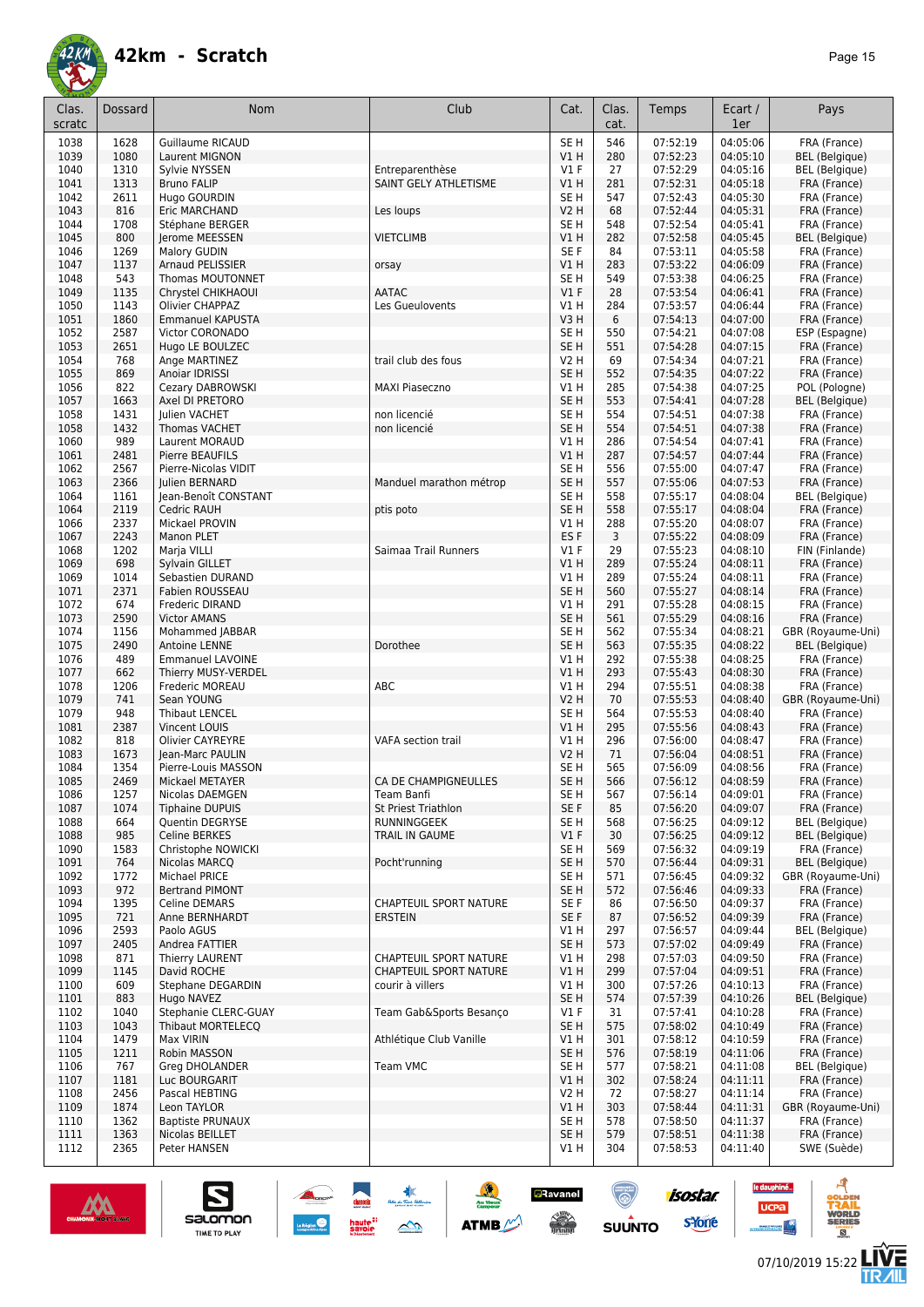# 42km - Scratch

| Clas. scratc | Dossard | Nom | Club | Cat. | Clas. cat. | Temps | Ecart / 1er | Pays |
|---|---|---|---|---|---|---|---|---|
| 1038 | 1628 | Guillaume RICAUD | | SE H | 546 | 07:52:19 | 04:05:06 | FRA (France) |
| 1039 | 1080 | Laurent MIGNON | | V1 H | 280 | 07:52:23 | 04:05:10 | BEL (Belgique) |
| 1040 | 1310 | Sylvie NYSSEN | Entreparenthèse | V1 F | 27 | 07:52:29 | 04:05:16 | BEL (Belgique) |
| 1041 | 1313 | Bruno FALIP | SAINT GELY ATHLETISME | V1 H | 281 | 07:52:31 | 04:05:18 | FRA (France) |
| 1042 | 2611 | Hugo GOURDIN | | SE H | 547 | 07:52:43 | 04:05:30 | FRA (France) |
| 1043 | 816 | Eric MARCHAND | Les loups | V2 H | 68 | 07:52:44 | 04:05:31 | FRA (France) |
| 1044 | 1708 | Stéphane BERGER | | SE H | 548 | 07:52:54 | 04:05:41 | FRA (France) |
| 1045 | 800 | Jerome MEESSEN | VIETCLIMB | V1 H | 282 | 07:52:58 | 04:05:45 | BEL (Belgique) |
| 1046 | 1269 | Malory GUDIN | | SE F | 84 | 07:53:11 | 04:05:58 | FRA (France) |
| 1047 | 1137 | Arnaud PELISSIER | orsay | V1 H | 283 | 07:53:22 | 04:06:09 | FRA (France) |
| 1048 | 543 | Thomas MOUTONNET | | SE H | 549 | 07:53:38 | 04:06:25 | FRA (France) |
| 1049 | 1135 | Chrystel CHIKHAOUI | AATAC | V1 F | 28 | 07:53:54 | 04:06:41 | FRA (France) |
| 1050 | 1143 | Olivier CHAPPAZ | Les Gueulovents | V1 H | 284 | 07:53:57 | 04:06:44 | FRA (France) |
| 1051 | 1860 | Emmanuel KAPUSTA | | V3 H | 6 | 07:54:13 | 04:07:00 | FRA (France) |
| 1052 | 2587 | Victor CORONADO | | SE H | 550 | 07:54:21 | 04:07:08 | ESP (Espagne) |
| 1053 | 2651 | Hugo LE BOULZEC | | SE H | 551 | 07:54:28 | 04:07:15 | FRA (France) |
| 1054 | 768 | Ange MARTINEZ | trail club des fous | V2 H | 69 | 07:54:34 | 04:07:21 | FRA (France) |
| 1055 | 869 | Anoiar IDRISSI | | SE H | 552 | 07:54:35 | 04:07:22 | FRA (France) |
| 1056 | 822 | Cezary DABROWSKI | MAXI Piaseczno | V1 H | 285 | 07:54:38 | 04:07:25 | POL (Pologne) |
| 1057 | 1663 | Axel DI PRETORO | | SE H | 553 | 07:54:41 | 04:07:28 | BEL (Belgique) |
| 1058 | 1431 | Julien VACHET | non licencié | SE H | 554 | 07:54:51 | 04:07:38 | FRA (France) |
| 1058 | 1432 | Thomas VACHET | non licencié | SE H | 554 | 07:54:51 | 04:07:38 | FRA (France) |
| 1060 | 989 | Laurent MORAUD | | V1 H | 286 | 07:54:54 | 04:07:41 | FRA (France) |
| 1061 | 2481 | Pierre BEAUFILS | | V1 H | 287 | 07:54:57 | 04:07:44 | FRA (France) |
| 1062 | 2567 | Pierre-Nicolas VIDIT | | SE H | 556 | 07:55:00 | 04:07:47 | FRA (France) |
| 1063 | 2366 | Julien BERNARD | Manduel marathon métrop | SE H | 557 | 07:55:06 | 04:07:53 | FRA (France) |
| 1064 | 1161 | Jean-Benoît CONSTANT | | SE H | 558 | 07:55:17 | 04:08:04 | BEL (Belgique) |
| 1064 | 2119 | Cedric RAUH | ptis poto | SE H | 558 | 07:55:17 | 04:08:04 | FRA (France) |
| 1066 | 2337 | Mickael PROVIN | | V1 H | 288 | 07:55:20 | 04:08:07 | FRA (France) |
| 1067 | 2243 | Manon PLET | | ES F | 3 | 07:55:22 | 04:08:09 | FRA (France) |
| 1068 | 1202 | Marja VILLI | Saimaa Trail Runners | V1 F | 29 | 07:55:23 | 04:08:10 | FIN (Finlande) |
| 1069 | 698 | Sylvain GILLET | | V1 H | 289 | 07:55:24 | 04:08:11 | FRA (France) |
| 1069 | 1014 | Sebastien DURAND | | V1 H | 289 | 07:55:24 | 04:08:11 | FRA (France) |
| 1071 | 2371 | Fabien ROUSSEAU | | SE H | 560 | 07:55:27 | 04:08:14 | FRA (France) |
| 1072 | 674 | Frederic DIRAND | | V1 H | 291 | 07:55:28 | 04:08:15 | FRA (France) |
| 1073 | 2590 | Victor AMANS | | SE H | 561 | 07:55:29 | 04:08:16 | FRA (France) |
| 1074 | 1156 | Mohammed JABBAR | | SE H | 562 | 07:55:34 | 04:08:21 | GBR (Royaume-Uni) |
| 1075 | 2490 | Antoine LENNE | Dorothee | SE H | 563 | 07:55:35 | 04:08:22 | BEL (Belgique) |
| 1076 | 489 | Emmanuel LAVOINE | | V1 H | 292 | 07:55:38 | 04:08:25 | FRA (France) |
| 1077 | 662 | Thierry MUSY-VERDEL | | V1 H | 293 | 07:55:43 | 04:08:30 | FRA (France) |
| 1078 | 1206 | Frederic MOREAU | ABC | V1 H | 294 | 07:55:51 | 04:08:38 | FRA (France) |
| 1079 | 741 | Sean YOUNG | | V2 H | 70 | 07:55:53 | 04:08:40 | GBR (Royaume-Uni) |
| 1079 | 948 | Thibaut LENCEL | | SE H | 564 | 07:55:53 | 04:08:40 | FRA (France) |
| 1081 | 2387 | Vincent LOUIS | | V1 H | 295 | 07:55:56 | 04:08:43 | FRA (France) |
| 1082 | 818 | Olivier CAYREYRE | VAFA section trail | V1 H | 296 | 07:56:00 | 04:08:47 | FRA (France) |
| 1083 | 1673 | Jean-Marc PAULIN | | V2 H | 71 | 07:56:04 | 04:08:51 | FRA (France) |
| 1084 | 1354 | Pierre-Louis MASSON | | SE H | 565 | 07:56:09 | 04:08:56 | FRA (France) |
| 1085 | 2469 | Mickael METAYER | CA DE CHAMPIGNEULLES | SE H | 566 | 07:56:12 | 04:08:59 | FRA (France) |
| 1086 | 1257 | Nicolas DAEMGEN | Team Banfi | SE H | 567 | 07:56:14 | 04:09:01 | FRA (France) |
| 1087 | 1074 | Tiphaine DUPUIS | St Priest Triathlon | SE F | 85 | 07:56:20 | 04:09:07 | FRA (France) |
| 1088 | 664 | Quentin DEGRYSE | RUNNINGGEEK | SE H | 568 | 07:56:25 | 04:09:12 | BEL (Belgique) |
| 1088 | 985 | Celine BERKES | TRAIL IN GAUME | V1 F | 30 | 07:56:25 | 04:09:12 | BEL (Belgique) |
| 1090 | 1583 | Christophe NOWICKI | | SE H | 569 | 07:56:32 | 04:09:19 | FRA (France) |
| 1091 | 764 | Nicolas MARCQ | Pocht'running | SE H | 570 | 07:56:44 | 04:09:31 | BEL (Belgique) |
| 1092 | 1772 | Michael PRICE | | SE H | 571 | 07:56:45 | 04:09:32 | GBR (Royaume-Uni) |
| 1093 | 972 | Bertrand PIMONT | | SE H | 572 | 07:56:46 | 04:09:33 | FRA (France) |
| 1094 | 1395 | Celine DEMARS | CHAPTEUIL SPORT NATURE | SE F | 86 | 07:56:50 | 04:09:37 | FRA (France) |
| 1095 | 721 | Anne BERNHARDT | ERSTEIN | SE F | 87 | 07:56:52 | 04:09:39 | FRA (France) |
| 1096 | 2593 | Paolo AGUS | | V1 H | 297 | 07:56:57 | 04:09:44 | BEL (Belgique) |
| 1097 | 2405 | Andrea FATTIER | | SE H | 573 | 07:57:02 | 04:09:49 | FRA (France) |
| 1098 | 871 | Thierry LAURENT | CHAPTEUIL SPORT NATURE | V1 H | 298 | 07:57:03 | 04:09:50 | FRA (France) |
| 1099 | 1145 | David ROCHE | CHAPTEUIL SPORT NATURE | V1 H | 299 | 07:57:04 | 04:09:51 | FRA (France) |
| 1100 | 609 | Stephane DEGARDIN | courir à villers | V1 H | 300 | 07:57:26 | 04:10:13 | FRA (France) |
| 1101 | 883 | Hugo NAVEZ | | SE H | 574 | 07:57:39 | 04:10:26 | BEL (Belgique) |
| 1102 | 1040 | Stephanie CLERC-GUAY | Team Gab&Sports Besanço | V1 F | 31 | 07:57:41 | 04:10:28 | FRA (France) |
| 1103 | 1043 | Thibaut MORTELECQ | | SE H | 575 | 07:58:02 | 04:10:49 | FRA (France) |
| 1104 | 1479 | Max VIRIN | Athlétique Club Vanille | V1 H | 301 | 07:58:12 | 04:10:59 | FRA (France) |
| 1105 | 1211 | Robin MASSON | | SE H | 576 | 07:58:19 | 04:11:06 | FRA (France) |
| 1106 | 767 | Greg DHOLANDER | Team VMC | SE H | 577 | 07:58:21 | 04:11:08 | BEL (Belgique) |
| 1107 | 1181 | Luc BOURGARIT | | V1 H | 302 | 07:58:24 | 04:11:11 | FRA (France) |
| 1108 | 2456 | Pascal HEBTING | | V2 H | 72 | 07:58:27 | 04:11:14 | FRA (France) |
| 1109 | 1874 | Leon TAYLOR | | V1 H | 303 | 07:58:44 | 04:11:31 | GBR (Royaume-Uni) |
| 1110 | 1362 | Baptiste PRUNAUX | | SE H | 578 | 07:58:50 | 04:11:37 | FRA (France) |
| 1111 | 1363 | Nicolas BEILLET | | SE H | 579 | 07:58:51 | 04:11:38 | FRA (France) |
| 1112 | 2365 | Peter HANSEN | | V1 H | 304 | 07:58:53 | 04:11:40 | SWE (Suède) |

07/10/2019 15:22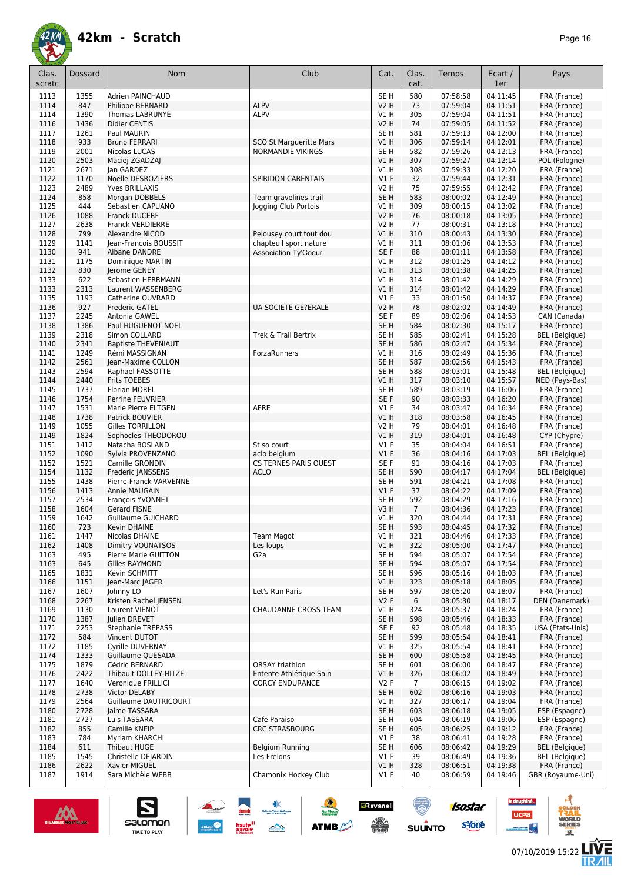# 42km - Scratch

| Clas. scratc | Dossard | Nom | Club | Cat. | Clas. cat. | Temps | Ecart / 1er | Pays |
|---|---|---|---|---|---|---|---|---|
| 1113 | 1355 | Adrien PAINCHAUD | | SE H | 580 | 07:58:58 | 04:11:45 | FRA (France) |
| 1114 | 847 | Philippe BERNARD | ALPV | V2 H | 73 | 07:59:04 | 04:11:51 | FRA (France) |
| 1114 | 1390 | Thomas LABRUNYE | ALPV | V1 H | 305 | 07:59:04 | 04:11:51 | FRA (France) |
| 1116 | 1436 | Didier CENTIS | | V2 H | 74 | 07:59:05 | 04:11:52 | FRA (France) |
| 1117 | 1261 | Paul MAURIN | | SE H | 581 | 07:59:13 | 04:12:00 | FRA (France) |
| 1118 | 933 | Bruno FERRARI | SCO St Margueritte Mars | V1 H | 306 | 07:59:14 | 04:12:01 | FRA (France) |
| 1119 | 2001 | Nicolas LUCAS | NORMANDIE VIKINGS | SE H | 582 | 07:59:26 | 04:12:13 | FRA (France) |
| 1120 | 2503 | Maciej ZGADZAJ | | V1 H | 307 | 07:59:27 | 04:12:14 | POL (Pologne) |
| 1121 | 2671 | Jan GARDEZ | | V1 H | 308 | 07:59:33 | 04:12:20 | FRA (France) |
| 1122 | 1170 | Noëlle DESROZIERS | SPIRIDON CARENTAIS | V1 F | 32 | 07:59:44 | 04:12:31 | FRA (France) |
| 1123 | 2489 | Yves BRILLAXIS | | V2 H | 75 | 07:59:55 | 04:12:42 | FRA (France) |
| 1124 | 858 | Morgan DOBBELS | Team gravelines trail | SE H | 583 | 08:00:02 | 04:12:49 | FRA (France) |
| 1125 | 444 | Sébastien CAPUANO | Jogging Club Portois | V1 H | 309 | 08:00:15 | 04:13:02 | FRA (France) |
| 1126 | 1088 | Franck DUCERF | | V2 H | 76 | 08:00:18 | 04:13:05 | FRA (France) |
| 1127 | 2638 | Franck VERDIERRE | | V2 H | 77 | 08:00:31 | 04:13:18 | FRA (France) |
| 1128 | 799 | Alexandre NICOD | Pelousey court tout dou | V1 H | 310 | 08:00:43 | 04:13:30 | FRA (France) |
| 1129 | 1141 | Jean-Francois BOUSSIT | chapteuil sport nature | V1 H | 311 | 08:01:06 | 04:13:53 | FRA (France) |
| 1130 | 941 | Albane DANDRE | Association Ty'Coeur | SE F | 88 | 08:01:11 | 04:13:58 | FRA (France) |
| 1131 | 1175 | Dominique MARTIN | | V1 H | 312 | 08:01:25 | 04:14:12 | FRA (France) |
| 1132 | 830 | Jerome GENEY | | V1 H | 313 | 08:01:38 | 04:14:25 | FRA (France) |
| 1133 | 622 | Sebastien HERRMANN | | V1 H | 314 | 08:01:42 | 04:14:29 | FRA (France) |
| 1133 | 2313 | Laurent WASSENBERG | | V1 H | 314 | 08:01:42 | 04:14:29 | FRA (France) |
| 1135 | 1193 | Catherine OUVRARD | | V1 F | 33 | 08:01:50 | 04:14:37 | FRA (France) |
| 1136 | 927 | Frederic GATEL | UA SOCIETE GE?ERALE | V2 H | 78 | 08:02:02 | 04:14:49 | FRA (France) |
| 1137 | 2245 | Antonia GAWEL | | SE F | 89 | 08:02:06 | 04:14:53 | CAN (Canada) |
| 1138 | 1386 | Paul HUGUENOT-NOEL | | SE H | 584 | 08:02:30 | 04:15:17 | FRA (France) |
| 1139 | 2318 | Simon COLLARD | Trek & Trail Bertrix | SE H | 585 | 08:02:41 | 04:15:28 | BEL (Belgique) |
| 1140 | 2341 | Baptiste THEVENIAUT | | SE H | 586 | 08:02:47 | 04:15:34 | FRA (France) |
| 1141 | 1249 | Rémi MASSIGNAN | ForzaRunners | V1 H | 316 | 08:02:49 | 04:15:36 | FRA (France) |
| 1142 | 2561 | Jean-Maxime COLLON | | SE H | 587 | 08:02:56 | 04:15:43 | FRA (France) |
| 1143 | 2594 | Raphael FASSOTTE | | SE H | 588 | 08:03:01 | 04:15:48 | BEL (Belgique) |
| 1144 | 2440 | Frits TOEBES | | V1 H | 317 | 08:03:10 | 04:15:57 | NED (Pays-Bas) |
| 1145 | 1737 | Florian MOREL | | SE H | 589 | 08:03:19 | 04:16:06 | FRA (France) |
| 1146 | 1754 | Perrine FEUVRIER | | SE F | 90 | 08:03:33 | 04:16:20 | FRA (France) |
| 1147 | 1531 | Marie Pierre ELTGEN | AERE | V1 F | 34 | 08:03:47 | 04:16:34 | FRA (France) |
| 1148 | 1738 | Patrick BOUVIER | | V1 H | 318 | 08:03:58 | 04:16:45 | FRA (France) |
| 1149 | 1055 | Gilles TORRILLON | | V2 H | 79 | 08:04:01 | 04:16:48 | FRA (France) |
| 1149 | 1824 | Sophocles THEODOROU | | V1 H | 319 | 08:04:01 | 04:16:48 | CYP (Chypre) |
| 1151 | 1412 | Natacha BOSLAND | St so court | V1 F | 35 | 08:04:04 | 04:16:51 | FRA (France) |
| 1152 | 1090 | Sylvia PROVENZANO | aclo belgium | V1 F | 36 | 08:04:16 | 04:17:03 | BEL (Belgique) |
| 1152 | 1521 | Camille GRONDIN | CS TERNES PARIS OUEST | SE F | 91 | 08:04:16 | 04:17:03 | FRA (France) |
| 1154 | 1132 | Frederic JANSSENS | ACLO | SE H | 590 | 08:04:17 | 04:17:04 | BEL (Belgique) |
| 1155 | 1438 | Pierre-Franck VARVENNE | | SE H | 591 | 08:04:21 | 04:17:08 | FRA (France) |
| 1156 | 1413 | Annie MAUGAIN | | V1 F | 37 | 08:04:22 | 04:17:09 | FRA (France) |
| 1157 | 2534 | François YVONNET | | SE H | 592 | 08:04:29 | 04:17:16 | FRA (France) |
| 1158 | 1604 | Gerard FISNE | | V3 H | 7 | 08:04:36 | 04:17:23 | FRA (France) |
| 1159 | 1642 | Guillaume GUICHARD | | V1 H | 320 | 08:04:44 | 04:17:31 | FRA (France) |
| 1160 | 723 | Kevin DHAINE | | SE H | 593 | 08:04:45 | 04:17:32 | FRA (France) |
| 1161 | 1447 | Nicolas DHAINE | Team Magot | V1 H | 321 | 08:04:46 | 04:17:33 | FRA (France) |
| 1162 | 1408 | Dimitry VOUNATSOS | Les loups | V1 H | 322 | 08:05:00 | 04:17:47 | FRA (France) |
| 1163 | 495 | Pierre Marie GUITTON | G2a | SE H | 594 | 08:05:07 | 04:17:54 | FRA (France) |
| 1163 | 645 | Gilles RAYMOND | | SE H | 594 | 08:05:07 | 04:17:54 | FRA (France) |
| 1165 | 1831 | Kévin SCHMITT | | SE H | 596 | 08:05:16 | 04:18:03 | FRA (France) |
| 1166 | 1151 | Jean-Marc JAGER | | V1 H | 323 | 08:05:18 | 04:18:05 | FRA (France) |
| 1167 | 1607 | Johnny LO | Let's Run Paris | SE H | 597 | 08:05:20 | 04:18:07 | FRA (France) |
| 1168 | 2267 | Kristen Rachel JENSEN | | V2 F | 6 | 08:05:30 | 04:18:17 | DEN (Danemark) |
| 1169 | 1130 | Laurent VIENOT | CHAUDANNE CROSS TEAM | V1 H | 324 | 08:05:37 | 04:18:24 | FRA (France) |
| 1170 | 1387 | Julien DREVET | | SE H | 598 | 08:05:46 | 04:18:33 | FRA (France) |
| 1171 | 2253 | Stephanie TREPASS | | SE F | 92 | 08:05:48 | 04:18:35 | USA (Etats-Unis) |
| 1172 | 584 | Vincent DUTOT | | SE H | 599 | 08:05:54 | 04:18:41 | FRA (France) |
| 1172 | 1185 | Cyrille DUVERNAY | | V1 H | 325 | 08:05:54 | 04:18:41 | FRA (France) |
| 1174 | 1333 | Guillaume QUESADA | | SE H | 600 | 08:05:58 | 04:18:45 | FRA (France) |
| 1175 | 1879 | Cédric BERNARD | ORSAY triathlon | SE H | 601 | 08:06:00 | 04:18:47 | FRA (France) |
| 1176 | 2422 | Thibault DOLLEY-HITZE | Entente Athlétique Sain | V1 H | 326 | 08:06:02 | 04:18:49 | FRA (France) |
| 1177 | 1640 | Veronique FRILLICI | CORCY ENDURANCE | V2 F | 7 | 08:06:15 | 04:19:02 | FRA (France) |
| 1178 | 2738 | Victor DELABY | | SE H | 602 | 08:06:16 | 04:19:03 | FRA (France) |
| 1179 | 2564 | Guillaume DAUTRICOURT | | V1 H | 327 | 08:06:17 | 04:19:04 | FRA (France) |
| 1180 | 2728 | Jaime TASSARA | | SE H | 603 | 08:06:18 | 04:19:05 | ESP (Espagne) |
| 1181 | 2727 | Luis TASSARA | Cafe Paraiso | SE H | 604 | 08:06:19 | 04:19:06 | ESP (Espagne) |
| 1182 | 855 | Camille KNEIP | CRC STRASBOURG | SE H | 605 | 08:06:25 | 04:19:12 | FRA (France) |
| 1183 | 784 | Myriam KHARCHI | | V1 F | 38 | 08:06:41 | 04:19:28 | FRA (France) |
| 1184 | 611 | Thibaut HUGE | Belgium Running | SE H | 606 | 08:06:42 | 04:19:29 | BEL (Belgique) |
| 1185 | 1545 | Christelle DEJARDIN | Les Frelons | V1 F | 39 | 08:06:49 | 04:19:36 | BEL (Belgique) |
| 1186 | 2622 | Xavier MIGUEL | | V1 H | 328 | 08:06:51 | 04:19:38 | FRA (France) |
| 1187 | 1914 | Sara Michèle WEBB | Chamonix Hockey Club | V1 F | 40 | 08:06:59 | 04:19:46 | GBR (Royaume-Uni) |

07/10/2019 15:22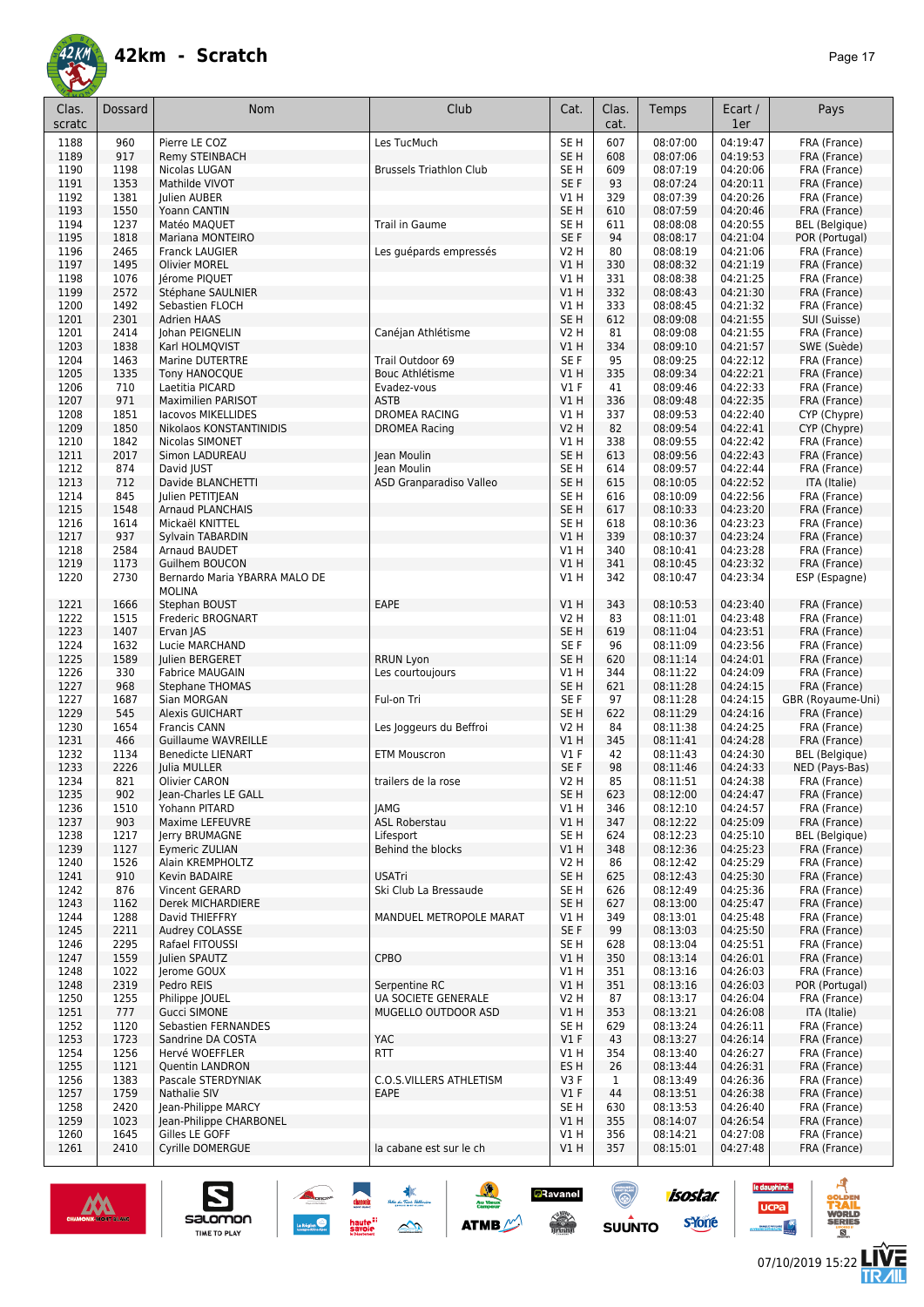# 42km - Scratch

| Clas. scratc | Dossard | Nom | Club | Cat. | Clas. cat. | Temps | Ecart / 1er | Pays |
|---|---|---|---|---|---|---|---|---|
| 1188 | 960 | Pierre LE COZ | Les TucMuch | SE H | 607 | 08:07:00 | 04:19:47 | FRA (France) |
| 1189 | 917 | Remy STEINBACH | | SE H | 608 | 08:07:06 | 04:19:53 | FRA (France) |
| 1190 | 1198 | Nicolas LUGAN | Brussels Triathlon Club | SE H | 609 | 08:07:19 | 04:20:06 | FRA (France) |
| 1191 | 1353 | Mathilde VIVOT | | SE F | 93 | 08:07:24 | 04:20:11 | FRA (France) |
| 1192 | 1381 | Julien AUBER | | V1 H | 329 | 08:07:39 | 04:20:26 | FRA (France) |
| 1193 | 1550 | Yoann CANTIN | | SE H | 610 | 08:07:59 | 04:20:46 | FRA (France) |
| 1194 | 1237 | Matéo MAQUET | Trail in Gaume | SE H | 611 | 08:08:08 | 04:20:55 | BEL (Belgique) |
| 1195 | 1818 | Mariana MONTEIRO | | SE F | 94 | 08:08:17 | 04:21:04 | POR (Portugal) |
| 1196 | 2465 | Franck LAUGIER | Les guépards empressés | V2 H | 80 | 08:08:19 | 04:21:06 | FRA (France) |
| 1197 | 1495 | Olivier MOREL | | V1 H | 330 | 08:08:32 | 04:21:19 | FRA (France) |
| 1198 | 1076 | Jérome PIQUET | | V1 H | 331 | 08:08:38 | 04:21:25 | FRA (France) |
| 1199 | 2572 | Stéphane SAULNIER | | V1 H | 332 | 08:08:43 | 04:21:30 | FRA (France) |
| 1200 | 1492 | Sebastien FLOCH | | V1 H | 333 | 08:08:45 | 04:21:32 | FRA (France) |
| 1201 | 2301 | Adrien HAAS | | SE H | 612 | 08:09:08 | 04:21:55 | SUI (Suisse) |
| 1201 | 2414 | Johan PEIGNELIN | Canéjan Athlétisme | V2 H | 81 | 08:09:08 | 04:21:55 | FRA (France) |
| 1203 | 1838 | Karl HOLMQVIST | | V1 H | 334 | 08:09:10 | 04:21:57 | SWE (Suède) |
| 1204 | 1463 | Marine DUTERTRE | Trail Outdoor 69 | SE F | 95 | 08:09:25 | 04:22:12 | FRA (France) |
| 1205 | 1335 | Tony HANOCQUE | Bouc Athlétisme | V1 H | 335 | 08:09:34 | 04:22:21 | FRA (France) |
| 1206 | 710 | Laetitia PICARD | Evadez-vous | V1 F | 41 | 08:09:46 | 04:22:33 | FRA (France) |
| 1207 | 971 | Maximilien PARISOT | ASTB | V1 H | 336 | 08:09:48 | 04:22:35 | FRA (France) |
| 1208 | 1851 | Iacovos MIKELLIDES | DROMEA RACING | V1 H | 337 | 08:09:53 | 04:22:40 | CYP (Chypre) |
| 1209 | 1850 | Nikolaos KONSTANTINIDIS | DROMEA Racing | V2 H | 82 | 08:09:54 | 04:22:41 | CYP (Chypre) |
| 1210 | 1842 | Nicolas SIMONET | | V1 H | 338 | 08:09:55 | 04:22:42 | FRA (France) |
| 1211 | 2017 | Simon LADUREAU | Jean Moulin | SE H | 613 | 08:09:56 | 04:22:43 | FRA (France) |
| 1212 | 874 | David JUST | Jean Moulin | SE H | 614 | 08:09:57 | 04:22:44 | FRA (France) |
| 1213 | 712 | Davide BLANCHETTI | ASD Granparadiso Valleo | SE H | 615 | 08:10:05 | 04:22:52 | ITA (Italie) |
| 1214 | 845 | Julien PETITJEAN | | SE H | 616 | 08:10:09 | 04:22:56 | FRA (France) |
| 1215 | 1548 | Arnaud PLANCHAIS | | SE H | 617 | 08:10:33 | 04:23:20 | FRA (France) |
| 1216 | 1614 | Mickaël KNITTEL | | SE H | 618 | 08:10:36 | 04:23:23 | FRA (France) |
| 1217 | 937 | Sylvain TABARDIN | | V1 H | 339 | 08:10:37 | 04:23:24 | FRA (France) |
| 1218 | 2584 | Arnaud BAUDET | | V1 H | 340 | 08:10:41 | 04:23:28 | FRA (France) |
| 1219 | 1173 | Guilhem BOUCON | | V1 H | 341 | 08:10:45 | 04:23:32 | FRA (France) |
| 1220 | 2730 | Bernardo Maria YBARRA MALO DE MOLINA | | V1 H | 342 | 08:10:47 | 04:23:34 | ESP (Espagne) |
| 1221 | 1666 | Stephan BOUST | EAPE | V1 H | 343 | 08:10:53 | 04:23:40 | FRA (France) |
| 1222 | 1515 | Frederic BROGNART | | V2 H | 83 | 08:11:01 | 04:23:48 | FRA (France) |
| 1223 | 1407 | Ervan JAS | | SE H | 619 | 08:11:04 | 04:23:51 | FRA (France) |
| 1224 | 1632 | Lucie MARCHAND | | SE F | 96 | 08:11:09 | 04:23:56 | FRA (France) |
| 1225 | 1589 | Julien BERGERET | RRUN Lyon | SE H | 620 | 08:11:14 | 04:24:01 | FRA (France) |
| 1226 | 330 | Fabrice MAUGAIN | Les courtoujours | V1 H | 344 | 08:11:22 | 04:24:09 | FRA (France) |
| 1227 | 968 | Stephane THOMAS | | SE H | 621 | 08:11:28 | 04:24:15 | FRA (France) |
| 1227 | 1687 | Sian MORGAN | Ful-on Tri | SE F | 97 | 08:11:28 | 04:24:15 | GBR (Royaume-Uni) |
| 1229 | 545 | Alexis GUICHART | | SE H | 622 | 08:11:29 | 04:24:16 | FRA (France) |
| 1230 | 1654 | Francis CANN | Les Joggeurs du Beffroi | V2 H | 84 | 08:11:38 | 04:24:25 | FRA (France) |
| 1231 | 466 | Guillaume WAVREILLE | | V1 H | 345 | 08:11:41 | 04:24:28 | FRA (France) |
| 1232 | 1134 | Benedicte LIENART | ETM Mouscron | V1 F | 42 | 08:11:43 | 04:24:30 | BEL (Belgique) |
| 1233 | 2226 | Julia MULLER | | SE F | 98 | 08:11:46 | 04:24:33 | NED (Pays-Bas) |
| 1234 | 821 | Olivier CARON | trailers de la rose | V2 H | 85 | 08:11:51 | 04:24:38 | FRA (France) |
| 1235 | 902 | Jean-Charles LE GALL | | SE H | 623 | 08:12:00 | 04:24:47 | FRA (France) |
| 1236 | 1510 | Yohann PITARD | JAMG | V1 H | 346 | 08:12:10 | 04:24:57 | FRA (France) |
| 1237 | 903 | Maxime LEFEUVRE | ASL Roberstau | V1 H | 347 | 08:12:22 | 04:25:09 | FRA (France) |
| 1238 | 1217 | Jerry BRUMAGNE | Lifesport | SE H | 624 | 08:12:23 | 04:25:10 | BEL (Belgique) |
| 1239 | 1127 | Eymeric ZULIAN | Behind the blocks | V1 H | 348 | 08:12:36 | 04:25:23 | FRA (France) |
| 1240 | 1526 | Alain KREMPHOLTZ | | V2 H | 86 | 08:12:42 | 04:25:29 | FRA (France) |
| 1241 | 910 | Kevin BADAIRE | USATri | SE H | 625 | 08:12:43 | 04:25:30 | FRA (France) |
| 1242 | 876 | Vincent GERARD | Ski Club La Bressaude | SE H | 626 | 08:12:49 | 04:25:36 | FRA (France) |
| 1243 | 1162 | Derek MICHARDIERE | | SE H | 627 | 08:13:00 | 04:25:47 | FRA (France) |
| 1244 | 1288 | David THIEFFRY | MANDUEL METROPOLE MARAT | V1 H | 349 | 08:13:01 | 04:25:48 | FRA (France) |
| 1245 | 2211 | Audrey COLASSE | | SE F | 99 | 08:13:03 | 04:25:50 | FRA (France) |
| 1246 | 2295 | Rafael FITOUSSI | | SE H | 628 | 08:13:04 | 04:25:51 | FRA (France) |
| 1247 | 1559 | Julien SPAUTZ | CPBO | V1 H | 350 | 08:13:14 | 04:26:01 | FRA (France) |
| 1248 | 1022 | Jerome GOUX | | V1 H | 351 | 08:13:16 | 04:26:03 | FRA (France) |
| 1248 | 2319 | Pedro REIS | Serpentine RC | V1 H | 351 | 08:13:16 | 04:26:03 | POR (Portugal) |
| 1250 | 1255 | Philippe JOUEL | UA SOCIETE GENERALE | V2 H | 87 | 08:13:17 | 04:26:04 | FRA (France) |
| 1251 | 777 | Gucci SIMONE | MUGELLO OUTDOOR ASD | V1 H | 353 | 08:13:21 | 04:26:08 | ITA (Italie) |
| 1252 | 1120 | Sebastien FERNANDES | | SE H | 629 | 08:13:24 | 04:26:11 | FRA (France) |
| 1253 | 1723 | Sandrine DA COSTA | YAC | V1 F | 43 | 08:13:27 | 04:26:14 | FRA (France) |
| 1254 | 1256 | Hervé WOEFFLER | RTT | V1 H | 354 | 08:13:40 | 04:26:27 | FRA (France) |
| 1255 | 1121 | Quentin LANDRON | | ES H | 26 | 08:13:44 | 04:26:31 | FRA (France) |
| 1256 | 1383 | Pascale STERDYNIAK | C.O.S.VILLERS ATHLETISM | V3 F | 1 | 08:13:49 | 04:26:36 | FRA (France) |
| 1257 | 1759 | Nathalie SIV | EAPE | V1 F | 44 | 08:13:51 | 04:26:38 | FRA (France) |
| 1258 | 2420 | Jean-Philippe MARCY | | SE H | 630 | 08:13:53 | 04:26:40 | FRA (France) |
| 1259 | 1023 | Jean-Philippe CHARBONEL | | V1 H | 355 | 08:14:07 | 04:26:54 | FRA (France) |
| 1260 | 1645 | Gilles LE GOFF | | V1 H | 356 | 08:14:21 | 04:27:08 | FRA (France) |
| 1261 | 2410 | Cyrille DOMERGUE | la cabane est sur le ch | V1 H | 357 | 08:15:01 | 04:27:48 | FRA (France) |

07/10/2019 15:22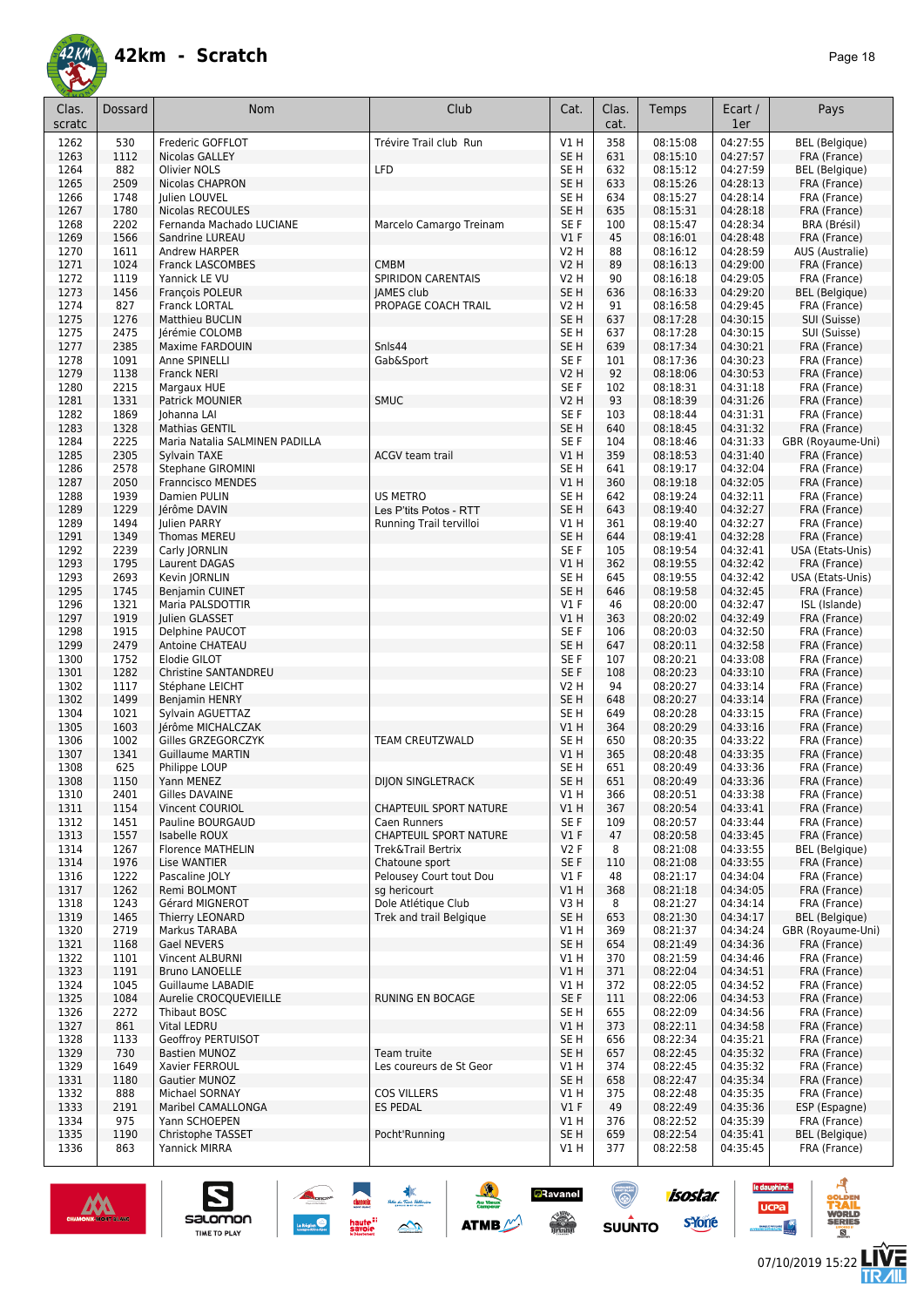# 42km - Scratch

| Clas. scratc | Dossard | Nom | Club | Cat. | Clas. cat. | Temps | Ecart / 1er | Pays |
|---|---|---|---|---|---|---|---|---|
| 1262 | 530 | Frederic GOFFLOT | Trévire Trail club  Run | V1 H | 358 | 08:15:08 | 04:27:55 | BEL (Belgique) |
| 1263 | 1112 | Nicolas GALLEY | | SE H | 631 | 08:15:10 | 04:27:57 | FRA (France) |
| 1264 | 882 | Olivier NOLS | LFD | SE H | 632 | 08:15:12 | 04:27:59 | BEL (Belgique) |
| 1265 | 2509 | Nicolas CHAPRON | | SE H | 633 | 08:15:26 | 04:28:13 | FRA (France) |
| 1266 | 1748 | Julien LOUVEL | | SE H | 634 | 08:15:27 | 04:28:14 | FRA (France) |
| 1267 | 1780 | Nicolas RECOULES | | SE H | 635 | 08:15:31 | 04:28:18 | FRA (France) |
| 1268 | 2202 | Fernanda Machado LUCIANE | Marcelo Camargo Treinam | SE F | 100 | 08:15:47 | 04:28:34 | BRA (Brésil) |
| 1269 | 1566 | Sandrine LUREAU | | V1 F | 45 | 08:16:01 | 04:28:48 | FRA (France) |
| 1270 | 1611 | Andrew HARPER | | V2 H | 88 | 08:16:12 | 04:28:59 | AUS (Australie) |
| 1271 | 1024 | Franck LASCOMBES | CMBM | V2 H | 89 | 08:16:13 | 04:29:00 | FRA (France) |
| 1272 | 1119 | Yannick LE VU | SPIRIDON CARENTAIS | V2 H | 90 | 08:16:18 | 04:29:05 | FRA (France) |
| 1273 | 1456 | François POLEUR | JAMES club | SE H | 636 | 08:16:33 | 04:29:20 | BEL (Belgique) |
| 1274 | 827 | Franck LORTAL | PROPAGE COACH TRAIL | V2 H | 91 | 08:16:58 | 04:29:45 | FRA (France) |
| 1275 | 1276 | Matthieu BUCLIN | | SE H | 637 | 08:17:28 | 04:30:15 | SUI (Suisse) |
| 1275 | 2475 | Jérémie COLOMB | | SE H | 637 | 08:17:28 | 04:30:15 | SUI (Suisse) |
| 1277 | 2385 | Maxime FARDOUIN | Snls44 | SE H | 639 | 08:17:34 | 04:30:21 | FRA (France) |
| 1278 | 1091 | Anne SPINELLI | Gab&Sport | SE F | 101 | 08:17:36 | 04:30:23 | FRA (France) |
| 1279 | 1138 | Franck NERI | | V2 H | 92 | 08:18:06 | 04:30:53 | FRA (France) |
| 1280 | 2215 | Margaux HUE | | SE F | 102 | 08:18:31 | 04:31:18 | FRA (France) |
| 1281 | 1331 | Patrick MOUNIER | SMUC | V2 H | 93 | 08:18:39 | 04:31:26 | FRA (France) |
| 1282 | 1869 | Johanna LAI | | SE F | 103 | 08:18:44 | 04:31:31 | FRA (France) |
| 1283 | 1328 | Mathias GENTIL | | SE H | 640 | 08:18:45 | 04:31:32 | FRA (France) |
| 1284 | 2225 | Maria Natalia SALMINEN PADILLA | | SE F | 104 | 08:18:46 | 04:31:33 | GBR (Royaume-Uni) |
| 1285 | 2305 | Sylvain TAXE | ACGV team trail | V1 H | 359 | 08:18:53 | 04:31:40 | FRA (France) |
| 1286 | 2578 | Stephane GIROMINI | | SE H | 641 | 08:19:17 | 04:32:04 | FRA (France) |
| 1287 | 2050 | Franncisco MENDES | | V1 H | 360 | 08:19:18 | 04:32:05 | FRA (France) |
| 1288 | 1939 | Damien PULIN | US METRO | SE H | 642 | 08:19:24 | 04:32:11 | FRA (France) |
| 1289 | 1229 | Jérôme DAVIN | Les P'tits Potos - RTT | SE H | 643 | 08:19:40 | 04:32:27 | FRA (France) |
| 1289 | 1494 | Julien PARRY | Running Trail tervilloi | V1 H | 361 | 08:19:40 | 04:32:27 | FRA (France) |
| 1291 | 1349 | Thomas MEREU | | SE H | 644 | 08:19:41 | 04:32:28 | FRA (France) |
| 1292 | 2239 | Carly JORNLIN | | SE F | 105 | 08:19:54 | 04:32:41 | USA (Etats-Unis) |
| 1293 | 1795 | Laurent DAGAS | | V1 H | 362 | 08:19:55 | 04:32:42 | FRA (France) |
| 1293 | 2693 | Kevin JORNLIN | | SE H | 645 | 08:19:55 | 04:32:42 | USA (Etats-Unis) |
| 1295 | 1745 | Benjamin CUINET | | SE H | 646 | 08:19:58 | 04:32:45 | FRA (France) |
| 1296 | 1321 | Maria PALSDOTTIR | | V1 F | 46 | 08:20:00 | 04:32:47 | ISL (Islande) |
| 1297 | 1919 | Julien GLASSET | | V1 H | 363 | 08:20:02 | 04:32:49 | FRA (France) |
| 1298 | 1915 | Delphine PAUCOT | | SE F | 106 | 08:20:03 | 04:32:50 | FRA (France) |
| 1299 | 2479 | Antoine CHATEAU | | SE H | 647 | 08:20:11 | 04:32:58 | FRA (France) |
| 1300 | 1752 | Elodie GILOT | | SE F | 107 | 08:20:21 | 04:33:08 | FRA (France) |
| 1301 | 1282 | Christine SANTANDREU | | SE F | 108 | 08:20:23 | 04:33:10 | FRA (France) |
| 1302 | 1117 | Stéphane LEICHT | | V2 H | 94 | 08:20:27 | 04:33:14 | FRA (France) |
| 1302 | 1499 | Benjamin HENRY | | SE H | 648 | 08:20:27 | 04:33:14 | FRA (France) |
| 1304 | 1021 | Sylvain AGUETTAZ | | SE H | 649 | 08:20:28 | 04:33:15 | FRA (France) |
| 1305 | 1603 | Jérôme MICHALCZAK | | V1 H | 364 | 08:20:29 | 04:33:16 | FRA (France) |
| 1306 | 1002 | Gilles GRZEGORCZYK | TEAM CREUTZWALD | SE H | 650 | 08:20:35 | 04:33:22 | FRA (France) |
| 1307 | 1341 | Guillaume MARTIN | | V1 H | 365 | 08:20:48 | 04:33:35 | FRA (France) |
| 1308 | 625 | Philippe LOUP | | SE H | 651 | 08:20:49 | 04:33:36 | FRA (France) |
| 1308 | 1150 | Yann MENEZ | DIJON SINGLETRACK | SE H | 651 | 08:20:49 | 04:33:36 | FRA (France) |
| 1310 | 2401 | Gilles DAVAINE | | V1 H | 366 | 08:20:51 | 04:33:38 | FRA (France) |
| 1311 | 1154 | Vincent COURIOL | CHAPTEUIL SPORT NATURE | V1 H | 367 | 08:20:54 | 04:33:41 | FRA (France) |
| 1312 | 1451 | Pauline BOURGAUD | Caen Runners | SE F | 109 | 08:20:57 | 04:33:44 | FRA (France) |
| 1313 | 1557 | Isabelle ROUX | CHAPTEUIL SPORT NATURE | V1 F | 47 | 08:20:58 | 04:33:45 | FRA (France) |
| 1314 | 1267 | Florence MATHELIN | Trek&Trail Bertrix | V2 F | 8 | 08:21:08 | 04:33:55 | BEL (Belgique) |
| 1314 | 1976 | Lise WANTIER | Chatoune sport | SE F | 110 | 08:21:08 | 04:33:55 | FRA (France) |
| 1316 | 1222 | Pascaline JOLY | Pelousey Court tout Dou | V1 F | 48 | 08:21:17 | 04:34:04 | FRA (France) |
| 1317 | 1262 | Remi BOLMONT | sg hericourt | V1 H | 368 | 08:21:18 | 04:34:05 | FRA (France) |
| 1318 | 1243 | Gérard MIGNEROT | Dole Atlétique Club | V3 H | 8 | 08:21:27 | 04:34:14 | FRA (France) |
| 1319 | 1465 | Thierry LEONARD | Trek and trail Belgique | SE H | 653 | 08:21:30 | 04:34:17 | BEL (Belgique) |
| 1320 | 2719 | Markus TARABA | | V1 H | 369 | 08:21:37 | 04:34:24 | GBR (Royaume-Uni) |
| 1321 | 1168 | Gael NEVERS | | SE H | 654 | 08:21:49 | 04:34:36 | FRA (France) |
| 1322 | 1101 | Vincent ALBURNI | | V1 H | 370 | 08:21:59 | 04:34:46 | FRA (France) |
| 1323 | 1191 | Bruno LANOELLE | | V1 H | 371 | 08:22:04 | 04:34:51 | FRA (France) |
| 1324 | 1045 | Guillaume LABADIE | | V1 H | 372 | 08:22:05 | 04:34:52 | FRA (France) |
| 1325 | 1084 | Aurelie CROCQUEVIEILLE | RUNING EN BOCAGE | SE F | 111 | 08:22:06 | 04:34:53 | FRA (France) |
| 1326 | 2272 | Thibaut BOSC | | SE H | 655 | 08:22:09 | 04:34:56 | FRA (France) |
| 1327 | 861 | Vital LEDRU | | V1 H | 373 | 08:22:11 | 04:34:58 | FRA (France) |
| 1328 | 1133 | Geoffroy PERTUISOT | | SE H | 656 | 08:22:34 | 04:35:21 | FRA (France) |
| 1329 | 730 | Bastien MUNOZ | Team truite | SE H | 657 | 08:22:45 | 04:35:32 | FRA (France) |
| 1329 | 1649 | Xavier FERROUL | Les coureurs de St Geor | V1 H | 374 | 08:22:45 | 04:35:32 | FRA (France) |
| 1331 | 1180 | Gautier MUNOZ | | SE H | 658 | 08:22:47 | 04:35:34 | FRA (France) |
| 1332 | 888 | Michael SORNAY | COS VILLERS | V1 H | 375 | 08:22:48 | 04:35:35 | FRA (France) |
| 1333 | 2191 | Maribel CAMALLONGA | ES PEDAL | V1 F | 49 | 08:22:49 | 04:35:36 | ESP (Espagne) |
| 1334 | 975 | Yann SCHOEPEN | | V1 H | 376 | 08:22:52 | 04:35:39 | FRA (France) |
| 1335 | 1190 | Christophe TASSET | Pocht'Running | SE H | 659 | 08:22:54 | 04:35:41 | BEL (Belgique) |
| 1336 | 863 | Yannick MIRRA | | V1 H | 377 | 08:22:58 | 04:35:45 | FRA (France) |

07/10/2019 15:22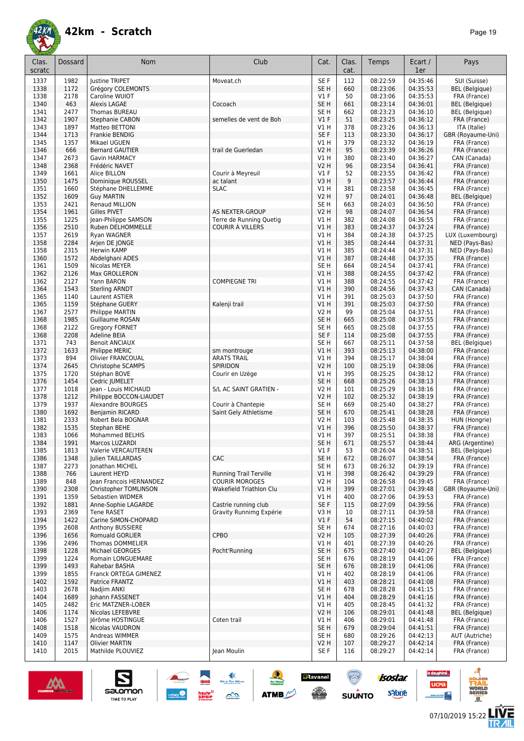# 42km - Scratch

| Clas. scratc | Dossard | Nom | Club | Cat. | Clas. cat. | Temps | Ecart / 1er | Pays |
|---|---|---|---|---|---|---|---|---|
| 1337 | 1982 | Justine TRIPET | Moveat.ch | SE F | 112 | 08:22:59 | 04:35:46 | SUI (Suisse) |
| 1338 | 1172 | Grégory COLEMONTS | | SE H | 660 | 08:23:06 | 04:35:53 | BEL (Belgique) |
| 1338 | 2178 | Caroline WUIOT | | V1 F | 50 | 08:23:06 | 04:35:53 | FRA (France) |
| 1340 | 463 | Alexis LAGAE | Cocoach | SE H | 661 | 08:23:14 | 04:36:01 | BEL (Belgique) |
| 1341 | 2477 | Thomas BUREAU | | SE H | 662 | 08:23:23 | 04:36:10 | BEL (Belgique) |
| 1342 | 1907 | Stephanie CABON | semelles de vent de Boh | V1 F | 51 | 08:23:25 | 04:36:12 | FRA (France) |
| 1343 | 1897 | Matteo BETTONI | | V1 H | 378 | 08:23:26 | 04:36:13 | ITA (Italie) |
| 1344 | 1713 | Frankie BENDIG | | SE F | 113 | 08:23:30 | 04:36:17 | GBR (Royaume-Uni) |
| 1345 | 1357 | Mikael UGUEN | | V1 H | 379 | 08:23:32 | 04:36:19 | FRA (France) |
| 1346 | 666 | Bernard GAUTIER | trail de Guerledan | V2 H | 95 | 08:23:39 | 04:36:26 | FRA (France) |
| 1347 | 2673 | Gavin HARMACY | | V1 H | 380 | 08:23:40 | 04:36:27 | CAN (Canada) |
| 1348 | 2368 | Frédéric NAVET | | V2 H | 96 | 08:23:54 | 04:36:41 | FRA (France) |
| 1349 | 1661 | Alice BILLON | Courir à Meyreuil | V1 F | 52 | 08:23:55 | 04:36:42 | FRA (France) |
| 1350 | 1475 | Dominique ROUSSEL | ac talant | V3 H | 9 | 08:23:57 | 04:36:44 | FRA (France) |
| 1351 | 1660 | Stéphane DHELLEMME | SLAC | V1 H | 381 | 08:23:58 | 04:36:45 | FRA (France) |
| 1352 | 1609 | Guy MARTIN | | V2 H | 97 | 08:24:01 | 04:36:48 | BEL (Belgique) |
| 1353 | 2421 | Renaud MILLION | | SE H | 663 | 08:24:03 | 04:36:50 | FRA (France) |
| 1354 | 1961 | Gilles PIVET | AS NEXTER-GROUP | V2 H | 98 | 08:24:07 | 04:36:54 | FRA (France) |
| 1355 | 1225 | Jean-Philippe SAMSON | Terre de Running Quetig | V1 H | 382 | 08:24:08 | 04:36:55 | FRA (France) |
| 1356 | 2510 | Ruben DELHOMMELLE | COURIR À VILLERS | V1 H | 383 | 08:24:37 | 04:37:24 | FRA (France) |
| 1357 | 2619 | Ryan WAGNER | | V1 H | 384 | 08:24:38 | 04:37:25 | LUX (Luxembourg) |
| 1358 | 2284 | Arjen DE JONGE | | V1 H | 385 | 08:24:44 | 04:37:31 | NED (Pays-Bas) |
| 1358 | 2315 | Herwin KAMP | | V1 H | 385 | 08:24:44 | 04:37:31 | NED (Pays-Bas) |
| 1360 | 1572 | Abdelghani ADES | | V1 H | 387 | 08:24:48 | 04:37:35 | FRA (France) |
| 1361 | 1509 | Nicolas MEYER | | SE H | 664 | 08:24:54 | 04:37:41 | FRA (France) |
| 1362 | 2126 | Max GROLLERON | | V1 H | 388 | 08:24:55 | 04:37:42 | FRA (France) |
| 1362 | 2127 | Yann BARON | COMPIEGNE TRI | V1 H | 388 | 08:24:55 | 04:37:42 | FRA (France) |
| 1364 | 1543 | Sterling ARNDT | | V1 H | 390 | 08:24:56 | 04:37:43 | CAN (Canada) |
| 1365 | 1140 | Laurent ASTIER | | V1 H | 391 | 08:25:03 | 04:37:50 | FRA (France) |
| 1365 | 1159 | Stéphane GUERY | Kalenji trail | V1 H | 391 | 08:25:03 | 04:37:50 | FRA (France) |
| 1367 | 2577 | Philippe MARTIN | | V2 H | 99 | 08:25:04 | 04:37:51 | FRA (France) |
| 1368 | 1985 | Guillaume ROSAN | | SE H | 665 | 08:25:08 | 04:37:55 | FRA (France) |
| 1368 | 2122 | Gregory FORNET | | SE H | 665 | 08:25:08 | 04:37:55 | FRA (France) |
| 1368 | 2208 | Adeline BEIA | | SE F | 114 | 08:25:08 | 04:37:55 | FRA (France) |
| 1371 | 743 | Benoit ANCIAUX | | SE H | 667 | 08:25:11 | 04:37:58 | BEL (Belgique) |
| 1372 | 1633 | Philippe MERIC | sm montrouge | V1 H | 393 | 08:25:13 | 04:38:00 | FRA (France) |
| 1373 | 894 | Olivier FRANCOUAL | ARATS TRAIL | V1 H | 394 | 08:25:17 | 04:38:04 | FRA (France) |
| 1374 | 2645 | Christophe SCAMPS | SPIRIDON | V2 H | 100 | 08:25:19 | 04:38:06 | FRA (France) |
| 1375 | 1720 | Stéphan BOVE | Courir en Uzège | V1 H | 395 | 08:25:25 | 04:38:12 | FRA (France) |
| 1376 | 1454 | Cedric JUMELET | | SE H | 668 | 08:25:26 | 04:38:13 | FRA (France) |
| 1377 | 1018 | Jean - Louis MICHAUD | S/L AC SAINT GRATIEN - | V2 H | 101 | 08:25:29 | 04:38:16 | FRA (France) |
| 1378 | 1212 | Philippe BOCCON-LIAUDET | | V2 H | 102 | 08:25:32 | 04:38:19 | FRA (France) |
| 1379 | 1937 | Alexandre BOURGES | Courir à Chantepie | SE H | 669 | 08:25:40 | 04:38:27 | FRA (France) |
| 1380 | 1692 | Benjamin RICARD | Saint Gely Athletisme | SE H | 670 | 08:25:41 | 04:38:28 | FRA (France) |
| 1381 | 2333 | Robert Bela BOGNAR | | V2 H | 103 | 08:25:48 | 04:38:35 | HUN (Hongrie) |
| 1382 | 1535 | Stephan BEHE | | V1 H | 396 | 08:25:50 | 04:38:37 | FRA (France) |
| 1383 | 1066 | Mohammed BELHIS | | V1 H | 397 | 08:25:51 | 04:38:38 | FRA (France) |
| 1384 | 1991 | Marcos LUZARDI | | SE H | 671 | 08:25:57 | 04:38:44 | ARG (Argentine) |
| 1385 | 1813 | Valerie VERCAUTEREN | | V1 F | 53 | 08:26:04 | 04:38:51 | BEL (Belgique) |
| 1386 | 1348 | Julien TAILLARDAS | CAC | SE H | 672 | 08:26:07 | 04:38:54 | FRA (France) |
| 1387 | 2273 | Jonathan MICHEL | | SE H | 673 | 08:26:32 | 04:39:19 | FRA (France) |
| 1388 | 766 | Laurent HEYD | Running Trail Terville | V1 H | 398 | 08:26:42 | 04:39:29 | FRA (France) |
| 1389 | 848 | Jean Francois HERNANDEZ | COURIR MOROGES | V2 H | 104 | 08:26:58 | 04:39:45 | FRA (France) |
| 1390 | 2308 | Christopher TOMLINSON | Wakefield Triathlon Clu | V1 H | 399 | 08:27:01 | 04:39:48 | GBR (Royaume-Uni) |
| 1391 | 1359 | Sebastien WIDMER | | V1 H | 400 | 08:27:06 | 04:39:53 | FRA (France) |
| 1392 | 1881 | Anne-Sophie LAGARDE | Castrie running club | SE F | 115 | 08:27:09 | 04:39:56 | FRA (France) |
| 1393 | 2369 | Tene RASET | Gravity Runnimg Expérie | V3 H | 10 | 08:27:11 | 04:39:58 | FRA (France) |
| 1394 | 1422 | Carine SIMON-CHOPARD | | V1 F | 54 | 08:27:15 | 04:40:02 | FRA (France) |
| 1395 | 2608 | Anthony BUSSIERE | | SE H | 674 | 08:27:16 | 04:40:03 | FRA (France) |
| 1396 | 1656 | Romuald GORLIER | CPBO | V2 H | 105 | 08:27:39 | 04:40:26 | FRA (France) |
| 1396 | 2496 | Thomas DOMMELIER | | V1 H | 401 | 08:27:39 | 04:40:26 | FRA (France) |
| 1398 | 1228 | Michael GEORGES | Pocht'Running | SE H | 675 | 08:27:40 | 04:40:27 | BEL (Belgique) |
| 1399 | 1224 | Romain LONGUEMARE | | SE H | 676 | 08:28:19 | 04:41:06 | FRA (France) |
| 1399 | 1493 | Rahebar BASHA | | SE H | 676 | 08:28:19 | 04:41:06 | FRA (France) |
| 1399 | 1855 | Franck ORTEGA GIMENEZ | | V1 H | 402 | 08:28:19 | 04:41:06 | FRA (France) |
| 1402 | 1592 | Patrice FRANTZ | | V1 H | 403 | 08:28:21 | 04:41:08 | FRA (France) |
| 1403 | 2678 | Nadjim ANKI | | SE H | 678 | 08:28:28 | 04:41:15 | FRA (France) |
| 1404 | 1689 | Johann FASSENET | | V1 H | 404 | 08:28:29 | 04:41:16 | FRA (France) |
| 1405 | 2482 | Eric MATZNER-LOBER | | V1 H | 405 | 08:28:45 | 04:41:32 | FRA (France) |
| 1406 | 1174 | Nicolas LEFEBVRE | | V2 H | 106 | 08:29:01 | 04:41:48 | BEL (Belgique) |
| 1406 | 1527 | Jérôme HOSTINGUE | Coten trail | V1 H | 406 | 08:29:01 | 04:41:48 | FRA (France) |
| 1408 | 1518 | Nicolas VAUDRON | | SE H | 679 | 08:29:04 | 04:41:51 | FRA (France) |
| 1409 | 1575 | Andreas WIMMER | | SE H | 680 | 08:29:26 | 04:42:13 | AUT (Autriche) |
| 1410 | 1147 | Olivier MARTIN | | V2 H | 107 | 08:29:27 | 04:42:14 | FRA (France) |
| 1410 | 2015 | Mathilde PLOUVIEZ | Jean Moulin | SE F | 116 | 08:29:27 | 04:42:14 | FRA (France) |

07/10/2019 15:22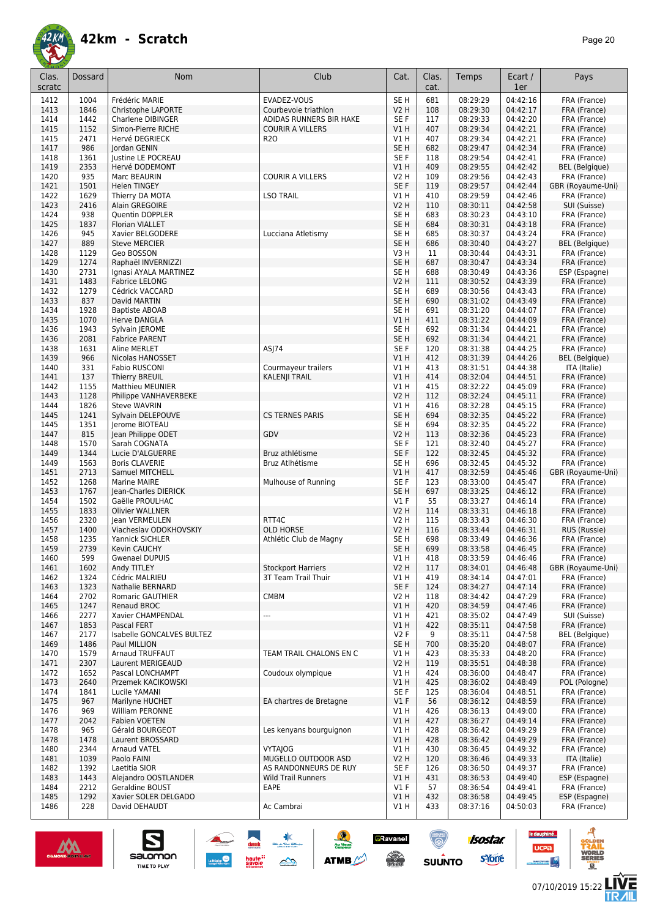# 42km - Scratch

| Clas. scratc | Dossard | Nom | Club | Cat. | Clas. cat. | Temps | Ecart / 1er | Pays |
|---|---|---|---|---|---|---|---|---|
| 1412 | 1004 | Frédéric MARIE | EVADEZ-VOUS | SE H | 681 | 08:29:29 | 04:42:16 | FRA (France) |
| 1413 | 1846 | Christophe LAPORTE | Courbevoie triathlon | V2 H | 108 | 08:29:30 | 04:42:17 | FRA (France) |
| 1414 | 1442 | Charlene DIBINGER | ADIDAS RUNNERS BIR HAKE | SE F | 117 | 08:29:33 | 04:42:20 | FRA (France) |
| 1415 | 1152 | Simon-Pierre RICHE | COURIR A VILLERS | V1 H | 407 | 08:29:34 | 04:42:21 | FRA (France) |
| 1415 | 2471 | Hervé DEGRIECK | R2O | V1 H | 407 | 08:29:34 | 04:42:21 | FRA (France) |
| 1417 | 986 | Jordan GENIN | | SE H | 682 | 08:29:47 | 04:42:34 | FRA (France) |
| 1418 | 1361 | Justine LE POCREAU | | SE F | 118 | 08:29:54 | 04:42:41 | FRA (France) |
| 1419 | 2353 | Hervé DODEMONT | | V1 H | 409 | 08:29:55 | 04:42:42 | BEL (Belgique) |
| 1420 | 935 | Marc BEAURIN | COURIR A VILLERS | V2 H | 109 | 08:29:56 | 04:42:43 | FRA (France) |
| 1421 | 1501 | Helen TINGEY | | SE F | 119 | 08:29:57 | 04:42:44 | GBR (Royaume-Uni) |
| 1422 | 1629 | Thierry DA MOTA | LSO TRAIL | V1 H | 410 | 08:29:59 | 04:42:46 | FRA (France) |
| 1423 | 2416 | Alain GREGOIRE | | V2 H | 110 | 08:30:11 | 04:42:58 | SUI (Suisse) |
| 1424 | 938 | Quentin DOPPLER | | SE H | 683 | 08:30:23 | 04:43:10 | FRA (France) |
| 1425 | 1837 | Florian VIALLET | | SE H | 684 | 08:30:31 | 04:43:18 | FRA (France) |
| 1426 | 945 | Xavier BELGODERE | Lucciana Atletismy | SE H | 685 | 08:30:37 | 04:43:24 | FRA (France) |
| 1427 | 889 | Steve MERCIER | | SE H | 686 | 08:30:40 | 04:43:27 | BEL (Belgique) |
| 1428 | 1129 | Geo BOSSON | | V3 H | 11 | 08:30:44 | 04:43:31 | FRA (France) |
| 1429 | 1274 | Raphaël INVERNIZZI | | SE H | 687 | 08:30:47 | 04:43:34 | FRA (France) |
| 1430 | 2731 | Ignasi AYALA MARTINEZ | | SE H | 688 | 08:30:49 | 04:43:36 | ESP (Espagne) |
| 1431 | 1483 | Fabrice LELONG | | V2 H | 111 | 08:30:52 | 04:43:39 | FRA (France) |
| 1432 | 1279 | Cédrick VACCARD | | SE H | 689 | 08:30:56 | 04:43:43 | FRA (France) |
| 1433 | 837 | David MARTIN | | SE H | 690 | 08:31:02 | 04:43:49 | FRA (France) |
| 1434 | 1928 | Baptiste ABOAB | | SE H | 691 | 08:31:20 | 04:44:07 | FRA (France) |
| 1435 | 1070 | Herve DANGLA | | V1 H | 411 | 08:31:22 | 04:44:09 | FRA (France) |
| 1436 | 1943 | Sylvain JEROME | | SE H | 692 | 08:31:34 | 04:44:21 | FRA (France) |
| 1436 | 2081 | Fabrice PARENT | | SE H | 692 | 08:31:34 | 04:44:21 | FRA (France) |
| 1438 | 1631 | Aline MERLET | ASJ74 | SE F | 120 | 08:31:38 | 04:44:25 | FRA (France) |
| 1439 | 966 | Nicolas HANOSSET | | V1 H | 412 | 08:31:39 | 04:44:26 | BEL (Belgique) |
| 1440 | 331 | Fabio RUSCONI | Courmayeur trailers | V1 H | 413 | 08:31:51 | 04:44:38 | ITA (Italie) |
| 1441 | 137 | Thierry BREUIL | KALENJI TRAIL | V1 H | 414 | 08:32:04 | 04:44:51 | FRA (France) |
| 1442 | 1155 | Matthieu MEUNIER | | V1 H | 415 | 08:32:22 | 04:45:09 | FRA (France) |
| 1443 | 1128 | Philippe VANHAVERBEKE | | V2 H | 112 | 08:32:24 | 04:45:11 | FRA (France) |
| 1444 | 1826 | Steve WAVRIN | | V1 H | 416 | 08:32:28 | 04:45:15 | FRA (France) |
| 1445 | 1241 | Sylvain DELEPOUVE | CS TERNES PARIS | SE H | 694 | 08:32:35 | 04:45:22 | FRA (France) |
| 1445 | 1351 | Jerome BIOTEAU | | SE H | 694 | 08:32:35 | 04:45:22 | FRA (France) |
| 1447 | 815 | Jean Philippe ODET | GDV | V2 H | 113 | 08:32:36 | 04:45:23 | FRA (France) |
| 1448 | 1570 | Sarah COGNATA | | SE F | 121 | 08:32:40 | 04:45:27 | FRA (France) |
| 1449 | 1344 | Lucie D'ALGUERRE | Bruz athlétisme | SE F | 122 | 08:32:45 | 04:45:32 | FRA (France) |
| 1449 | 1563 | Boris CLAVERIE | Bruz Athlétisme | SE H | 696 | 08:32:45 | 04:45:32 | FRA (France) |
| 1451 | 2713 | Samuel MITCHELL | | V1 H | 417 | 08:32:59 | 04:45:46 | GBR (Royaume-Uni) |
| 1452 | 1268 | Marine MAIRE | Mulhouse of Running | SE F | 123 | 08:33:00 | 04:45:47 | FRA (France) |
| 1453 | 1767 | Jean-Charles DIERICK | | SE H | 697 | 08:33:25 | 04:46:12 | FRA (France) |
| 1454 | 1502 | Gaëlle PROULHAC | | V1 F | 55 | 08:33:27 | 04:46:14 | FRA (France) |
| 1455 | 1833 | Olivier WALLNER | | V2 H | 114 | 08:33:31 | 04:46:18 | FRA (France) |
| 1456 | 2320 | Jean VERMEULEN | RTT4C | V2 H | 115 | 08:33:43 | 04:46:30 | FRA (France) |
| 1457 | 1400 | Viacheslav ODOKHOVSKIY | OLD HORSE | V2 H | 116 | 08:33:44 | 04:46:31 | RUS (Russie) |
| 1458 | 1235 | Yannick SICHLER | Athlétic Club de Magny | SE H | 698 | 08:33:49 | 04:46:36 | FRA (France) |
| 1459 | 2739 | Kevin CAUCHY | | SE H | 699 | 08:33:58 | 04:46:45 | FRA (France) |
| 1460 | 599 | Gwenael DUPUIS | | V1 H | 418 | 08:33:59 | 04:46:46 | FRA (France) |
| 1461 | 1602 | Andy TITLEY | Stockport Harriers | V2 H | 117 | 08:34:01 | 04:46:48 | GBR (Royaume-Uni) |
| 1462 | 1324 | Cédric MALRIEU | 3T Team Trail Thuir | V1 H | 419 | 08:34:14 | 04:47:01 | FRA (France) |
| 1463 | 1323 | Nathalie BERNARD | | SE F | 124 | 08:34:27 | 04:47:14 | FRA (France) |
| 1464 | 2702 | Romaric GAUTHIER | CMBM | V2 H | 118 | 08:34:42 | 04:47:29 | FRA (France) |
| 1465 | 1247 | Renaud BROC | | V1 H | 420 | 08:34:59 | 04:47:46 | FRA (France) |
| 1466 | 2277 | Xavier CHAMPENDAL | --- | V1 H | 421 | 08:35:02 | 04:47:49 | SUI (Suisse) |
| 1467 | 1853 | Pascal FERT | | V1 H | 422 | 08:35:11 | 04:47:58 | FRA (France) |
| 1467 | 2177 | Isabelle GONCALVES BULTEZ | | V2 F | 9 | 08:35:11 | 04:47:58 | BEL (Belgique) |
| 1469 | 1486 | Paul MILLION | | SE H | 700 | 08:35:20 | 04:48:07 | FRA (France) |
| 1470 | 1579 | Arnaud TRUFFAUT | TEAM TRAIL CHALONS EN C | V1 H | 423 | 08:35:33 | 04:48:20 | FRA (France) |
| 1471 | 2307 | Laurent MERIGEAUD | | V2 H | 119 | 08:35:51 | 04:48:38 | FRA (France) |
| 1472 | 1652 | Pascal LONCHAMPT | Coudoux olympique | V1 H | 424 | 08:36:00 | 04:48:47 | FRA (France) |
| 1473 | 2640 | Przemek KACIKOWSKI | | V1 H | 425 | 08:36:02 | 04:48:49 | POL (Pologne) |
| 1474 | 1841 | Lucile YAMANI | | SE F | 125 | 08:36:04 | 04:48:51 | FRA (France) |
| 1475 | 967 | Marilyne HUCHET | EA chartres de Bretagne | V1 F | 56 | 08:36:12 | 04:48:59 | FRA (France) |
| 1476 | 969 | William PERONNE | | V1 H | 426 | 08:36:13 | 04:49:00 | FRA (France) |
| 1477 | 2042 | Fabien VOETEN | | V1 H | 427 | 08:36:27 | 04:49:14 | FRA (France) |
| 1478 | 965 | Gérald BOURGEOT | Les kenyans bourguignon | V1 H | 428 | 08:36:42 | 04:49:29 | FRA (France) |
| 1478 | 1478 | Laurent BROSSARD | | V1 H | 428 | 08:36:42 | 04:49:29 | FRA (France) |
| 1480 | 2344 | Arnaud VATEL | VYTAJOG | V1 H | 430 | 08:36:45 | 04:49:32 | FRA (France) |
| 1481 | 1039 | Paolo FAINI | MUGELLO OUTDOOR ASD | V2 H | 120 | 08:36:46 | 04:49:33 | ITA (Italie) |
| 1482 | 1392 | Laetitia SIOR | AS RANDONNEURS DE RUY | SE F | 126 | 08:36:50 | 04:49:37 | FRA (France) |
| 1483 | 1443 | Alejandro OOSTLANDER | Wild Trail Runners | V1 H | 431 | 08:36:53 | 04:49:40 | ESP (Espagne) |
| 1484 | 2212 | Geraldine BOUST | EAPE | V1 F | 57 | 08:36:54 | 04:49:41 | FRA (France) |
| 1485 | 1292 | Xavier SOLER DELGADO | | V1 H | 432 | 08:36:58 | 04:49:45 | ESP (Espagne) |
| 1486 | 228 | David DEHAUDT | Ac Cambrai | V1 H | 433 | 08:37:16 | 04:50:03 | FRA (France) |

07/10/2019 15:22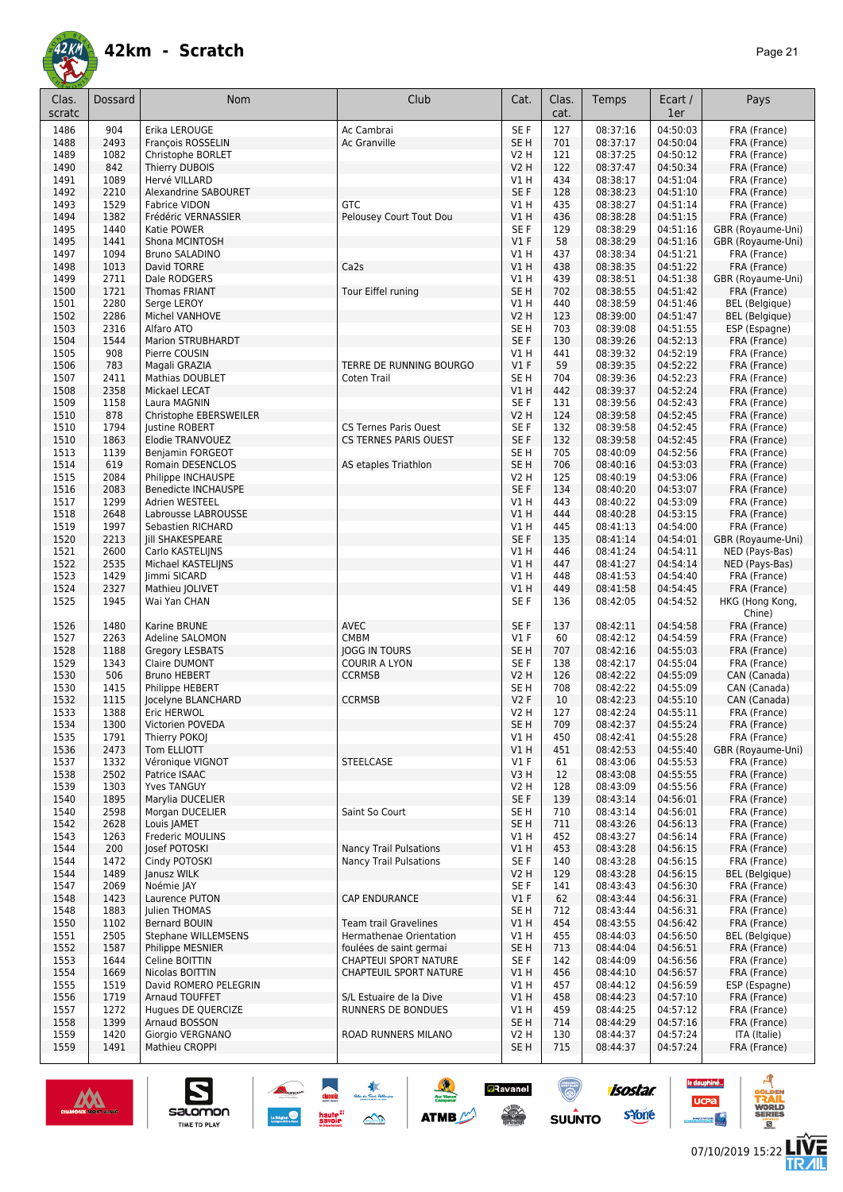# 42km - Scratch

| Clas. scratc | Dossard | Nom | Club | Cat. | Clas. cat. | Temps | Ecart / 1er | Pays |
|---|---|---|---|---|---|---|---|---|
| 1486 | 904 | Erika LEROUGE | Ac Cambrai | SE F | 127 | 08:37:16 | 04:50:03 | FRA (France) |
| 1488 | 2493 | François ROSSELIN | Ac Granville | SE H | 701 | 08:37:17 | 04:50:04 | FRA (France) |
| 1489 | 1082 | Christophe BORLET | | V2 H | 121 | 08:37:25 | 04:50:12 | FRA (France) |
| 1490 | 842 | Thierry DUBOIS | | V2 H | 122 | 08:37:47 | 04:50:34 | FRA (France) |
| 1491 | 1089 | Hervé VILLARD | | V1 H | 434 | 08:38:17 | 04:51:04 | FRA (France) |
| 1492 | 2210 | Alexandrine SABOURET | | SE F | 128 | 08:38:23 | 04:51:10 | FRA (France) |
| 1493 | 1529 | Fabrice VIDON | GTC | V1 H | 435 | 08:38:27 | 04:51:14 | FRA (France) |
| 1494 | 1382 | Frédéric VERNASSIER | Pelousey Court Tout Dou | V1 H | 436 | 08:38:28 | 04:51:15 | FRA (France) |
| 1495 | 1440 | Katie POWER | | SE F | 129 | 08:38:29 | 04:51:16 | GBR (Royaume-Uni) |
| 1495 | 1441 | Shona MCINTOSH | | V1 F | 58 | 08:38:29 | 04:51:16 | GBR (Royaume-Uni) |
| 1497 | 1094 | Bruno SALADINO | | V1 H | 437 | 08:38:34 | 04:51:21 | FRA (France) |
| 1498 | 1013 | David TORRE | Ca2s | V1 H | 438 | 08:38:35 | 04:51:22 | FRA (France) |
| 1499 | 2711 | Dale RODGERS | | V1 H | 439 | 08:38:51 | 04:51:38 | GBR (Royaume-Uni) |
| 1500 | 1721 | Thomas FRIANT | Tour Eiffel runing | SE H | 702 | 08:38:55 | 04:51:42 | FRA (France) |
| 1501 | 2280 | Serge LEROY | | V1 H | 440 | 08:38:59 | 04:51:46 | BEL (Belgique) |
| 1502 | 2286 | Michel VANHOVE | | V2 H | 123 | 08:39:00 | 04:51:47 | BEL (Belgique) |
| 1503 | 2316 | Alfaro ATO | | SE H | 703 | 08:39:08 | 04:51:55 | ESP (Espagne) |
| 1504 | 1544 | Marion STRUBHARDT | | SE F | 130 | 08:39:26 | 04:52:13 | FRA (France) |
| 1505 | 908 | Pierre COUSIN | | V1 H | 441 | 08:39:32 | 04:52:19 | FRA (France) |
| 1506 | 783 | Magali GRAZIA | TERRE DE RUNNING BOURGO | V1 F | 59 | 08:39:35 | 04:52:22 | FRA (France) |
| 1507 | 2411 | Mathias DOUBLET | Coten Trail | SE H | 704 | 08:39:36 | 04:52:23 | FRA (France) |
| 1508 | 2358 | Mickael LECAT | | V1 H | 442 | 08:39:37 | 04:52:24 | FRA (France) |
| 1509 | 1158 | Laura MAGNIN | | SE F | 131 | 08:39:56 | 04:52:43 | FRA (France) |
| 1510 | 878 | Christophe EBERSWEILER | | V2 H | 124 | 08:39:58 | 04:52:45 | FRA (France) |
| 1510 | 1794 | Justine ROBERT | CS Ternes Paris Ouest | SE F | 132 | 08:39:58 | 04:52:45 | FRA (France) |
| 1510 | 1863 | Elodie TRANVOUEZ | CS TERNES PARIS OUEST | SE F | 132 | 08:39:58 | 04:52:45 | FRA (France) |
| 1513 | 1139 | Benjamin FORGEOT | | SE H | 705 | 08:40:09 | 04:52:56 | FRA (France) |
| 1514 | 619 | Romain DESENCLOS | AS etaples Triathlon | SE H | 706 | 08:40:16 | 04:53:03 | FRA (France) |
| 1515 | 2084 | Philippe INCHAUSPE | | V2 H | 125 | 08:40:19 | 04:53:06 | FRA (France) |
| 1516 | 2083 | Benedicte INCHAUSPE | | SE F | 134 | 08:40:20 | 04:53:07 | FRA (France) |
| 1517 | 1299 | Adrien WESTEEL | | V1 H | 443 | 08:40:22 | 04:53:09 | FRA (France) |
| 1518 | 2648 | Labrousse LABROUSSE | | V1 H | 444 | 08:40:28 | 04:53:15 | FRA (France) |
| 1519 | 1997 | Sebastien RICHARD | | V1 H | 445 | 08:41:13 | 04:54:00 | FRA (France) |
| 1520 | 2213 | Jill SHAKESPEARE | | SE F | 135 | 08:41:14 | 04:54:01 | GBR (Royaume-Uni) |
| 1521 | 2600 | Carlo KASTELIJNS | | V1 H | 446 | 08:41:24 | 04:54:11 | NED (Pays-Bas) |
| 1522 | 2535 | Michael KASTELIJNS | | V1 H | 447 | 08:41:27 | 04:54:14 | NED (Pays-Bas) |
| 1523 | 1429 | Jimmi SICARD | | V1 H | 448 | 08:41:53 | 04:54:40 | FRA (France) |
| 1524 | 2327 | Mathieu JOLIVET | | V1 H | 449 | 08:41:58 | 04:54:45 | FRA (France) |
| 1525 | 1945 | Wai Yan CHAN | | SE F | 136 | 08:42:05 | 04:54:52 | HKG (Hong Kong, Chine) |
| 1526 | 1480 | Karine BRUNE | AVEC | SE F | 137 | 08:42:11 | 04:54:58 | FRA (France) |
| 1527 | 2263 | Adeline SALOMON | CMBM | V1 F | 60 | 08:42:12 | 04:54:59 | FRA (France) |
| 1528 | 1188 | Gregory LESBATS | JOGG IN TOURS | SE H | 707 | 08:42:16 | 04:55:03 | FRA (France) |
| 1529 | 1343 | Claire DUMONT | COURIR A LYON | SE F | 138 | 08:42:17 | 04:55:04 | FRA (France) |
| 1530 | 506 | Bruno HEBERT | CCRMSB | V2 H | 126 | 08:42:22 | 04:55:09 | CAN (Canada) |
| 1530 | 1415 | Philippe HEBERT | | SE H | 708 | 08:42:22 | 04:55:09 | CAN (Canada) |
| 1532 | 1115 | Jocelyne BLANCHARD | CCRMSB | V2 F | 10 | 08:42:23 | 04:55:10 | CAN (Canada) |
| 1533 | 1388 | Eric HERWOL | | V2 H | 127 | 08:42:24 | 04:55:11 | FRA (France) |
| 1534 | 1300 | Victorien POVEDA | | SE H | 709 | 08:42:37 | 04:55:24 | FRA (France) |
| 1535 | 1791 | Thierry POKOJ | | V1 H | 450 | 08:42:41 | 04:55:28 | FRA (France) |
| 1536 | 2473 | Tom ELLIOTT | | V1 H | 451 | 08:42:53 | 04:55:40 | GBR (Royaume-Uni) |
| 1537 | 1332 | Véronique VIGNOT | STEELCASE | V1 F | 61 | 08:43:06 | 04:55:53 | FRA (France) |
| 1538 | 2502 | Patrice ISAAC | | V3 H | 12 | 08:43:08 | 04:55:55 | FRA (France) |
| 1539 | 1303 | Yves TANGUY | | V2 H | 128 | 08:43:09 | 04:55:56 | FRA (France) |
| 1540 | 1895 | Marylia DUCELIER | | SE F | 139 | 08:43:14 | 04:56:01 | FRA (France) |
| 1540 | 2598 | Morgan DUCELIER | Saint So Court | SE H | 710 | 08:43:14 | 04:56:01 | FRA (France) |
| 1542 | 2628 | Louis JAMET | | SE H | 711 | 08:43:26 | 04:56:13 | FRA (France) |
| 1543 | 1263 | Frederic MOULINS | | V1 H | 452 | 08:43:27 | 04:56:14 | FRA (France) |
| 1544 | 200 | Josef POTOSKI | Nancy Trail Pulsations | V1 H | 453 | 08:43:28 | 04:56:15 | FRA (France) |
| 1544 | 1472 | Cindy POTOSKI | Nancy Trail Pulsations | SE F | 140 | 08:43:28 | 04:56:15 | FRA (France) |
| 1544 | 1489 | Janusz WILK | | V2 H | 129 | 08:43:28 | 04:56:15 | BEL (Belgique) |
| 1547 | 2069 | Noémie JAY | | SE F | 141 | 08:43:43 | 04:56:30 | FRA (France) |
| 1548 | 1423 | Laurence PUTON | CAP ENDURANCE | V1 F | 62 | 08:43:44 | 04:56:31 | FRA (France) |
| 1548 | 1883 | Julien THOMAS | | SE H | 712 | 08:43:44 | 04:56:31 | FRA (France) |
| 1550 | 1102 | Bernard BOUIN | Team trail Gravelines | V1 H | 454 | 08:43:55 | 04:56:42 | FRA (France) |
| 1551 | 2505 | Stephane WILLEMSENS | Hermathenae Orientation | V1 H | 455 | 08:44:03 | 04:56:50 | BEL (Belgique) |
| 1552 | 1587 | Philippe MESNIER | foulées de saint germai | SE H | 713 | 08:44:04 | 04:56:51 | FRA (France) |
| 1553 | 1644 | Celine BOITTIN | CHAPTEUI SPORT NATURE | SE F | 142 | 08:44:09 | 04:56:56 | FRA (France) |
| 1554 | 1669 | Nicolas BOITTIN | CHAPTEUIL SPORT NATURE | V1 H | 456 | 08:44:10 | 04:56:57 | FRA (France) |
| 1555 | 1519 | David ROMERO PELEGRIN | | V1 H | 457 | 08:44:12 | 04:56:59 | ESP (Espagne) |
| 1556 | 1719 | Arnaud TOUFFET | S/L Estuaire de la Dive | V1 H | 458 | 08:44:23 | 04:57:10 | FRA (France) |
| 1557 | 1272 | Hugues DE QUERCIZE | RUNNERS DE BONDUES | V1 H | 459 | 08:44:25 | 04:57:12 | FRA (France) |
| 1558 | 1399 | Arnaud BOSSON | | SE H | 714 | 08:44:29 | 04:57:16 | FRA (France) |
| 1559 | 1420 | Giorgio VERGNANO | ROAD RUNNERS MILANO | V2 H | 130 | 08:44:37 | 04:57:24 | ITA (Italie) |
| 1559 | 1491 | Mathieu CROPPI | | SE H | 715 | 08:44:37 | 04:57:24 | FRA (France) |

07/10/2019 15:22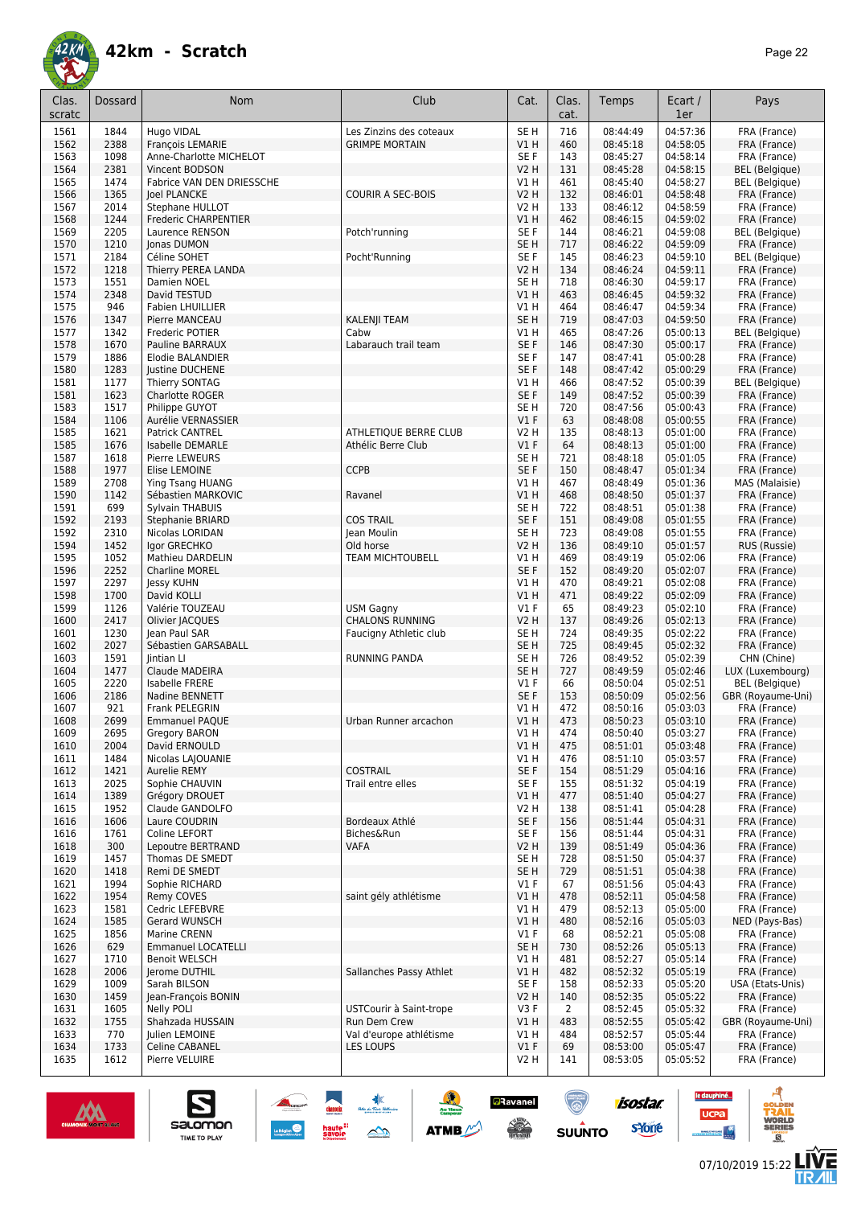# 42km - Scratch

| Clas. scratc | Dossard | Nom | Club | Cat. | Clas. cat. | Temps | Ecart / 1er | Pays |
|---|---|---|---|---|---|---|---|---|
| 1561 | 1844 | Hugo VIDAL | Les Zinzins des coteaux | SE H | 716 | 08:44:49 | 04:57:36 | FRA (France) |
| 1562 | 2388 | François LEMARIE | GRIMPE MORTAIN | V1 H | 460 | 08:45:18 | 04:58:05 | FRA (France) |
| 1563 | 1098 | Anne-Charlotte MICHELOT | | SE F | 143 | 08:45:27 | 04:58:14 | FRA (France) |
| 1564 | 2381 | Vincent BODSON | | V2 H | 131 | 08:45:28 | 04:58:15 | BEL (Belgique) |
| 1565 | 1474 | Fabrice VAN DEN DRIESSCHE | | V1 H | 461 | 08:45:40 | 04:58:27 | BEL (Belgique) |
| 1566 | 1365 | Joel PLANCKE | COURIR A SEC-BOIS | V2 H | 132 | 08:46:01 | 04:58:48 | FRA (France) |
| 1567 | 2014 | Stephane HULLOT | | V2 H | 133 | 08:46:12 | 04:58:59 | FRA (France) |
| 1568 | 1244 | Frederic CHARPENTIER | | V1 H | 462 | 08:46:15 | 04:59:02 | FRA (France) |
| 1569 | 2205 | Laurence RENSON | Potch'running | SE F | 144 | 08:46:21 | 04:59:08 | BEL (Belgique) |
| 1570 | 1210 | Jonas DUMON | | SE H | 717 | 08:46:22 | 04:59:09 | FRA (France) |
| 1571 | 2184 | Céline SOHET | Pocht'Running | SE F | 145 | 08:46:23 | 04:59:10 | BEL (Belgique) |
| 1572 | 1218 | Thierry PEREA LANDA | | V2 H | 134 | 08:46:24 | 04:59:11 | FRA (France) |
| 1573 | 1551 | Damien NOEL | | SE H | 718 | 08:46:30 | 04:59:17 | FRA (France) |
| 1574 | 2348 | David TESTUD | | V1 H | 463 | 08:46:45 | 04:59:32 | FRA (France) |
| 1575 | 946 | Fabien LHUILLIER | | V1 H | 464 | 08:46:47 | 04:59:34 | FRA (France) |
| 1576 | 1347 | Pierre MANCEAU | KALENJI TEAM | SE H | 719 | 08:47:03 | 04:59:50 | FRA (France) |
| 1577 | 1342 | Frederic POTIER | Cabw | V1 H | 465 | 08:47:26 | 05:00:13 | BEL (Belgique) |
| 1578 | 1670 | Pauline BARRAUX | Labarauch trail team | SE F | 146 | 08:47:30 | 05:00:17 | FRA (France) |
| 1579 | 1886 | Elodie BALANDIER | | SE F | 147 | 08:47:41 | 05:00:28 | FRA (France) |
| 1580 | 1283 | Justine DUCHENE | | SE F | 148 | 08:47:42 | 05:00:29 | FRA (France) |
| 1581 | 1177 | Thierry SONTAG | | V1 H | 466 | 08:47:52 | 05:00:39 | BEL (Belgique) |
| 1581 | 1623 | Charlotte ROGER | | SE F | 149 | 08:47:52 | 05:00:39 | FRA (France) |
| 1583 | 1517 | Philippe GUYOT | | SE H | 720 | 08:47:56 | 05:00:43 | FRA (France) |
| 1584 | 1106 | Aurélie VERNASSIER | | V1 F | 63 | 08:48:08 | 05:00:55 | FRA (France) |
| 1585 | 1621 | Patrick CANTREL | ATHLETIQUE BERRE CLUB | V2 H | 135 | 08:48:13 | 05:01:00 | FRA (France) |
| 1585 | 1676 | Isabelle DEMARLE | Athélic Berre Club | V1 F | 64 | 08:48:13 | 05:01:00 | FRA (France) |
| 1587 | 1618 | Pierre LEWEURS | | SE H | 721 | 08:48:18 | 05:01:05 | FRA (France) |
| 1588 | 1977 | Elise LEMOINE | CCPB | SE F | 150 | 08:48:47 | 05:01:34 | FRA (France) |
| 1589 | 2708 | Ying Tsang HUANG | | V1 H | 467 | 08:48:49 | 05:01:36 | MAS (Malaisie) |
| 1590 | 1142 | Sébastien MARKOVIC | Ravanel | V1 H | 468 | 08:48:50 | 05:01:37 | FRA (France) |
| 1591 | 699 | Sylvain THABUIS | | SE H | 722 | 08:48:51 | 05:01:38 | FRA (France) |
| 1592 | 2193 | Stephanie BRIARD | COS TRAIL | SE F | 151 | 08:49:08 | 05:01:55 | FRA (France) |
| 1592 | 2310 | Nicolas LORIDAN | Jean Moulin | SE H | 723 | 08:49:08 | 05:01:55 | FRA (France) |
| 1594 | 1452 | Igor GRECHKO | Old horse | V2 H | 136 | 08:49:10 | 05:01:57 | RUS (Russie) |
| 1595 | 1052 | Mathieu DARDELIN | TEAM MICHTOUBELL | V1 H | 469 | 08:49:19 | 05:02:06 | FRA (France) |
| 1596 | 2252 | Charline MOREL | | SE F | 152 | 08:49:20 | 05:02:07 | FRA (France) |
| 1597 | 2297 | Jessy KUHN | | V1 H | 470 | 08:49:21 | 05:02:08 | FRA (France) |
| 1598 | 1700 | David KOLLI | | V1 H | 471 | 08:49:22 | 05:02:09 | FRA (France) |
| 1599 | 1126 | Valérie TOUZEAU | USM Gagny | V1 F | 65 | 08:49:23 | 05:02:10 | FRA (France) |
| 1600 | 2417 | Olivier JACQUES | CHALONS RUNNING | V2 H | 137 | 08:49:26 | 05:02:13 | FRA (France) |
| 1601 | 1230 | Jean Paul SAR | Faucigny Athletic club | SE H | 724 | 08:49:35 | 05:02:22 | FRA (France) |
| 1602 | 2027 | Sébastien GARSABALL | | SE H | 725 | 08:49:45 | 05:02:32 | FRA (France) |
| 1603 | 1591 | Jintian LI | RUNNING PANDA | SE H | 726 | 08:49:52 | 05:02:39 | CHN (Chine) |
| 1604 | 1477 | Claude MADEIRA | | SE H | 727 | 08:49:59 | 05:02:46 | LUX (Luxembourg) |
| 1605 | 2220 | Isabelle FRERE | | V1 F | 66 | 08:50:04 | 05:02:51 | BEL (Belgique) |
| 1606 | 2186 | Nadine BENNETT | | SE F | 153 | 08:50:09 | 05:02:56 | GBR (Royaume-Uni) |
| 1607 | 921 | Frank PELEGRIN | | V1 H | 472 | 08:50:16 | 05:03:03 | FRA (France) |
| 1608 | 2699 | Emmanuel PAQUE | Urban Runner arcachon | V1 H | 473 | 08:50:23 | 05:03:10 | FRA (France) |
| 1609 | 2695 | Gregory BARON | | V1 H | 474 | 08:50:40 | 05:03:27 | FRA (France) |
| 1610 | 2004 | David ERNOULD | | V1 H | 475 | 08:51:01 | 05:03:48 | FRA (France) |
| 1611 | 1484 | Nicolas LAJOUANIE | | V1 H | 476 | 08:51:10 | 05:03:57 | FRA (France) |
| 1612 | 1421 | Aurelie REMY | COSTRAIL | SE F | 154 | 08:51:29 | 05:04:16 | FRA (France) |
| 1613 | 2025 | Sophie CHAUVIN | Trail entre elles | SE F | 155 | 08:51:32 | 05:04:19 | FRA (France) |
| 1614 | 1389 | Grégory DROUET | | V1 H | 477 | 08:51:40 | 05:04:27 | FRA (France) |
| 1615 | 1952 | Claude GANDOLFO | | V2 H | 138 | 08:51:41 | 05:04:28 | FRA (France) |
| 1616 | 1606 | Laure COUDRIN | Bordeaux Athlé | SE F | 156 | 08:51:44 | 05:04:31 | FRA (France) |
| 1616 | 1761 | Coline LEFORT | Biches&Run | SE F | 156 | 08:51:44 | 05:04:31 | FRA (France) |
| 1618 | 300 | Lepoutre BERTRAND | VAFA | V2 H | 139 | 08:51:49 | 05:04:36 | FRA (France) |
| 1619 | 1457 | Thomas DE SMEDT | | SE H | 728 | 08:51:50 | 05:04:37 | FRA (France) |
| 1620 | 1418 | Remi DE SMEDT | | SE H | 729 | 08:51:51 | 05:04:38 | FRA (France) |
| 1621 | 1994 | Sophie RICHARD | | V1 F | 67 | 08:51:56 | 05:04:43 | FRA (France) |
| 1622 | 1954 | Remy COVES | saint gély athlétisme | V1 H | 478 | 08:52:11 | 05:04:58 | FRA (France) |
| 1623 | 1581 | Cedric LEFEBVRE | | V1 H | 479 | 08:52:13 | 05:05:00 | FRA (France) |
| 1624 | 1585 | Gerard WUNSCH | | V1 H | 480 | 08:52:16 | 05:05:03 | NED (Pays-Bas) |
| 1625 | 1856 | Marine CRENN | | V1 F | 68 | 08:52:21 | 05:05:08 | FRA (France) |
| 1626 | 629 | Emmanuel LOCATELLI | | SE H | 730 | 08:52:26 | 05:05:13 | FRA (France) |
| 1627 | 1710 | Benoit WELSCH | | V1 H | 481 | 08:52:27 | 05:05:14 | FRA (France) |
| 1628 | 2006 | Jerome DUTHIL | Sallanches Passy Athlet | V1 H | 482 | 08:52:32 | 05:05:19 | FRA (France) |
| 1629 | 1009 | Sarah BILSON | | SE F | 158 | 08:52:33 | 05:05:20 | USA (Etats-Unis) |
| 1630 | 1459 | Jean-François BONIN | | V2 H | 140 | 08:52:35 | 05:05:22 | FRA (France) |
| 1631 | 1605 | Nelly POLI | USTCourir à Saint-trope | V3 F | 2 | 08:52:45 | 05:05:32 | FRA (France) |
| 1632 | 1755 | Shahzada HUSSAIN | Run Dem Crew | V1 H | 483 | 08:52:55 | 05:05:42 | GBR (Royaume-Uni) |
| 1633 | 770 | Julien LEMOINE | Val d'europe athlétisme | V1 H | 484 | 08:52:57 | 05:05:44 | FRA (France) |
| 1634 | 1733 | Celine CABANEL | LES LOUPS | V1 F | 69 | 08:53:00 | 05:05:47 | FRA (France) |
| 1635 | 1612 | Pierre VELUIRE | | V2 H | 141 | 08:53:05 | 05:05:52 | FRA (France) |

07/10/2019 15:22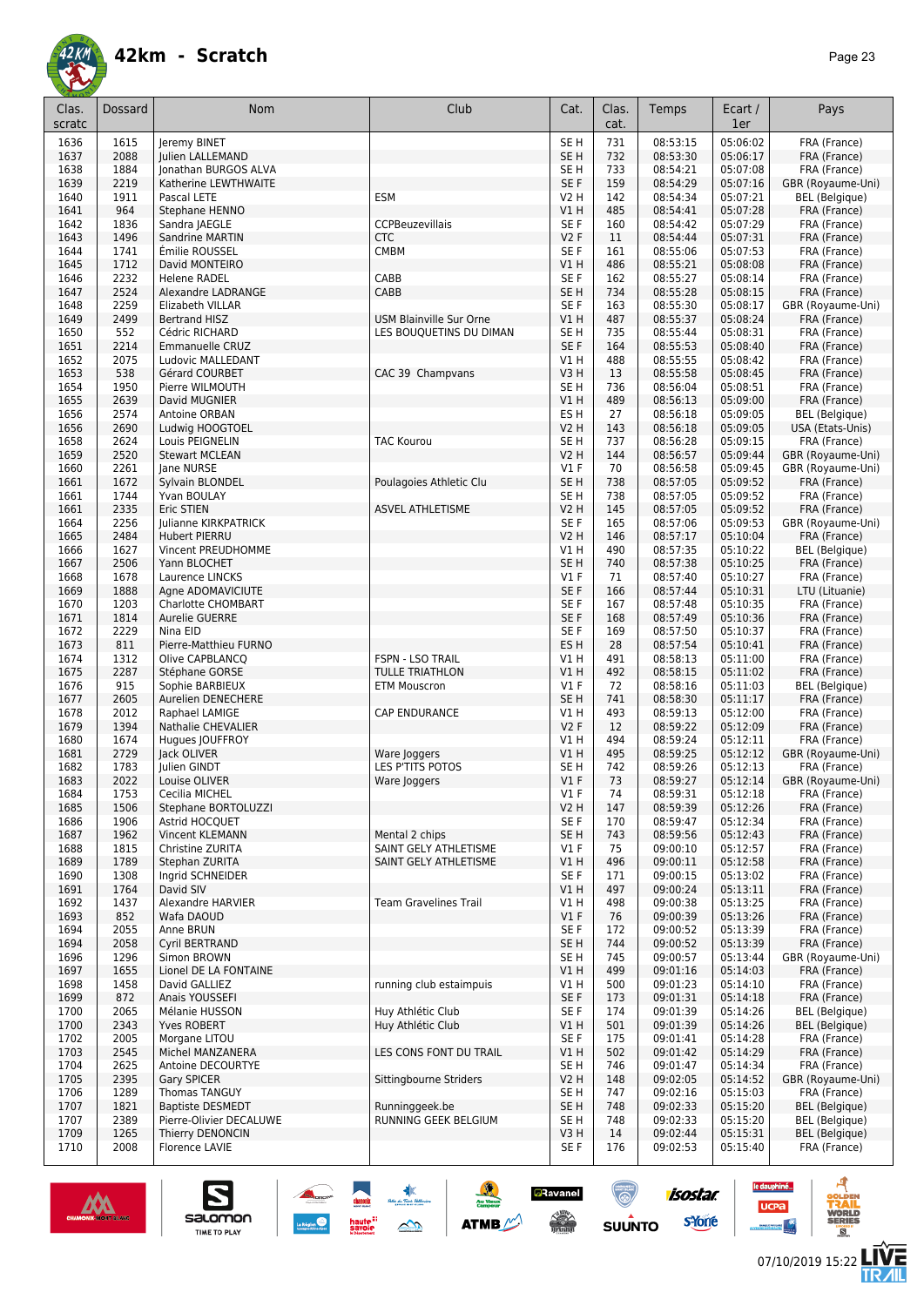# 42km - Scratch

| Clas. scratc | Dossard | Nom | Club | Cat. | Clas. cat. | Temps | Ecart / 1er | Pays |
|---|---|---|---|---|---|---|---|---|
| 1636 | 1615 | Jeremy BINET | | SE H | 731 | 08:53:15 | 05:06:02 | FRA (France) |
| 1637 | 2088 | Julien LALLEMAND | | SE H | 732 | 08:53:30 | 05:06:17 | FRA (France) |
| 1638 | 1884 | Jonathan BURGOS ALVA | | SE H | 733 | 08:54:21 | 05:07:08 | FRA (France) |
| 1639 | 2219 | Katherine LEWTHWAITE | | SE F | 159 | 08:54:29 | 05:07:16 | GBR (Royaume-Uni) |
| 1640 | 1911 | Pascal LETE | ESM | V2 H | 142 | 08:54:34 | 05:07:21 | BEL (Belgique) |
| 1641 | 964 | Stephane HENNO | | V1 H | 485 | 08:54:41 | 05:07:28 | FRA (France) |
| 1642 | 1836 | Sandra JAEGLE | CCPBeuzevillais | SE F | 160 | 08:54:42 | 05:07:29 | FRA (France) |
| 1643 | 1496 | Sandrine MARTIN | CTC | V2 F | 11 | 08:54:44 | 05:07:31 | FRA (France) |
| 1644 | 1741 | Émilie ROUSSEL | CMBM | SE F | 161 | 08:55:06 | 05:07:53 | FRA (France) |
| 1645 | 1712 | David MONTEIRO | | V1 H | 486 | 08:55:21 | 05:08:08 | FRA (France) |
| 1646 | 2232 | Helene RADEL | CABB | SE F | 162 | 08:55:27 | 05:08:14 | FRA (France) |
| 1647 | 2524 | Alexandre LADRANGE | CABB | SE H | 734 | 08:55:28 | 05:08:15 | FRA (France) |
| 1648 | 2259 | Elizabeth VILLAR | | SE F | 163 | 08:55:30 | 05:08:17 | GBR (Royaume-Uni) |
| 1649 | 2499 | Bertrand HISZ | USM Blainville Sur Orne | V1 H | 487 | 08:55:37 | 05:08:24 | FRA (France) |
| 1650 | 552 | Cédric RICHARD | LES BOUQUETINS DU DIMAN | SE H | 735 | 08:55:44 | 05:08:31 | FRA (France) |
| 1651 | 2214 | Emmanuelle CRUZ | | SE F | 164 | 08:55:53 | 05:08:40 | FRA (France) |
| 1652 | 2075 | Ludovic MALLEDANT | | V1 H | 488 | 08:55:55 | 05:08:42 | FRA (France) |
| 1653 | 538 | Gérard COURBET | CAC 39 Champvans | V3 H | 13 | 08:55:58 | 05:08:45 | FRA (France) |
| 1654 | 1950 | Pierre WILMOUTH | | SE H | 736 | 08:56:04 | 05:08:51 | FRA (France) |
| 1655 | 2639 | David MUGNIER | | V1 H | 489 | 08:56:13 | 05:09:00 | FRA (France) |
| 1656 | 2574 | Antoine ORBAN | | ES H | 27 | 08:56:18 | 05:09:05 | BEL (Belgique) |
| 1656 | 2690 | Ludwig HOOGTOEL | | V2 H | 143 | 08:56:18 | 05:09:05 | USA (Etats-Unis) |
| 1658 | 2624 | Louis PEIGNELIN | TAC Kourou | SE H | 737 | 08:56:28 | 05:09:15 | FRA (France) |
| 1659 | 2520 | Stewart MCLEAN | | V2 H | 144 | 08:56:57 | 05:09:44 | GBR (Royaume-Uni) |
| 1660 | 2261 | Jane NURSE | | V1 F | 70 | 08:56:58 | 05:09:45 | GBR (Royaume-Uni) |
| 1661 | 1672 | Sylvain BLONDEL | Poulagoies Athletic Clu | SE H | 738 | 08:57:05 | 05:09:52 | FRA (France) |
| 1661 | 1744 | Yvan BOULAY | | SE H | 738 | 08:57:05 | 05:09:52 | FRA (France) |
| 1661 | 2335 | Eric STIEN | ASVEL ATHLETISME | V2 H | 145 | 08:57:05 | 05:09:52 | FRA (France) |
| 1664 | 2256 | Julianne KIRKPATRICK | | SE F | 165 | 08:57:06 | 05:09:53 | GBR (Royaume-Uni) |
| 1665 | 2484 | Hubert PIERRU | | V2 H | 146 | 08:57:17 | 05:10:04 | FRA (France) |
| 1666 | 1627 | Vincent PREUDHOMME | | V1 H | 490 | 08:57:35 | 05:10:22 | BEL (Belgique) |
| 1667 | 2506 | Yann BLOCHET | | SE H | 740 | 08:57:38 | 05:10:25 | FRA (France) |
| 1668 | 1678 | Laurence LINCKS | | V1 F | 71 | 08:57:40 | 05:10:27 | FRA (France) |
| 1669 | 1888 | Agne ADOMAVICIUTE | | SE F | 166 | 08:57:44 | 05:10:31 | LTU (Lituanie) |
| 1670 | 1203 | Charlotte CHOMBART | | SE F | 167 | 08:57:48 | 05:10:35 | FRA (France) |
| 1671 | 1814 | Aurelie GUERRE | | SE F | 168 | 08:57:49 | 05:10:36 | FRA (France) |
| 1672 | 2229 | Nina EID | | SE F | 169 | 08:57:50 | 05:10:37 | FRA (France) |
| 1673 | 811 | Pierre-Matthieu FURNO | | ES H | 28 | 08:57:54 | 05:10:41 | FRA (France) |
| 1674 | 1312 | Olive CAPBLANCQ | FSPN - LSO TRAIL | V1 H | 491 | 08:58:13 | 05:11:00 | FRA (France) |
| 1675 | 2287 | Stéphane GORSE | TULLE TRIATHLON | V1 H | 492 | 08:58:15 | 05:11:02 | FRA (France) |
| 1676 | 915 | Sophie BARBIEUX | ETM Mouscron | V1 F | 72 | 08:58:16 | 05:11:03 | BEL (Belgique) |
| 1677 | 2605 | Aurelien DENECHERE | | SE H | 741 | 08:58:30 | 05:11:17 | FRA (France) |
| 1678 | 2012 | Raphael LAMIGE | CAP ENDURANCE | V1 H | 493 | 08:59:13 | 05:12:00 | FRA (France) |
| 1679 | 1394 | Nathalie CHEVALIER | | V2 F | 12 | 08:59:22 | 05:12:09 | FRA (France) |
| 1680 | 1674 | Hugues JOUFFROY | | V1 H | 494 | 08:59:24 | 05:12:11 | FRA (France) |
| 1681 | 2729 | Jack OLIVER | Ware Joggers | V1 H | 495 | 08:59:25 | 05:12:12 | GBR (Royaume-Uni) |
| 1682 | 1783 | Julien GINDT | LES P'TITS POTOS | SE H | 742 | 08:59:26 | 05:12:13 | FRA (France) |
| 1683 | 2022 | Louise OLIVER | Ware Joggers | V1 F | 73 | 08:59:27 | 05:12:14 | GBR (Royaume-Uni) |
| 1684 | 1753 | Cecilia MICHEL | | V1 F | 74 | 08:59:31 | 05:12:18 | FRA (France) |
| 1685 | 1506 | Stephane BORTOLUZZI | | V2 H | 147 | 08:59:39 | 05:12:26 | FRA (France) |
| 1686 | 1906 | Astrid HOCQUET | | SE F | 170 | 08:59:47 | 05:12:34 | FRA (France) |
| 1687 | 1962 | Vincent KLEMANN | Mental 2 chips | SE H | 743 | 08:59:56 | 05:12:43 | FRA (France) |
| 1688 | 1815 | Christine ZURITA | SAINT GELY ATHLETISME | V1 F | 75 | 09:00:10 | 05:12:57 | FRA (France) |
| 1689 | 1789 | Stephan ZURITA | SAINT GELY ATHLETISME | V1 H | 496 | 09:00:11 | 05:12:58 | FRA (France) |
| 1690 | 1308 | Ingrid SCHNEIDER | | SE F | 171 | 09:00:15 | 05:13:02 | FRA (France) |
| 1691 | 1764 | David SIV | | V1 H | 497 | 09:00:24 | 05:13:11 | FRA (France) |
| 1692 | 1437 | Alexandre HARVIER | Team Gravelines Trail | V1 H | 498 | 09:00:38 | 05:13:25 | FRA (France) |
| 1693 | 852 | Wafa DAOUD | | V1 F | 76 | 09:00:39 | 05:13:26 | FRA (France) |
| 1694 | 2055 | Anne BRUN | | SE F | 172 | 09:00:52 | 05:13:39 | FRA (France) |
| 1694 | 2058 | Cyril BERTRAND | | SE H | 744 | 09:00:52 | 05:13:39 | FRA (France) |
| 1696 | 1296 | Simon BROWN | | SE H | 745 | 09:00:57 | 05:13:44 | GBR (Royaume-Uni) |
| 1697 | 1655 | Lionel DE LA FONTAINE | | V1 H | 499 | 09:01:16 | 05:14:03 | FRA (France) |
| 1698 | 1458 | David GALLIEZ | running club estaimpuis | V1 H | 500 | 09:01:23 | 05:14:10 | FRA (France) |
| 1699 | 872 | Anais YOUSSEFI | | SE F | 173 | 09:01:31 | 05:14:18 | FRA (France) |
| 1700 | 2065 | Mélanie HUSSON | Huy Athlétic Club | SE F | 174 | 09:01:39 | 05:14:26 | BEL (Belgique) |
| 1700 | 2343 | Yves ROBERT | Huy Athlétic Club | V1 H | 501 | 09:01:39 | 05:14:26 | BEL (Belgique) |
| 1702 | 2005 | Morgane LITOU | | SE F | 175 | 09:01:41 | 05:14:28 | FRA (France) |
| 1703 | 2545 | Michel MANZANERA | LES CONS FONT DU TRAIL | V1 H | 502 | 09:01:42 | 05:14:29 | FRA (France) |
| 1704 | 2625 | Antoine DECOURTYE | | SE H | 746 | 09:01:47 | 05:14:34 | FRA (France) |
| 1705 | 2395 | Gary SPICER | Sittingbourne Striders | V2 H | 148 | 09:02:05 | 05:14:52 | GBR (Royaume-Uni) |
| 1706 | 1289 | Thomas TANGUY | | SE H | 747 | 09:02:16 | 05:15:03 | FRA (France) |
| 1707 | 1821 | Baptiste DESMEDT | Runninggeek.be | SE H | 748 | 09:02:33 | 05:15:20 | BEL (Belgique) |
| 1707 | 2389 | Pierre-Olivier DECALUWE | RUNNING GEEK BELGIUM | SE H | 748 | 09:02:33 | 05:15:20 | BEL (Belgique) |
| 1709 | 1265 | Thierry DENONCIN | | V3 H | 14 | 09:02:44 | 05:15:31 | BEL (Belgique) |
| 1710 | 2008 | Florence LAVIE | | SE F | 176 | 09:02:53 | 05:15:40 | FRA (France) |

07/10/2019 15:22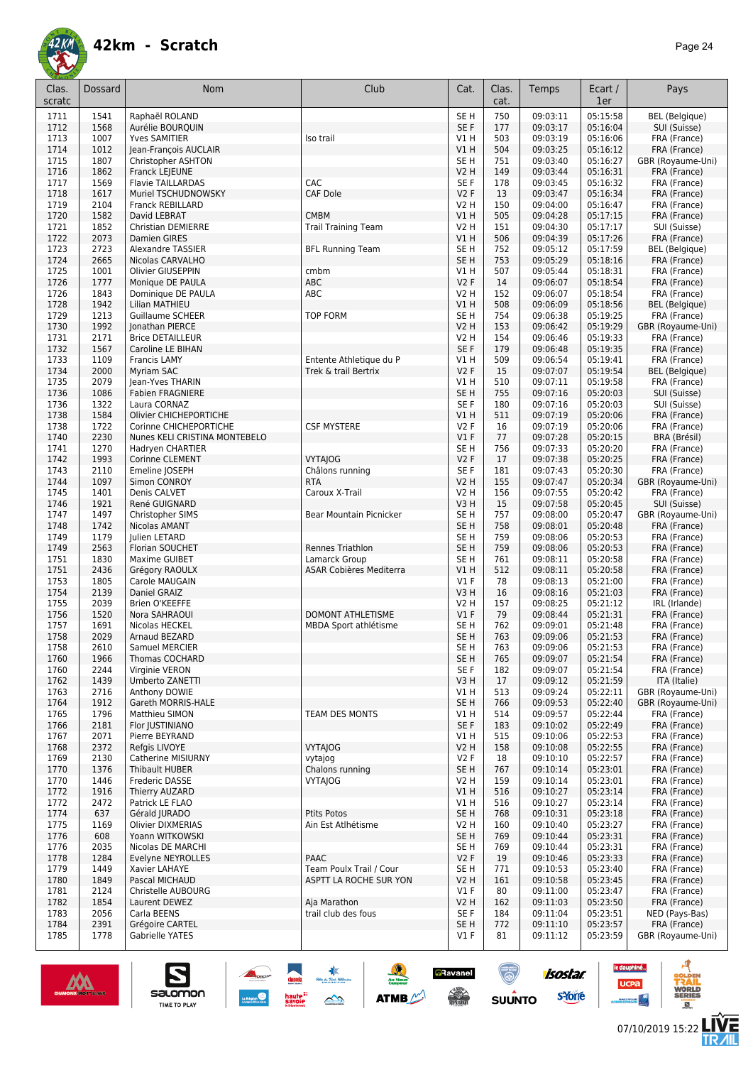# 42km - Scratch

| Clas. scratc | Dossard | Nom | Club | Cat. | Clas. cat. | Temps | Ecart / 1er | Pays |
|---|---|---|---|---|---|---|---|---|
| 1711 | 1541 | Raphaël ROLAND | | SE H | 750 | 09:03:11 | 05:15:58 | BEL (Belgique) |
| 1712 | 1568 | Aurélie BOURQUIN | | SE F | 177 | 09:03:17 | 05:16:04 | SUI (Suisse) |
| 1713 | 1007 | Yves SAMITIER | Iso trail | V1 H | 503 | 09:03:19 | 05:16:06 | FRA (France) |
| 1714 | 1012 | Jean-François AUCLAIR | | V1 H | 504 | 09:03:25 | 05:16:12 | FRA (France) |
| 1715 | 1807 | Christopher ASHTON | | SE H | 751 | 09:03:40 | 05:16:27 | GBR (Royaume-Uni) |
| 1716 | 1862 | Franck LEJEUNE | | V2 H | 149 | 09:03:44 | 05:16:31 | FRA (France) |
| 1717 | 1569 | Flavie TAILLARDAS | CAC | SE F | 178 | 09:03:45 | 05:16:32 | FRA (France) |
| 1718 | 1617 | Muriel TSCHUDNOWSKY | CAF Dole | V2 F | 13 | 09:03:47 | 05:16:34 | FRA (France) |
| 1719 | 2104 | Franck REBILLARD | | V2 H | 150 | 09:04:00 | 05:16:47 | FRA (France) |
| 1720 | 1582 | David LEBRAT | CMBM | V1 H | 505 | 09:04:28 | 05:17:15 | FRA (France) |
| 1721 | 1852 | Christian DEMIERRE | Trail Training Team | V2 H | 151 | 09:04:30 | 05:17:17 | SUI (Suisse) |
| 1722 | 2073 | Damien GIRES | | V1 H | 506 | 09:04:39 | 05:17:26 | FRA (France) |
| 1723 | 2723 | Alexandre TASSIER | BFL Running Team | SE H | 752 | 09:05:12 | 05:17:59 | BEL (Belgique) |
| 1724 | 2665 | Nicolas CARVALHO | | SE H | 753 | 09:05:29 | 05:18:16 | FRA (France) |
| 1725 | 1001 | Olivier GIUSEPPIN | cmbm | V1 H | 507 | 09:05:44 | 05:18:31 | FRA (France) |
| 1726 | 1777 | Monique DE PAULA | ABC | V2 F | 14 | 09:06:07 | 05:18:54 | FRA (France) |
| 1726 | 1843 | Dominique DE PAULA | ABC | V2 H | 152 | 09:06:07 | 05:18:54 | FRA (France) |
| 1728 | 1942 | Lilian MATHIEU | | V1 H | 508 | 09:06:09 | 05:18:56 | BEL (Belgique) |
| 1729 | 1213 | Guillaume SCHEER | TOP FORM | SE H | 754 | 09:06:38 | 05:19:25 | FRA (France) |
| 1730 | 1992 | Jonathan PIERCE | | V2 H | 153 | 09:06:42 | 05:19:29 | GBR (Royaume-Uni) |
| 1731 | 2171 | Brice DETAILLEUR | | V2 H | 154 | 09:06:46 | 05:19:33 | FRA (France) |
| 1732 | 1567 | Caroline LE BIHAN | | SE F | 179 | 09:06:48 | 05:19:35 | FRA (France) |
| 1733 | 1109 | Francis LAMY | Entente Athletique du P | V1 H | 509 | 09:06:54 | 05:19:41 | FRA (France) |
| 1734 | 2000 | Myriam SAC | Trek & trail Bertrix | V2 F | 15 | 09:07:07 | 05:19:54 | BEL (Belgique) |
| 1735 | 2079 | Jean-Yves THARIN | | V1 H | 510 | 09:07:11 | 05:19:58 | FRA (France) |
| 1736 | 1086 | Fabien FRAGNIERE | | SE H | 755 | 09:07:16 | 05:20:03 | SUI (Suisse) |
| 1736 | 1322 | Laura CORNAZ | | SE F | 180 | 09:07:16 | 05:20:03 | SUI (Suisse) |
| 1738 | 1584 | Olivier CHICHEPORTICHE | | V1 H | 511 | 09:07:19 | 05:20:06 | FRA (France) |
| 1738 | 1722 | Corinne CHICHEPORTICHE | CSF MYSTERE | V2 F | 16 | 09:07:19 | 05:20:06 | FRA (France) |
| 1740 | 2230 | Nunes KELI CRISTINA MONTEBELO | | V1 F | 77 | 09:07:28 | 05:20:15 | BRA (Brésil) |
| 1741 | 1270 | Hadryen CHARTIER | | SE H | 756 | 09:07:33 | 05:20:20 | FRA (France) |
| 1742 | 1993 | Corinne CLEMENT | VYTAJOG | V2 F | 17 | 09:07:38 | 05:20:25 | FRA (France) |
| 1743 | 2110 | Emeline JOSEPH | Châlons running | SE F | 181 | 09:07:43 | 05:20:30 | FRA (France) |
| 1744 | 1097 | Simon CONROY | RTA | V2 H | 155 | 09:07:47 | 05:20:34 | GBR (Royaume-Uni) |
| 1745 | 1401 | Denis CALVET | Caroux X-Trail | V2 H | 156 | 09:07:55 | 05:20:42 | FRA (France) |
| 1746 | 1921 | René GUIGNARD | | V3 H | 15 | 09:07:58 | 05:20:45 | SUI (Suisse) |
| 1747 | 1497 | Christopher SIMS | Bear Mountain Picnicker | SE H | 757 | 09:08:00 | 05:20:47 | GBR (Royaume-Uni) |
| 1748 | 1742 | Nicolas AMANT | | SE H | 758 | 09:08:01 | 05:20:48 | FRA (France) |
| 1749 | 1179 | Julien LETARD | | SE H | 759 | 09:08:06 | 05:20:53 | FRA (France) |
| 1749 | 2563 | Florian SOUCHET | Rennes Triathlon | SE H | 759 | 09:08:06 | 05:20:53 | FRA (France) |
| 1751 | 1830 | Maxime GUIBET | Lamarck Group | SE H | 761 | 09:08:11 | 05:20:58 | FRA (France) |
| 1751 | 2436 | Grégory RAOULX | ASAR Cobières Mediterra | V1 H | 512 | 09:08:11 | 05:20:58 | FRA (France) |
| 1753 | 1805 | Carole MAUGAIN | | V1 F | 78 | 09:08:13 | 05:21:00 | FRA (France) |
| 1754 | 2139 | Daniel GRAIZ | | V3 H | 16 | 09:08:16 | 05:21:03 | FRA (France) |
| 1755 | 2039 | Brien O'KEEFFE | | V2 H | 157 | 09:08:25 | 05:21:12 | IRL (Irlande) |
| 1756 | 1520 | Nora SAHRAOUI | DOMONT ATHLETISME | V1 F | 79 | 09:08:44 | 05:21:31 | FRA (France) |
| 1757 | 1691 | Nicolas HECKEL | MBDA Sport athlétisme | SE H | 762 | 09:09:01 | 05:21:48 | FRA (France) |
| 1758 | 2029 | Arnaud BEZARD | | SE H | 763 | 09:09:06 | 05:21:53 | FRA (France) |
| 1758 | 2610 | Samuel MERCIER | | SE H | 763 | 09:09:06 | 05:21:53 | FRA (France) |
| 1760 | 1966 | Thomas COCHARD | | SE H | 765 | 09:09:07 | 05:21:54 | FRA (France) |
| 1760 | 2244 | Virginie VERON | | SE F | 182 | 09:09:07 | 05:21:54 | FRA (France) |
| 1762 | 1439 | Umberto ZANETTI | | V3 H | 17 | 09:09:12 | 05:21:59 | ITA (Italie) |
| 1763 | 2716 | Anthony DOWIE | | V1 H | 513 | 09:09:24 | 05:22:11 | GBR (Royaume-Uni) |
| 1764 | 1912 | Gareth MORRIS-HALE | | SE H | 766 | 09:09:53 | 05:22:40 | GBR (Royaume-Uni) |
| 1765 | 1796 | Matthieu SIMON | TEAM DES MONTS | V1 H | 514 | 09:09:57 | 05:22:44 | FRA (France) |
| 1766 | 2181 | Flor JUSTINIANO | | SE F | 183 | 09:10:02 | 05:22:49 | FRA (France) |
| 1767 | 2071 | Pierre BEYRAND | | V1 H | 515 | 09:10:06 | 05:22:53 | FRA (France) |
| 1768 | 2372 | Refgis LIVOYE | VYTAJOG | V2 H | 158 | 09:10:08 | 05:22:55 | FRA (France) |
| 1769 | 2130 | Catherine MISIURNY | vytajog | V2 F | 18 | 09:10:10 | 05:22:57 | FRA (France) |
| 1770 | 1376 | Thibault HUBER | Chalons running | SE H | 767 | 09:10:14 | 05:23:01 | FRA (France) |
| 1770 | 1446 | Frederic DASSE | VYTAJOG | V2 H | 159 | 09:10:14 | 05:23:01 | FRA (France) |
| 1772 | 1916 | Thierry AUZARD | | V1 H | 516 | 09:10:27 | 05:23:14 | FRA (France) |
| 1772 | 2472 | Patrick LE FLAO | | V1 H | 516 | 09:10:27 | 05:23:14 | FRA (France) |
| 1774 | 637 | Gérald JURADO | Ptits Potos | SE H | 768 | 09:10:31 | 05:23:18 | FRA (France) |
| 1775 | 1169 | Olivier DIXMERIAS | Ain Est Atlhétisme | V2 H | 160 | 09:10:40 | 05:23:27 | FRA (France) |
| 1776 | 608 | Yoann WITKOWSKI | | SE H | 769 | 09:10:44 | 05:23:31 | FRA (France) |
| 1776 | 2035 | Nicolas DE MARCHI | | SE H | 769 | 09:10:44 | 05:23:31 | FRA (France) |
| 1778 | 1284 | Evelyne NEYROLLES | PAAC | V2 F | 19 | 09:10:46 | 05:23:33 | FRA (France) |
| 1779 | 1449 | Xavier LAHAYE | Team Poulx Trail / Cour | SE H | 771 | 09:10:53 | 05:23:40 | FRA (France) |
| 1780 | 1849 | Pascal MICHAUD | ASPTT LA ROCHE SUR YON | V2 H | 161 | 09:10:58 | 05:23:45 | FRA (France) |
| 1781 | 2124 | Christelle AUBOURG | | V1 F | 80 | 09:11:00 | 05:23:47 | FRA (France) |
| 1782 | 1854 | Laurent DEWEZ | Aja Marathon | V2 H | 162 | 09:11:03 | 05:23:50 | FRA (France) |
| 1783 | 2056 | Carla BEENS | trail club des fous | SE F | 184 | 09:11:04 | 05:23:51 | NED (Pays-Bas) |
| 1784 | 2391 | Grégoire CARTEL | | SE H | 772 | 09:11:10 | 05:23:57 | FRA (France) |
| 1785 | 1778 | Gabrielle YATES | | V1 F | 81 | 09:11:12 | 05:23:59 | GBR (Royaume-Uni) |

07/10/2019 15:22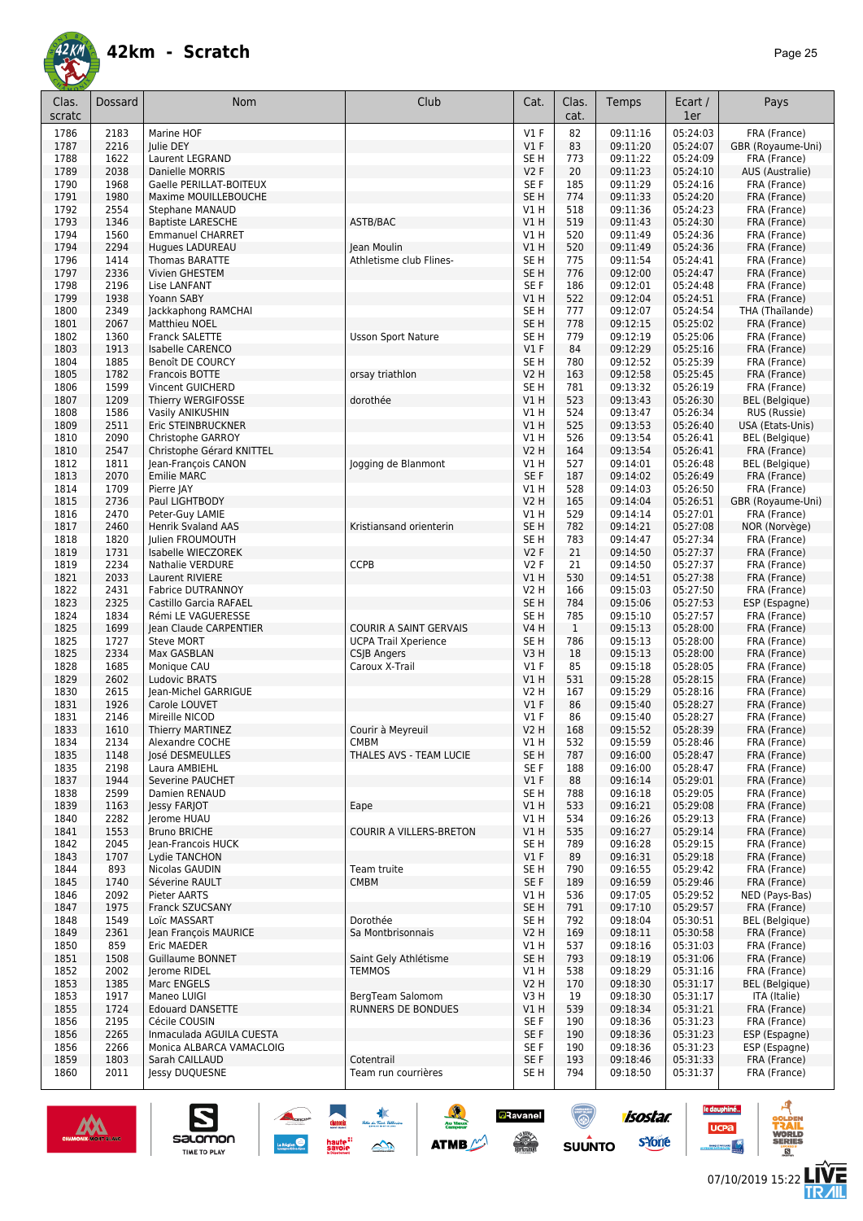# 42km - Scratch

| Clas. scratc | Dossard | Nom | Club | Cat. | Clas. cat. | Temps | Ecart / 1er | Pays |
|---|---|---|---|---|---|---|---|---|
| 1786 | 2183 | Marine HOF | | V1 F | 82 | 09:11:16 | 05:24:03 | FRA (France) |
| 1787 | 2216 | Julie DEY | | V1 F | 83 | 09:11:20 | 05:24:07 | GBR (Royaume-Uni) |
| 1788 | 1622 | Laurent LEGRAND | | SE H | 773 | 09:11:22 | 05:24:09 | FRA (France) |
| 1789 | 2038 | Danielle MORRIS | | V2 F | 20 | 09:11:23 | 05:24:10 | AUS (Australie) |
| 1790 | 1968 | Gaelle PERILLAT-BOITEUX | | SE F | 185 | 09:11:29 | 05:24:16 | FRA (France) |
| 1791 | 1980 | Maxime MOUILLEBOUCHE | | SE H | 774 | 09:11:33 | 05:24:20 | FRA (France) |
| 1792 | 2554 | Stephane MANAUD | | V1 H | 518 | 09:11:36 | 05:24:23 | FRA (France) |
| 1793 | 1346 | Baptiste LARESCHE | ASTB/BAC | V1 H | 519 | 09:11:43 | 05:24:30 | FRA (France) |
| 1794 | 1560 | Emmanuel CHARRET | | V1 H | 520 | 09:11:49 | 05:24:36 | FRA (France) |
| 1794 | 2294 | Hugues LADUREAU | Jean Moulin | V1 H | 520 | 09:11:49 | 05:24:36 | FRA (France) |
| 1796 | 1414 | Thomas BARATTE | Athletisme club Flines- | SE H | 775 | 09:11:54 | 05:24:41 | FRA (France) |
| 1797 | 2336 | Vivien GHESTEM | | SE H | 776 | 09:12:00 | 05:24:47 | FRA (France) |
| 1798 | 2196 | Lise LANFANT | | SE F | 186 | 09:12:01 | 05:24:48 | FRA (France) |
| 1799 | 1938 | Yoann SABY | | V1 H | 522 | 09:12:04 | 05:24:51 | FRA (France) |
| 1800 | 2349 | Jackkaphong RAMCHAI | | SE H | 777 | 09:12:07 | 05:24:54 | THA (Thaïlande) |
| 1801 | 2067 | Matthieu NOEL | | SE H | 778 | 09:12:15 | 05:25:02 | FRA (France) |
| 1802 | 1360 | Franck SALETTE | Usson Sport Nature | SE H | 779 | 09:12:19 | 05:25:06 | FRA (France) |
| 1803 | 1913 | Isabelle CARENCO | | V1 F | 84 | 09:12:29 | 05:25:16 | FRA (France) |
| 1804 | 1885 | Benoît DE COURCY | | SE H | 780 | 09:12:52 | 05:25:39 | FRA (France) |
| 1805 | 1782 | Francois BOTTE | orsay triathlon | V2 H | 163 | 09:12:58 | 05:25:45 | FRA (France) |
| 1806 | 1599 | Vincent GUICHERD | | SE H | 781 | 09:13:32 | 05:26:19 | FRA (France) |
| 1807 | 1209 | Thierry WERGIFOSSE | dorothée | V1 H | 523 | 09:13:43 | 05:26:30 | BEL (Belgique) |
| 1808 | 1586 | Vasily ANIKUSHIN | | V1 H | 524 | 09:13:47 | 05:26:34 | RUS (Russie) |
| 1809 | 2511 | Eric STEINBRUCKNER | | V1 H | 525 | 09:13:53 | 05:26:40 | USA (Etats-Unis) |
| 1810 | 2090 | Christophe GARROY | | V1 H | 526 | 09:13:54 | 05:26:41 | BEL (Belgique) |
| 1810 | 2547 | Christophe Gérard KNITTEL | | V2 H | 164 | 09:13:54 | 05:26:41 | FRA (France) |
| 1812 | 1811 | Jean-François CANON | Jogging de Blanmont | V1 H | 527 | 09:14:01 | 05:26:48 | BEL (Belgique) |
| 1813 | 2070 | Emilie MARC | | SE F | 187 | 09:14:02 | 05:26:49 | FRA (France) |
| 1814 | 1709 | Pierre JAY | | V1 H | 528 | 09:14:03 | 05:26:50 | FRA (France) |
| 1815 | 2736 | Paul LIGHTBODY | | V2 H | 165 | 09:14:04 | 05:26:51 | GBR (Royaume-Uni) |
| 1816 | 2470 | Peter-Guy LAMIE | | V1 H | 529 | 09:14:14 | 05:27:01 | FRA (France) |
| 1817 | 2460 | Henrik Svaland AAS | Kristiansand orienterin | SE H | 782 | 09:14:21 | 05:27:08 | NOR (Norvège) |
| 1818 | 1820 | Julien FROUMOUTH | | SE H | 783 | 09:14:47 | 05:27:34 | FRA (France) |
| 1819 | 1731 | Isabelle WIECZOREK | | V2 F | 21 | 09:14:50 | 05:27:37 | FRA (France) |
| 1819 | 2234 | Nathalie VERDURE | CCPB | V2 F | 21 | 09:14:50 | 05:27:37 | FRA (France) |
| 1821 | 2033 | Laurent RIVIERE | | V1 H | 530 | 09:14:51 | 05:27:38 | FRA (France) |
| 1822 | 2431 | Fabrice DUTRANNOY | | V2 H | 166 | 09:15:03 | 05:27:50 | FRA (France) |
| 1823 | 2325 | Castillo Garcia RAFAEL | | SE H | 784 | 09:15:06 | 05:27:53 | ESP (Espagne) |
| 1824 | 1834 | Rémi LE VAGUERESSE | | SE H | 785 | 09:15:10 | 05:27:57 | FRA (France) |
| 1825 | 1699 | Jean Claude CARPENTIER | COURIR A SAINT GERVAIS | V4 H | 1 | 09:15:13 | 05:28:00 | FRA (France) |
| 1825 | 1727 | Steve MORT | UCPA Trail Xperience | SE H | 786 | 09:15:13 | 05:28:00 | FRA (France) |
| 1825 | 2334 | Max GASBLAN | CSJB Angers | V3 H | 18 | 09:15:13 | 05:28:00 | FRA (France) |
| 1828 | 1685 | Monique CAU | Caroux X-Trail | V1 F | 85 | 09:15:18 | 05:28:05 | FRA (France) |
| 1829 | 2602 | Ludovic BRATS | | V1 H | 531 | 09:15:28 | 05:28:15 | FRA (France) |
| 1830 | 2615 | Jean-Michel GARRIGUE | | V2 H | 167 | 09:15:29 | 05:28:16 | FRA (France) |
| 1831 | 1926 | Carole LOUVET | | V1 F | 86 | 09:15:40 | 05:28:27 | FRA (France) |
| 1831 | 2146 | Mireille NICOD | | V1 F | 86 | 09:15:40 | 05:28:27 | FRA (France) |
| 1833 | 1610 | Thierry MARTINEZ | Courir à Meyreuil | V2 H | 168 | 09:15:52 | 05:28:39 | FRA (France) |
| 1834 | 2134 | Alexandre COCHE | CMBM | V1 H | 532 | 09:15:59 | 05:28:46 | FRA (France) |
| 1835 | 1148 | José DESMEULLES | THALES AVS - TEAM LUCIE | SE H | 787 | 09:16:00 | 05:28:47 | FRA (France) |
| 1835 | 2198 | Laura AMBIEHL | | SE F | 188 | 09:16:00 | 05:28:47 | FRA (France) |
| 1837 | 1944 | Severine PAUCHET | | V1 F | 88 | 09:16:14 | 05:29:01 | FRA (France) |
| 1838 | 2599 | Damien RENAUD | | SE H | 788 | 09:16:18 | 05:29:05 | FRA (France) |
| 1839 | 1163 | Jessy FARJOT | Eape | V1 H | 533 | 09:16:21 | 05:29:08 | FRA (France) |
| 1840 | 2282 | Jerome HUAU | | V1 H | 534 | 09:16:26 | 05:29:13 | FRA (France) |
| 1841 | 1553 | Bruno BRICHE | COURIR A VILLERS-BRETON | V1 H | 535 | 09:16:27 | 05:29:14 | FRA (France) |
| 1842 | 2045 | Jean-Francois HUCK | | SE H | 789 | 09:16:28 | 05:29:15 | FRA (France) |
| 1843 | 1707 | Lydie TANCHON | | V1 F | 89 | 09:16:31 | 05:29:18 | FRA (France) |
| 1844 | 893 | Nicolas GAUDIN | Team truite | SE H | 790 | 09:16:55 | 05:29:42 | FRA (France) |
| 1845 | 1740 | Séverine RAULT | CMBM | SE F | 189 | 09:16:59 | 05:29:46 | FRA (France) |
| 1846 | 2092 | Pieter AARTS | | V1 H | 536 | 09:17:05 | 05:29:52 | NED (Pays-Bas) |
| 1847 | 1975 | Franck SZUCSANY | | SE H | 791 | 09:17:10 | 05:29:57 | FRA (France) |
| 1848 | 1549 | Loïc MASSART | Dorothée | SE H | 792 | 09:18:04 | 05:30:51 | BEL (Belgique) |
| 1849 | 2361 | Jean François MAURICE | Sa Montbrisonnais | V2 H | 169 | 09:18:11 | 05:30:58 | FRA (France) |
| 1850 | 859 | Eric MAEDER | | V1 H | 537 | 09:18:16 | 05:31:03 | FRA (France) |
| 1851 | 1508 | Guillaume BONNET | Saint Gely Athlétisme | SE H | 793 | 09:18:19 | 05:31:06 | FRA (France) |
| 1852 | 2002 | Jerome RIDEL | TEMMOS | V1 H | 538 | 09:18:29 | 05:31:16 | FRA (France) |
| 1853 | 1385 | Marc ENGELS | | V2 H | 170 | 09:18:30 | 05:31:17 | BEL (Belgique) |
| 1853 | 1917 | Maneo LUIGI | BergTeam Salomom | V3 H | 19 | 09:18:30 | 05:31:17 | ITA (Italie) |
| 1855 | 1724 | Edouard DANSETTE | RUNNERS DE BONDUES | V1 H | 539 | 09:18:34 | 05:31:21 | FRA (France) |
| 1856 | 2195 | Cécile COUSIN | | SE F | 190 | 09:18:36 | 05:31:23 | FRA (France) |
| 1856 | 2265 | Inmaculada AGUILA CUESTA | | SE F | 190 | 09:18:36 | 05:31:23 | ESP (Espagne) |
| 1856 | 2266 | Monica ALBARCA VAMACLOIG | | SE F | 190 | 09:18:36 | 05:31:23 | ESP (Espagne) |
| 1859 | 1803 | Sarah CAILLAUD | Cotentrail | SE F | 193 | 09:18:46 | 05:31:33 | FRA (France) |
| 1860 | 2011 | Jessy DUQUESNE | Team run courrières | SE H | 794 | 09:18:50 | 05:31:37 | FRA (France) |

07/10/2019 15:22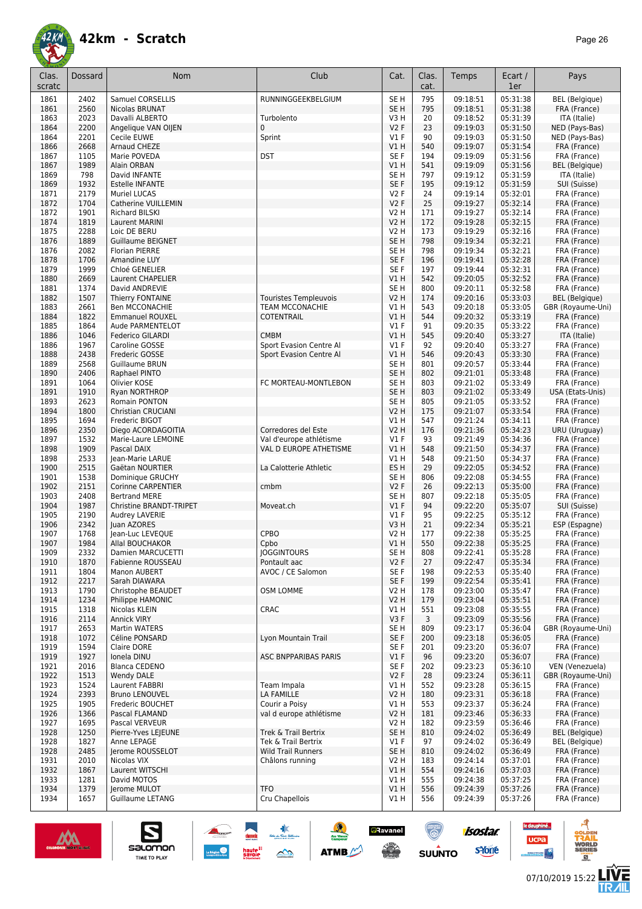# 42km - Scratch

| Clas. scratc | Dossard | Nom | Club | Cat. | Clas. cat. | Temps | Ecart / 1er | Pays |
|---|---|---|---|---|---|---|---|---|
| 1861 | 2402 | Samuel CORSELLIS | RUNNINGGEEKBELGIUM | SE H | 795 | 09:18:51 | 05:31:38 | BEL (Belgique) |
| 1861 | 2560 | Nicolas BRUNAT | | SE H | 795 | 09:18:51 | 05:31:38 | FRA (France) |
| 1863 | 2023 | Davalli ALBERTO | Turbolento | V3 H | 20 | 09:18:52 | 05:31:39 | ITA (Italie) |
| 1864 | 2200 | Angelique VAN OIJEN | 0 | V2 F | 23 | 09:19:03 | 05:31:50 | NED (Pays-Bas) |
| 1864 | 2201 | Cecile EUWE | Sprint | V1 F | 90 | 09:19:03 | 05:31:50 | NED (Pays-Bas) |
| 1866 | 2668 | Arnaud CHEZE | | V1 H | 540 | 09:19:07 | 05:31:54 | FRA (France) |
| 1867 | 1105 | Marie POVEDA | DST | SE F | 194 | 09:19:09 | 05:31:56 | FRA (France) |
| 1867 | 1989 | Alain ORBAN | | V1 H | 541 | 09:19:09 | 05:31:56 | BEL (Belgique) |
| 1869 | 798 | David INFANTE | | SE H | 797 | 09:19:12 | 05:31:59 | ITA (Italie) |
| 1869 | 1932 | Estelle INFANTE | | SE F | 195 | 09:19:12 | 05:31:59 | SUI (Suisse) |
| 1871 | 2179 | Muriel LUCAS | | V2 F | 24 | 09:19:14 | 05:32:01 | FRA (France) |
| 1872 | 1704 | Catherine VUILLEMIN | | V2 F | 25 | 09:19:27 | 05:32:14 | FRA (France) |
| 1872 | 1901 | Richard BILSKI | | V2 H | 171 | 09:19:27 | 05:32:14 | FRA (France) |
| 1874 | 1819 | Laurent MARINI | | V2 H | 172 | 09:19:28 | 05:32:15 | FRA (France) |
| 1875 | 2288 | Loic DE BERU | | V2 H | 173 | 09:19:29 | 05:32:16 | FRA (France) |
| 1876 | 1889 | Guillaume BEIGNET | | SE H | 798 | 09:19:34 | 05:32:21 | FRA (France) |
| 1876 | 2082 | Florian PIERRE | | SE H | 798 | 09:19:34 | 05:32:21 | FRA (France) |
| 1878 | 1706 | Amandine LUY | | SE F | 196 | 09:19:41 | 05:32:28 | FRA (France) |
| 1879 | 1999 | Chloé GENELIER | | SE F | 197 | 09:19:44 | 05:32:31 | FRA (France) |
| 1880 | 2669 | Laurent CHAPELIER | | V1 H | 542 | 09:20:05 | 05:32:52 | FRA (France) |
| 1881 | 1374 | David ANDREVIE | | SE H | 800 | 09:20:11 | 05:32:58 | FRA (France) |
| 1882 | 1507 | Thierry FONTAINE | Touristes Templeuvois | V2 H | 174 | 09:20:16 | 05:33:03 | BEL (Belgique) |
| 1883 | 2661 | Ben MCCONACHIE | TEAM MCCONACHIE | V1 H | 543 | 09:20:18 | 05:33:05 | GBR (Royaume-Uni) |
| 1884 | 1822 | Emmanuel ROUXEL | COTENTRAIL | V1 H | 544 | 09:20:32 | 05:33:19 | FRA (France) |
| 1885 | 1864 | Aude PARMENTELOT | | V1 F | 91 | 09:20:35 | 05:33:22 | FRA (France) |
| 1886 | 1046 | Federico GILARDI | CMBM | V1 H | 545 | 09:20:40 | 05:33:27 | ITA (Italie) |
| 1886 | 1967 | Caroline GOSSE | Sport Evasion Centre Al | V1 F | 92 | 09:20:40 | 05:33:27 | FRA (France) |
| 1888 | 2438 | Frederic GOSSE | Sport Evasion Centre Al | V1 H | 546 | 09:20:43 | 05:33:30 | FRA (France) |
| 1889 | 2568 | Guillaume BRUN | | SE H | 801 | 09:20:57 | 05:33:44 | FRA (France) |
| 1890 | 2406 | Raphael PINTO | | SE H | 802 | 09:21:01 | 05:33:48 | FRA (France) |
| 1891 | 1064 | Olivier KOSE | FC MORTEAU-MONTLEBON | SE H | 803 | 09:21:02 | 05:33:49 | FRA (France) |
| 1891 | 1910 | Ryan NORTHROP | | SE H | 803 | 09:21:02 | 05:33:49 | USA (Etats-Unis) |
| 1893 | 2623 | Romain PONTON | | SE H | 805 | 09:21:05 | 05:33:52 | FRA (France) |
| 1894 | 1800 | Christian CRUCIANI | | V2 H | 175 | 09:21:07 | 05:33:54 | FRA (France) |
| 1895 | 1694 | Frederic BIGOT | | V1 H | 547 | 09:21:24 | 05:34:11 | FRA (France) |
| 1896 | 2350 | Diego ACORDAGOITIA | Corredores del Este | V2 H | 176 | 09:21:36 | 05:34:23 | URU (Uruguay) |
| 1897 | 1532 | Marie-Laure LEMOINE | Val d'europe athlétisme | V1 F | 93 | 09:21:49 | 05:34:36 | FRA (France) |
| 1898 | 1909 | Pascal DAIX | VAL D EUROPE ATHETISME | V1 H | 548 | 09:21:50 | 05:34:37 | FRA (France) |
| 1898 | 2533 | Jean-Marie LARUE | | V1 H | 548 | 09:21:50 | 05:34:37 | FRA (France) |
| 1900 | 2515 | Gaëtan NOURTIER | La Calotterie Athletic | ES H | 29 | 09:22:05 | 05:34:52 | FRA (France) |
| 1901 | 1538 | Dominique GRUCHY | | SE H | 806 | 09:22:08 | 05:34:55 | FRA (France) |
| 1902 | 2151 | Corinne CARPENTIER | cmbm | V2 F | 26 | 09:22:13 | 05:35:00 | FRA (France) |
| 1903 | 2408 | Bertrand MERE | | SE H | 807 | 09:22:18 | 05:35:05 | FRA (France) |
| 1904 | 1987 | Christine BRANDT-TRIPET | Moveat.ch | V1 F | 94 | 09:22:20 | 05:35:07 | SUI (Suisse) |
| 1905 | 2190 | Audrey LAVERIE | | V1 F | 95 | 09:22:25 | 05:35:12 | FRA (France) |
| 1906 | 2342 | Juan AZORES | | V3 H | 21 | 09:22:34 | 05:35:21 | ESP (Espagne) |
| 1907 | 1768 | Jean-Luc LEVEQUE | CPBO | V2 H | 177 | 09:22:38 | 05:35:25 | FRA (France) |
| 1907 | 1984 | Allal BOUCHAKOR | Cpbo | V1 H | 550 | 09:22:38 | 05:35:25 | FRA (France) |
| 1909 | 2332 | Damien MARCUCETTI | JOGGINTOURS | SE H | 808 | 09:22:41 | 05:35:28 | FRA (France) |
| 1910 | 1870 | Fabienne ROUSSEAU | Pontault aac | V2 F | 27 | 09:22:47 | 05:35:34 | FRA (France) |
| 1911 | 1804 | Manon AUBERT | AVOC / CE Salomon | SE F | 198 | 09:22:53 | 05:35:40 | FRA (France) |
| 1912 | 2217 | Sarah DIAWARA | | SE F | 199 | 09:22:54 | 05:35:41 | FRA (France) |
| 1913 | 1790 | Christophe BEAUDET | OSM LOMME | V2 H | 178 | 09:23:00 | 05:35:47 | FRA (France) |
| 1914 | 1234 | Philippe HAMONIC | | V2 H | 179 | 09:23:04 | 05:35:51 | FRA (France) |
| 1915 | 1318 | Nicolas KLEIN | CRAC | V1 H | 551 | 09:23:08 | 05:35:55 | FRA (France) |
| 1916 | 2114 | Annick VIRY | | V3 F | 3 | 09:23:09 | 05:35:56 | FRA (France) |
| 1917 | 2653 | Martin WATERS | | SE H | 809 | 09:23:17 | 05:36:04 | GBR (Royaume-Uni) |
| 1918 | 1072 | Céline PONSARD | Lyon Mountain Trail | SE F | 200 | 09:23:18 | 05:36:05 | FRA (France) |
| 1919 | 1594 | Claire DORE | | SE F | 201 | 09:23:20 | 05:36:07 | FRA (France) |
| 1919 | 1927 | Ionela DINU | ASC BNPPARIBAS PARIS | V1 F | 96 | 09:23:20 | 05:36:07 | FRA (France) |
| 1921 | 2016 | Blanca CEDENO | | SE F | 202 | 09:23:23 | 05:36:10 | VEN (Venezuela) |
| 1922 | 1513 | Wendy DALE | | V2 F | 28 | 09:23:24 | 05:36:11 | GBR (Royaume-Uni) |
| 1923 | 1524 | Laurent FABBRI | Team Impala | V1 H | 552 | 09:23:28 | 05:36:15 | FRA (France) |
| 1924 | 2393 | Bruno LENOUVEL | LA FAMILLE | V2 H | 180 | 09:23:31 | 05:36:18 | FRA (France) |
| 1925 | 1905 | Frederic BOUCHET | Courir a Poisy | V1 H | 553 | 09:23:37 | 05:36:24 | FRA (France) |
| 1926 | 1366 | Pascal FLAMAND | val d europe athlétisme | V2 H | 181 | 09:23:46 | 05:36:33 | FRA (France) |
| 1927 | 1695 | Pascal VERVEUR | | V2 H | 182 | 09:23:59 | 05:36:46 | FRA (France) |
| 1928 | 1250 | Pierre-Yves LEJEUNE | Trek & Trail Bertrix | SE H | 810 | 09:24:02 | 05:36:49 | BEL (Belgique) |
| 1928 | 1827 | Anne LEPAGE | Tek & Trail Bertrix | V1 F | 97 | 09:24:02 | 05:36:49 | BEL (Belgique) |
| 1928 | 2485 | Jerome ROUSSELOT | Wild Trail Runners | SE H | 810 | 09:24:02 | 05:36:49 | FRA (France) |
| 1931 | 2010 | Nicolas VIX | Châlons running | V2 H | 183 | 09:24:14 | 05:37:01 | FRA (France) |
| 1932 | 1867 | Laurent WITSCHI | | V1 H | 554 | 09:24:16 | 05:37:03 | FRA (France) |
| 1933 | 1281 | David MOTOS | | V1 H | 555 | 09:24:38 | 05:37:25 | FRA (France) |
| 1934 | 1379 | Jerome MULOT | TFO | V1 H | 556 | 09:24:39 | 05:37:26 | FRA (France) |
| 1934 | 1657 | Guillaume LETANG | Cru Chapellois | V1 H | 556 | 09:24:39 | 05:37:26 | FRA (France) |

07/10/2019 15:22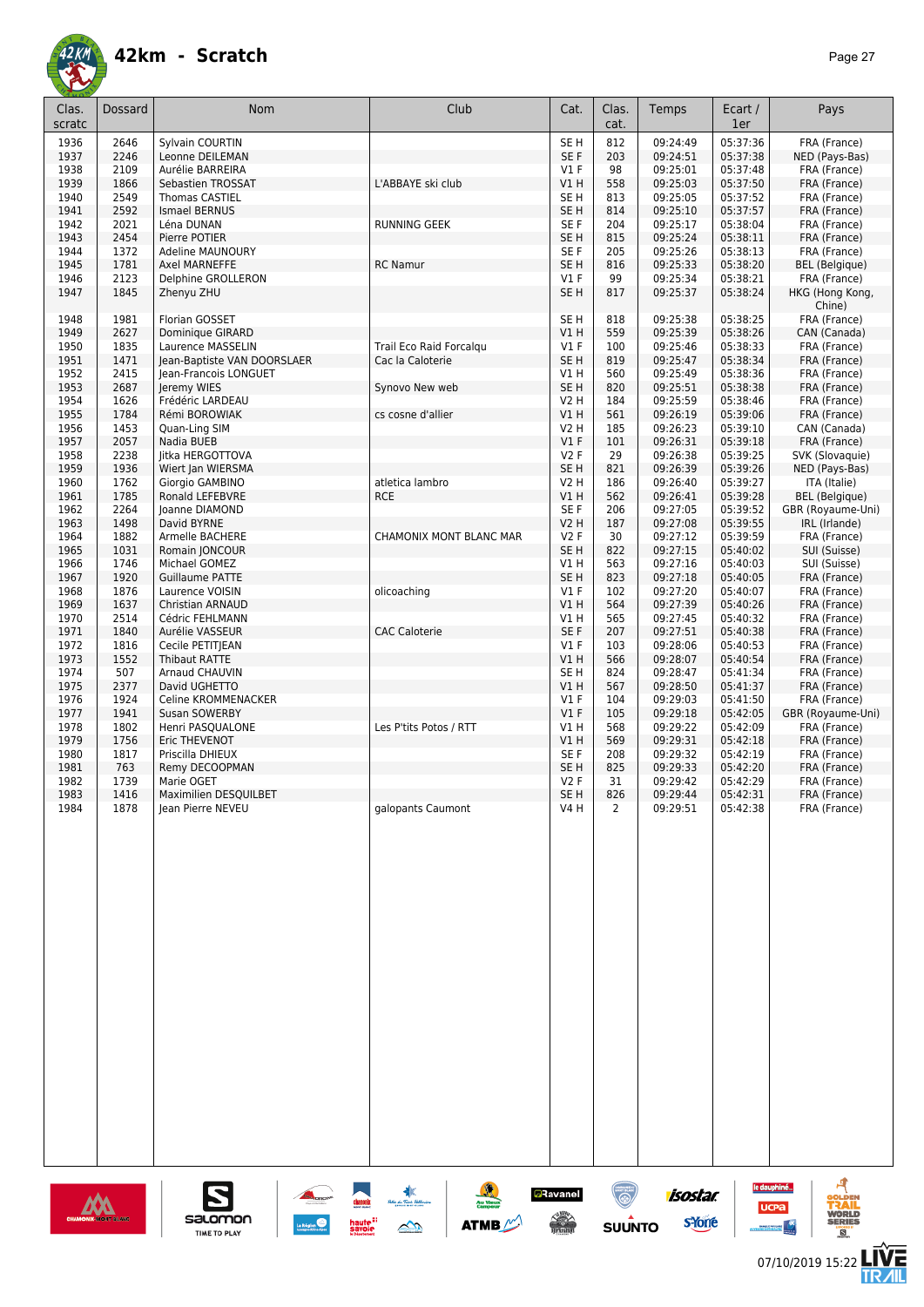# 42km - Scratch

| Clas. scratc | Dossard | Nom | Club | Cat. | Clas. cat. | Temps | Ecart / 1er | Pays |
|---|---|---|---|---|---|---|---|---|
| 1936 | 2646 | Sylvain COURTIN | | SE H | 812 | 09:24:49 | 05:37:36 | FRA (France) |
| 1937 | 2246 | Leonne DEILEMAN | | SE F | 203 | 09:24:51 | 05:37:38 | NED (Pays-Bas) |
| 1938 | 2109 | Aurélie BARREIRA | | V1 F | 98 | 09:25:01 | 05:37:48 | FRA (France) |
| 1939 | 1866 | Sebastien TROSSAT | L'ABBAYE ski club | V1 H | 558 | 09:25:03 | 05:37:50 | FRA (France) |
| 1940 | 2549 | Thomas CASTIEL | | SE H | 813 | 09:25:05 | 05:37:52 | FRA (France) |
| 1941 | 2592 | Ismael BERNUS | | SE H | 814 | 09:25:10 | 05:37:57 | FRA (France) |
| 1942 | 2021 | Léna DUNAN | RUNNING GEEK | SE F | 204 | 09:25:17 | 05:38:04 | FRA (France) |
| 1943 | 2454 | Pierre POTIER | | SE H | 815 | 09:25:24 | 05:38:11 | FRA (France) |
| 1944 | 1372 | Adeline MAUNOURY | | SE F | 205 | 09:25:26 | 05:38:13 | FRA (France) |
| 1945 | 1781 | Axel MARNEFFE | RC Namur | SE H | 816 | 09:25:33 | 05:38:20 | BEL (Belgique) |
| 1946 | 2123 | Delphine GROLLERON | | V1 F | 99 | 09:25:34 | 05:38:21 | FRA (France) |
| 1947 | 1845 | Zhenyu ZHU | | SE H | 817 | 09:25:37 | 05:38:24 | HKG (Hong Kong, Chine) |
| 1948 | 1981 | Florian GOSSET | | SE H | 818 | 09:25:38 | 05:38:25 | FRA (France) |
| 1949 | 2627 | Dominique GIRARD | | V1 H | 559 | 09:25:39 | 05:38:26 | CAN (Canada) |
| 1950 | 1835 | Laurence MASSELIN | Trail Eco Raid Forcalqu | V1 F | 100 | 09:25:46 | 05:38:33 | FRA (France) |
| 1951 | 1471 | Jean-Baptiste VAN DOORSLAER | Cac la Caloterie | SE H | 819 | 09:25:47 | 05:38:34 | FRA (France) |
| 1952 | 2415 | Jean-Francois LONGUET | | V1 H | 560 | 09:25:49 | 05:38:36 | FRA (France) |
| 1953 | 2687 | Jeremy WIES | Synovo New web | SE H | 820 | 09:25:51 | 05:38:38 | FRA (France) |
| 1954 | 1626 | Frédéric LARDEAU | | V2 H | 184 | 09:25:59 | 05:38:46 | FRA (France) |
| 1955 | 1784 | Rémi BOROWIAK | cs cosne d'allier | V1 H | 561 | 09:26:19 | 05:39:06 | FRA (France) |
| 1956 | 1453 | Quan-Ling SIM | | V2 H | 185 | 09:26:23 | 05:39:10 | CAN (Canada) |
| 1957 | 2057 | Nadia BUEB | | V1 F | 101 | 09:26:31 | 05:39:18 | FRA (France) |
| 1958 | 2238 | Jitka HERGOTTOVA | | V2 F | 29 | 09:26:38 | 05:39:25 | SVK (Slovaquie) |
| 1959 | 1936 | Wiert Jan WIERSMA | | SE H | 821 | 09:26:39 | 05:39:26 | NED (Pays-Bas) |
| 1960 | 1762 | Giorgio GAMBINO | atletica lambro | V2 H | 186 | 09:26:40 | 05:39:27 | ITA (Italie) |
| 1961 | 1785 | Ronald LEFEBVRE | RCE | V1 H | 562 | 09:26:41 | 05:39:28 | BEL (Belgique) |
| 1962 | 2264 | Joanne DIAMOND | | SE F | 206 | 09:27:05 | 05:39:52 | GBR (Royaume-Uni) |
| 1963 | 1498 | David BYRNE | | V2 H | 187 | 09:27:08 | 05:39:55 | IRL (Irlande) |
| 1964 | 1882 | Armelle BACHERE | CHAMONIX MONT BLANC MAR | V2 F | 30 | 09:27:12 | 05:39:59 | FRA (France) |
| 1965 | 1031 | Romain JONCOUR | | SE H | 822 | 09:27:15 | 05:40:02 | SUI (Suisse) |
| 1966 | 1746 | Michael GOMEZ | | V1 H | 563 | 09:27:16 | 05:40:03 | SUI (Suisse) |
| 1967 | 1920 | Guillaume PATTE | | SE H | 823 | 09:27:18 | 05:40:05 | FRA (France) |
| 1968 | 1876 | Laurence VOISIN | olicoaching | V1 F | 102 | 09:27:20 | 05:40:07 | FRA (France) |
| 1969 | 1637 | Christian ARNAUD | | V1 H | 564 | 09:27:39 | 05:40:26 | FRA (France) |
| 1970 | 2514 | Cédric FEHLMANN | | V1 H | 565 | 09:27:45 | 05:40:32 | FRA (France) |
| 1971 | 1840 | Aurélie VASSEUR | CAC Caloterie | SE F | 207 | 09:27:51 | 05:40:38 | FRA (France) |
| 1972 | 1816 | Cecile PETITJEAN | | V1 F | 103 | 09:28:06 | 05:40:53 | FRA (France) |
| 1973 | 1552 | Thibaut RATTE | | V1 H | 566 | 09:28:07 | 05:40:54 | FRA (France) |
| 1974 | 507 | Arnaud CHAUVIN | | SE H | 824 | 09:28:47 | 05:41:34 | FRA (France) |
| 1975 | 2377 | David UGHETTO | | V1 H | 567 | 09:28:50 | 05:41:37 | FRA (France) |
| 1976 | 1924 | Celine KROMMENACKER | | V1 F | 104 | 09:29:03 | 05:41:50 | FRA (France) |
| 1977 | 1941 | Susan SOWERBY | | V1 F | 105 | 09:29:18 | 05:42:05 | GBR (Royaume-Uni) |
| 1978 | 1802 | Henri PASQUALONE | Les P'tits Potos / RTT | V1 H | 568 | 09:29:22 | 05:42:09 | FRA (France) |
| 1979 | 1756 | Eric THEVENOT | | V1 H | 569 | 09:29:31 | 05:42:18 | FRA (France) |
| 1980 | 1817 | Priscilla DHIEUX | | SE F | 208 | 09:29:32 | 05:42:19 | FRA (France) |
| 1981 | 763 | Remy DECOOPMAN | | SE H | 825 | 09:29:33 | 05:42:20 | FRA (France) |
| 1982 | 1739 | Marie OGET | | V2 F | 31 | 09:29:42 | 05:42:29 | FRA (France) |
| 1983 | 1416 | Maximilien DESQUILBET | | SE H | 826 | 09:29:44 | 05:42:31 | FRA (France) |
| 1984 | 1878 | Jean Pierre NEVEU | galopants Caumont | V4 H | 2 | 09:29:51 | 05:42:38 | FRA (France) |

07/10/2019 15:22